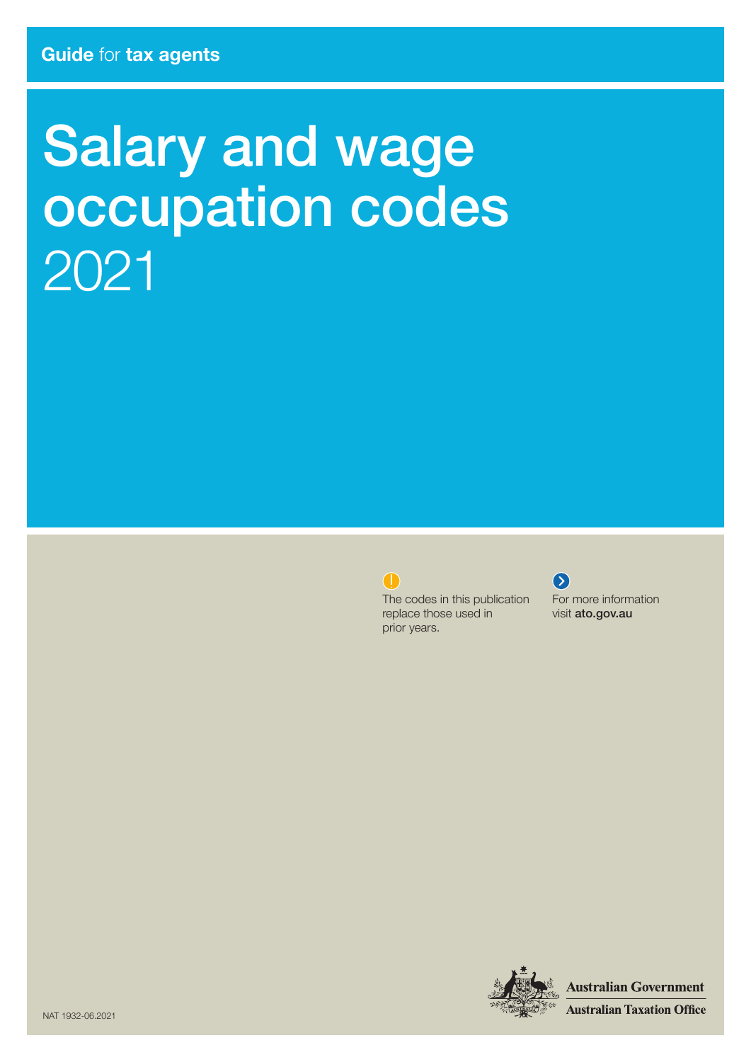**Guide** for **tax agents**

# Salary and wage occupation codes 2021

The codes in this publication replace those used in prior years.

For more information visit **ato.gov.au**

Australian Government
Australian Taxation Office

NAT 1932-06.2021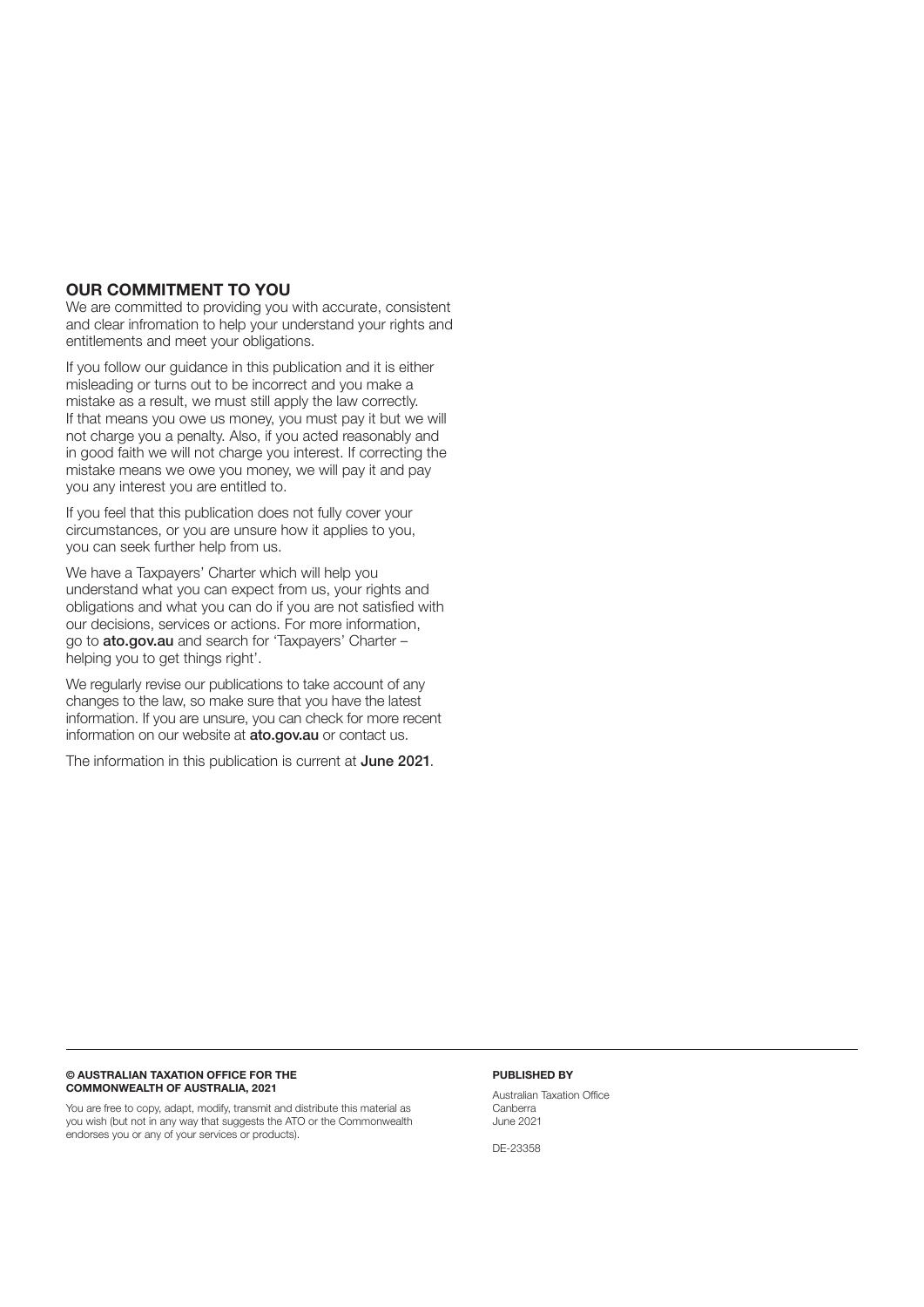## OUR COMMITMENT TO YOU

We are committed to providing you with accurate, consistent and clear infromation to help your understand your rights and entitlements and meet your obligations.

If you follow our guidance in this publication and it is either misleading or turns out to be incorrect and you make a mistake as a result, we must still apply the law correctly. If that means you owe us money, you must pay it but we will not charge you a penalty. Also, if you acted reasonably and in good faith we will not charge you interest. If correcting the mistake means we owe you money, we will pay it and pay you any interest you are entitled to.

If you feel that this publication does not fully cover your circumstances, or you are unsure how it applies to you, you can seek further help from us.

We have a Taxpayers' Charter which will help you understand what you can expect from us, your rights and obligations and what you can do if you are not satisfied with our decisions, services or actions. For more information, go to **ato.gov.au** and search for 'Taxpayers' Charter – helping you to get things right'.

We regularly revise our publications to take account of any changes to the law, so make sure that you have the latest information. If you are unsure, you can check for more recent information on our website at **ato.gov.au** or contact us.

The information in this publication is current at **June 2021**.

**© AUSTRALIAN TAXATION OFFICE FOR THE COMMONWEALTH OF AUSTRALIA, 2021**

You are free to copy, adapt, modify, transmit and distribute this material as you wish (but not in any way that suggests the ATO or the Commonwealth endorses you or any of your services or products).

**PUBLISHED BY**

Australian Taxation Office
Canberra
June 2021

DE-23358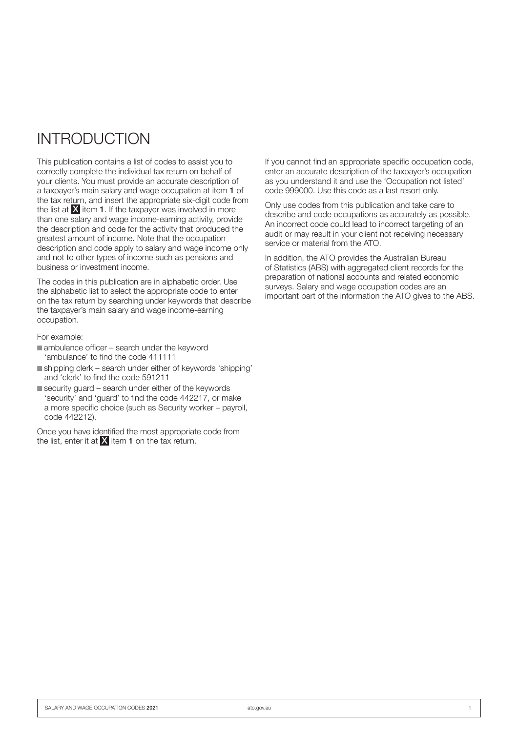# INTRODUCTION

This publication contains a list of codes to assist you to correctly complete the individual tax return on behalf of your clients. You must provide an accurate description of a taxpayer's main salary and wage occupation at item **1** of the tax return, and insert the appropriate six-digit code from the list at **X** item **1**. If the taxpayer was involved in more than one salary and wage income-earning activity, provide the description and code for the activity that produced the greatest amount of income. Note that the occupation description and code apply to salary and wage income only and not to other types of income such as pensions and business or investment income.

The codes in this publication are in alphabetic order. Use the alphabetic list to select the appropriate code to enter on the tax return by searching under keywords that describe the taxpayer's main salary and wage income-earning occupation.

For example:

- ambulance officer – search under the keyword 'ambulance' to find the code 411111
- shipping clerk – search under either of keywords 'shipping' and 'clerk' to find the code 591211
- security guard – search under either of the keywords 'security' and 'guard' to find the code 442217, or make a more specific choice (such as Security worker – payroll, code 442212).

Once you have identified the most appropriate code from the list, enter it at **X** item **1** on the tax return.

If you cannot find an appropriate specific occupation code, enter an accurate description of the taxpayer's occupation as you understand it and use the 'Occupation not listed' code 999000. Use this code as a last resort only.

Only use codes from this publication and take care to describe and code occupations as accurately as possible. An incorrect code could lead to incorrect targeting of an audit or may result in your client not receiving necessary service or material from the ATO.

In addition, the ATO provides the Australian Bureau of Statistics (ABS) with aggregated client records for the preparation of national accounts and related economic surveys. Salary and wage occupation codes are an important part of the information the ATO gives to the ABS.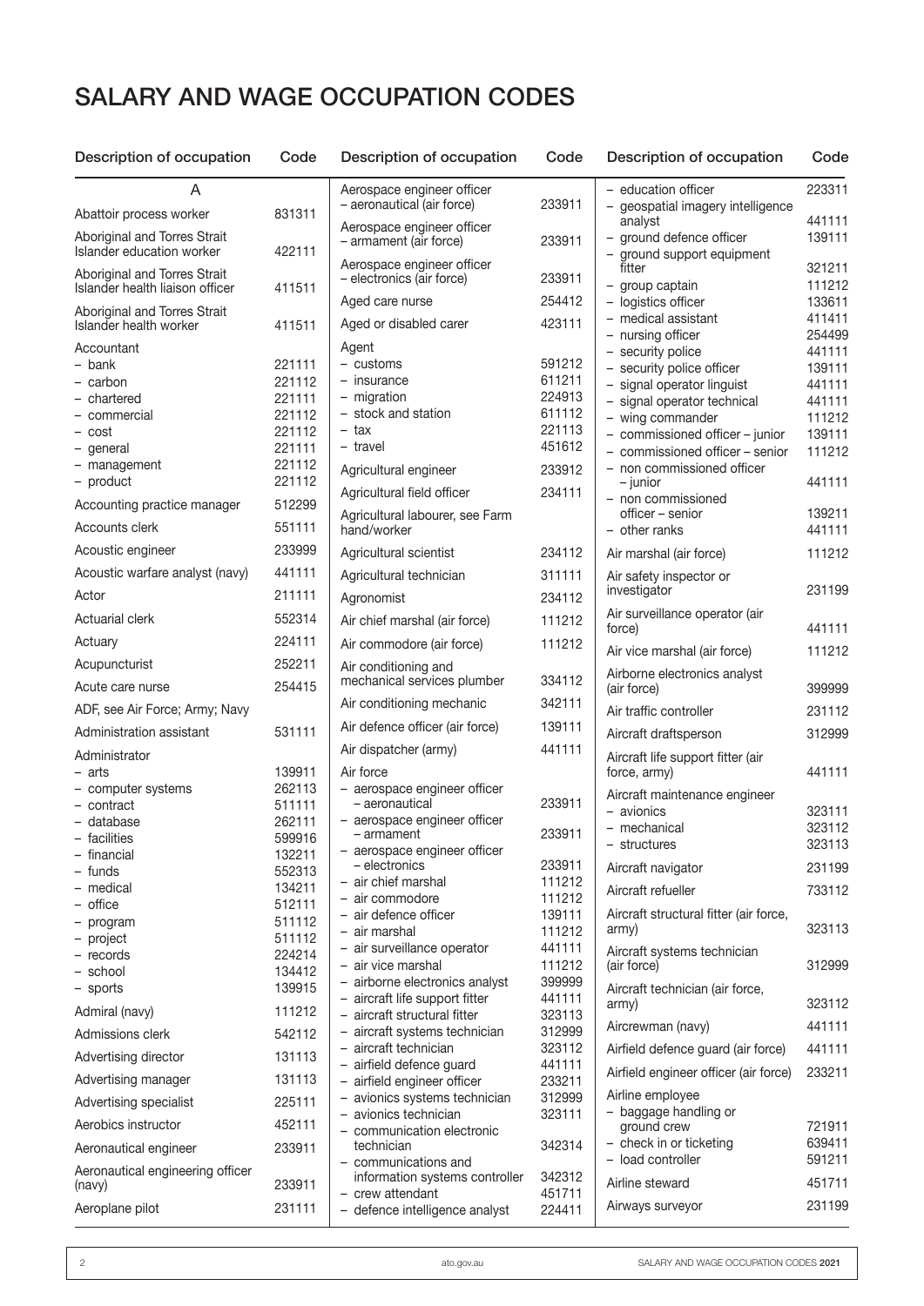# SALARY AND WAGE OCCUPATION CODES

| Description of occupation | Code |
|---|---|
| **A** | |
| Abattoir process worker | 831311 |
| Aboriginal and Torres Strait Islander education worker | 422111 |
| Aboriginal and Torres Strait Islander health liaison officer | 411511 |
| Aboriginal and Torres Strait Islander health worker | 411511 |
| Accountant | |
| – bank | 221111 |
| – carbon | 221112 |
| – chartered | 221111 |
| – commercial | 221112 |
| – cost | 221112 |
| – general | 221111 |
| – management | 221112 |
| – product | 221112 |
| Accounting practice manager | 512299 |
| Accounts clerk | 551111 |
| Acoustic engineer | 233999 |
| Acoustic warfare analyst (navy) | 441111 |
| Actor | 211111 |
| Actuarial clerk | 552314 |
| Actuary | 224111 |
| Acupuncturist | 252211 |
| Acute care nurse | 254415 |
| ADF, see Air Force; Army; Navy | |
| Administration assistant | 531111 |
| Administrator | |
| – arts | 139911 |
| – computer systems | 262113 |
| – contract | 511111 |
| – database | 262111 |
| – facilities | 599916 |
| – financial | 132211 |
| – funds | 552313 |
| – medical | 134211 |
| – office | 512111 |
| – program | 511112 |
| – project | 511112 |
| – records | 224214 |
| – school | 134412 |
| – sports | 139915 |
| Admiral (navy) | 111212 |
| Admissions clerk | 542112 |
| Advertising director | 131113 |
| Advertising manager | 131113 |
| Advertising specialist | 225111 |
| Aerobics instructor | 452111 |
| Aeronautical engineer | 233911 |
| Aeronautical engineering officer (navy) | 233911 |
| Aeroplane pilot | 231111 |
| Aerospace engineer officer – aeronautical (air force) | 233911 |
| Aerospace engineer officer – armament (air force) | 233911 |
| Aerospace engineer officer – electronics (air force) | 233911 |
| Aged care nurse | 254412 |
| Aged or disabled carer | 423111 |
| Agent | |
| – customs | 591212 |
| – insurance | 611211 |
| – migration | 224913 |
| – stock and station | 611112 |
| – tax | 221113 |
| – travel | 451612 |
| Agricultural engineer | 233912 |
| Agricultural field officer | 234111 |
| Agricultural labourer, see Farm hand/worker | |
| Agricultural scientist | 234112 |
| Agricultural technician | 311111 |
| Agronomist | 234112 |
| Air chief marshal (air force) | 111212 |
| Air commodore (air force) | 111212 |
| Air conditioning and mechanical services plumber | 334112 |
| Air conditioning mechanic | 342111 |
| Air defence officer (air force) | 139111 |
| Air dispatcher (army) | 441111 |
| Air force | |
| – aerospace engineer officer – aeronautical | 233911 |
| – aerospace engineer officer – armament | 233911 |
| – aerospace engineer officer – electronics | 233911 |
| – air chief marshal | 111212 |
| – air commodore | 111212 |
| – air defence officer | 139111 |
| – air marshal | 111212 |
| – air surveillance operator | 441111 |
| – air vice marshal | 111212 |
| – airborne electronics analyst | 399999 |
| – aircraft life support fitter | 441111 |
| – aircraft structural fitter | 323113 |
| – aircraft systems technician | 312999 |
| – aircraft technician | 323112 |
| – airfield defence guard | 441111 |
| – airfield engineer officer | 233211 |
| – avionics systems technician | 312999 |
| – avionics technician | 323111 |
| – communication electronic technician | 342314 |
| – communications and information systems controller | 342312 |
| – crew attendant | 451711 |
| – defence intelligence analyst | 224411 |
| – education officer | 223311 |
| – geospatial imagery intelligence analyst | 441111 |
| – ground defence officer | 139111 |
| – ground support equipment fitter | 321211 |
| – group captain | 111212 |
| – logistics officer | 133611 |
| – medical assistant | 411411 |
| – nursing officer | 254499 |
| – security police | 441111 |
| – security police officer | 139111 |
| – signal operator linguist | 441111 |
| – signal operator technical | 441111 |
| – wing commander | 111212 |
| – commissioned officer – junior | 139111 |
| – commissioned officer – senior | 111212 |
| – non commissioned officer – junior | 441111 |
| – non commissioned officer – senior | 139211 |
| – other ranks | 441111 |
| Air marshal (air force) | 111212 |
| Air safety inspector or investigator | 231199 |
| Air surveillance operator (air force) | 441111 |
| Air vice marshal (air force) | 111212 |
| Airborne electronics analyst (air force) | 399999 |
| Air traffic controller | 231112 |
| Aircraft draftsperson | 312999 |
| Aircraft life support fitter (air force, army) | 441111 |
| Aircraft maintenance engineer | |
| – avionics | 323111 |
| – mechanical | 323112 |
| – structures | 323113 |
| Aircraft navigator | 231199 |
| Aircraft refueller | 733112 |
| Aircraft structural fitter (air force, army) | 323113 |
| Aircraft systems technician (air force) | 312999 |
| Aircraft technician (air force, army) | 323112 |
| Aircrewman (navy) | 441111 |
| Airfield defence guard (air force) | 441111 |
| Airfield engineer officer (air force) | 233211 |
| Airline employee | |
| – baggage handling or ground crew | 721911 |
| – check in or ticketing | 639411 |
| – load controller | 591211 |
| Airline steward | 451711 |
| Airways surveyor | 231199 |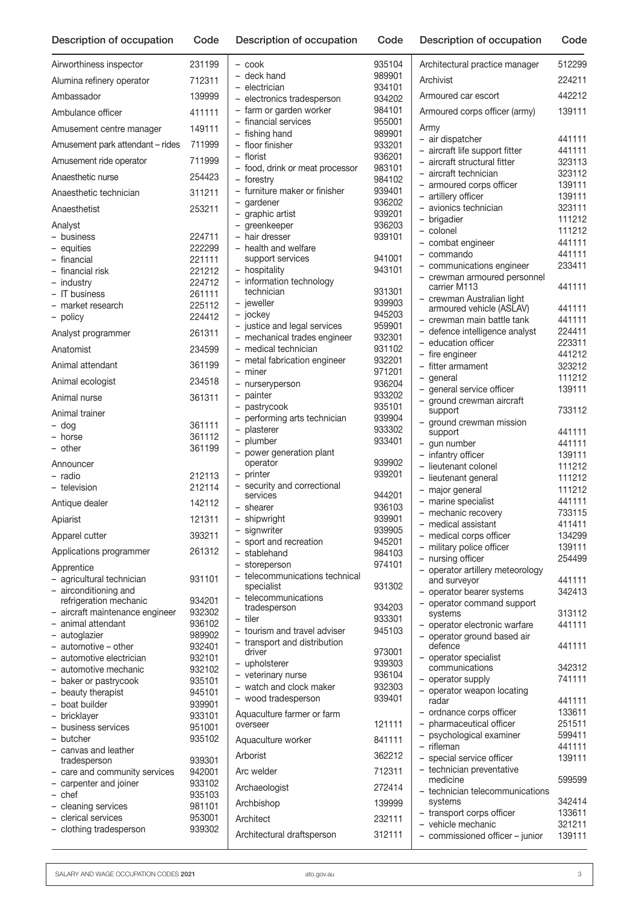| Description of occupation | Code |
|---|---|
| Airworthiness inspector | 231199 |
| Alumina refinery operator | 712311 |
| Ambassador | 139999 |
| Ambulance officer | 411111 |
| Amusement centre manager | 149111 |
| Amusement park attendant – rides | 711999 |
| Amusement ride operator | 711999 |
| Anaesthetic nurse | 254423 |
| Anaesthetic technician | 311211 |
| Anaesthetist | 253211 |
| Analyst | |
| – business | 224711 |
| – equities | 222299 |
| – financial | 221111 |
| – financial risk | 221212 |
| – industry | 224712 |
| – IT business | 261111 |
| – market research | 225112 |
| – policy | 224412 |
| Analyst programmer | 261311 |
| Anatomist | 234599 |
| Animal attendant | 361199 |
| Animal ecologist | 234518 |
| Animal nurse | 361311 |
| Animal trainer | |
| – dog | 361111 |
| – horse | 361112 |
| – other | 361199 |
| Announcer | |
| – radio | 212113 |
| – television | 212114 |
| Antique dealer | 142112 |
| Apiarist | 121311 |
| Apparel cutter | 393211 |
| Applications programmer | 261312 |
| Apprentice | |
| – agricultural technician | 931101 |
| – airconditioning and refrigeration mechanic | 934201 |
| – aircraft maintenance engineer | 932302 |
| – animal attendant | 936102 |
| – autoglazier | 989902 |
| – automotive – other | 932401 |
| – automotive electrician | 932101 |
| – automotive mechanic | 932102 |
| – baker or pastrycook | 935101 |
| – beauty therapist | 945101 |
| – boat builder | 939901 |
| – bricklayer | 933101 |
| – business services | 951001 |
| – butcher | 935102 |
| – canvas and leather tradesperson | 939301 |
| – care and community services | 942001 |
| – carpenter and joiner | 933102 |
| – chef | 935103 |
| – cleaning services | 981101 |
| – clerical services | 953001 |
| – clothing tradesperson | 939302 |
| – cook | 935104 |
| – deck hand | 989901 |
| – electrician | 934101 |
| – electronics tradesperson | 934202 |
| – farm or garden worker | 984101 |
| – financial services | 955001 |
| – fishing hand | 989901 |
| – floor finisher | 933201 |
| – florist | 936201 |
| – food, drink or meat processor | 983101 |
| – forestry | 984102 |
| – furniture maker or finisher | 939401 |
| – gardener | 936202 |
| – graphic artist | 939201 |
| – greenkeeper | 936203 |
| – hair dresser | 939101 |
| – health and welfare support services | 941001 |
| – hospitality | 943101 |
| – information technology technician | 931301 |
| – jeweller | 939903 |
| – jockey | 945203 |
| – justice and legal services | 959901 |
| – mechanical trades engineer | 932301 |
| – medical technician | 931102 |
| – metal fabrication engineer | 932201 |
| – miner | 971201 |
| – nurseryperson | 936204 |
| – painter | 933202 |
| – pastrycook | 935101 |
| – performing arts technician | 939904 |
| – plasterer | 933302 |
| – plumber | 933401 |
| – power generation plant operator | 939902 |
| – printer | 939201 |
| – security and correctional services | 944201 |
| – shearer | 936103 |
| – shipwright | 939901 |
| – signwriter | 939905 |
| – sport and recreation | 945201 |
| – stablehand | 984103 |
| – storeperson | 974101 |
| – telecommunications technical specialist | 931302 |
| – telecommunications tradesperson | 934203 |
| – tiler | 933301 |
| – tourism and travel adviser | 945103 |
| – transport and distribution driver | 973001 |
| – upholsterer | 939303 |
| – veterinary nurse | 936104 |
| – watch and clock maker | 932303 |
| – wood tradesperson | 939401 |
| Aquaculture farmer or farm overseer | 121111 |
| Aquaculture worker | 841111 |
| Arborist | 362212 |
| Arc welder | 712311 |
| Archaeologist | 272414 |
| Archbishop | 139999 |
| Architect | 232111 |
| Architectural draftsperson | 312111 |
| Architectural practice manager | 512299 |
| Archivist | 224211 |
| Armoured car escort | 442212 |
| Armoured corps officer (army) | 139111 |
| Army | |
| – air dispatcher | 441111 |
| – aircraft life support fitter | 441111 |
| – aircraft structural fitter | 323113 |
| – aircraft technician | 323112 |
| – armoured corps officer | 139111 |
| – artillery officer | 139111 |
| – avionics technician | 323111 |
| – brigadier | 111212 |
| – colonel | 111212 |
| – combat engineer | 441111 |
| – commando | 441111 |
| – communications engineer | 233411 |
| – crewman armoured personnel carrier M113 | 441111 |
| – crewman Australian light armoured vehicle (ASLAV) | 441111 |
| – crewman main battle tank | 441111 |
| – defence intelligence analyst | 224411 |
| – education officer | 223311 |
| – fire engineer | 441212 |
| – fitter armament | 323212 |
| – general | 111212 |
| – general service officer | 139111 |
| – ground crewman aircraft support | 733112 |
| – ground crewman mission support | 441111 |
| – gun number | 441111 |
| – infantry officer | 139111 |
| – lieutenant colonel | 111212 |
| – lieutenant general | 111212 |
| – major general | 111212 |
| – marine specialist | 441111 |
| – mechanic recovery | 733115 |
| – medical assistant | 411411 |
| – medical corps officer | 134299 |
| – military police officer | 139111 |
| – nursing officer | 254499 |
| – operator artillery meteorology and surveyor | 441111 |
| – operator bearer systems | 342413 |
| – operator command support systems | 313112 |
| – operator electronic warfare | 441111 |
| – operator ground based air defence | 441111 |
| – operator specialist communications | 342312 |
| – operator supply | 741111 |
| – operator weapon locating radar | 441111 |
| – ordnance corps officer | 133611 |
| – pharmaceutical officer | 251511 |
| – psychological examiner | 599411 |
| – rifleman | 441111 |
| – special service officer | 139111 |
| – technician preventative medicine | 599599 |
| – technician telecommunications systems | 342414 |
| – transport corps officer | 133611 |
| – vehicle mechanic | 321211 |
| – commissioned officer – junior | 139111 |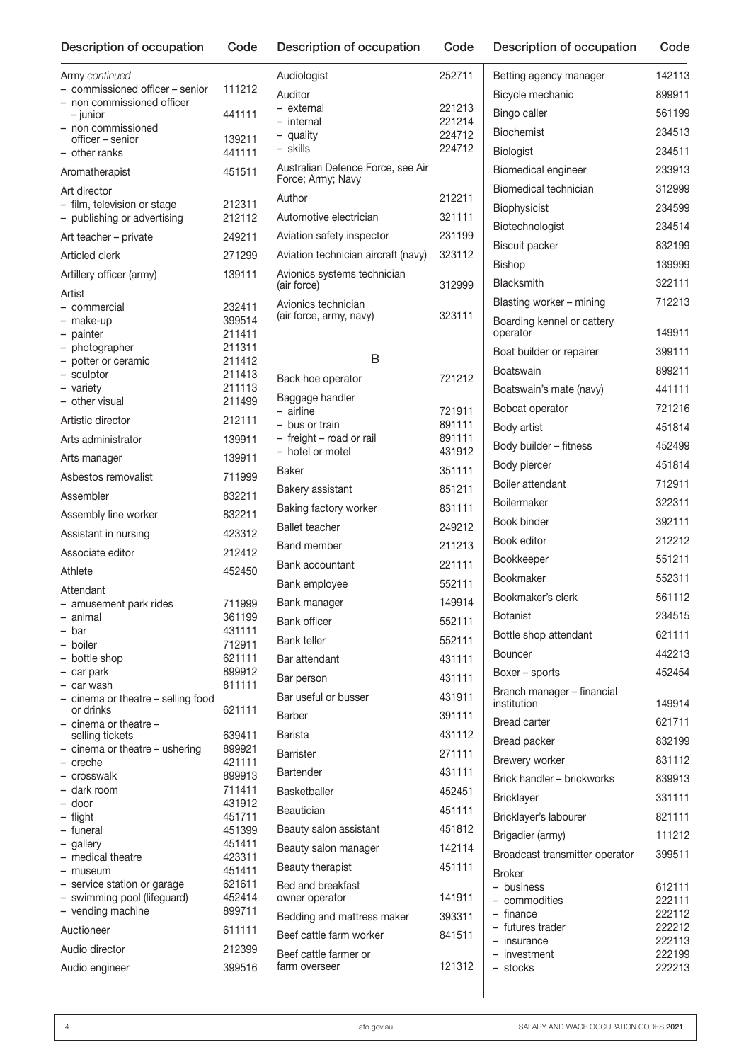| Description of occupation | Code |
|---|---|
| Army *continued* | |
| – commissioned officer – senior | 111212 |
| – non commissioned officer – junior | 441111 |
| – non commissioned officer – senior | 139211 |
| – other ranks | 441111 |
| Aromatherapist | 451511 |
| Art director | |
| – film, television or stage | 212311 |
| – publishing or advertising | 212112 |
| Art teacher – private | 249211 |
| Articled clerk | 271299 |
| Artillery officer (army) | 139111 |
| Artist | |
| – commercial | 232411 |
| – make-up | 399514 |
| – painter | 211411 |
| – photographer | 211311 |
| – potter or ceramic | 211412 |
| – sculptor | 211413 |
| – variety | 211113 |
| – other visual | 211499 |
| Artistic director | 212111 |
| Arts administrator | 139911 |
| Arts manager | 139911 |
| Asbestos removalist | 711999 |
| Assembler | 832211 |
| Assembly line worker | 832211 |
| Assistant in nursing | 423312 |
| Associate editor | 212412 |
| Athlete | 452450 |
| Attendant | |
| – amusement park rides | 711999 |
| – animal | 361199 |
| – bar | 431111 |
| – boiler | 712911 |
| – bottle shop | 621111 |
| – car park | 899912 |
| – car wash | 811111 |
| – cinema or theatre – selling food or drinks | 621111 |
| – cinema or theatre – selling tickets | 639411 |
| – cinema or theatre – ushering | 899921 |
| – creche | 421111 |
| – crosswalk | 899913 |
| – dark room | 711411 |
| – door | 431912 |
| – flight | 451711 |
| – funeral | 451399 |
| – gallery | 451411 |
| – medical theatre | 423311 |
| – museum | 451411 |
| – service station or garage | 621611 |
| – swimming pool (lifeguard) | 452414 |
| – vending machine | 899711 |
| Auctioneer | 611111 |
| Audio director | 212399 |
| Audio engineer | 399516 |
| Audiologist | 252711 |
| Auditor | |
| – external | 221213 |
| – internal | 221214 |
| – quality | 224712 |
| – skills | 224712 |
| Australian Defence Force, see Air Force; Army; Navy | |
| Author | 212211 |
| Automotive electrician | 321111 |
| Aviation safety inspector | 231199 |
| Aviation technician aircraft (navy) | 323112 |
| Avionics systems technician (air force) | 312999 |
| Avionics technician (air force, army, navy) | 323111 |

## B

| Description of occupation | Code |
|---|---|
| Back hoe operator | 721212 |
| Baggage handler | |
| – airline | 721911 |
| – bus or train | 891111 |
| – freight – road or rail | 891111 |
| – hotel or motel | 431912 |
| Baker | 351111 |
| Bakery assistant | 851211 |
| Baking factory worker | 831111 |
| Ballet teacher | 249212 |
| Band member | 211213 |
| Bank accountant | 221111 |
| Bank employee | 552111 |
| Bank manager | 149914 |
| Bank officer | 552111 |
| Bank teller | 552111 |
| Bar attendant | 431111 |
| Bar person | 431111 |
| Bar useful or busser | 431911 |
| Barber | 391111 |
| Barista | 431112 |
| Barrister | 271111 |
| Bartender | 431111 |
| Basketballer | 452451 |
| Beautician | 451111 |
| Beauty salon assistant | 451812 |
| Beauty salon manager | 142114 |
| Beauty therapist | 451111 |
| Bed and breakfast owner operator | 141911 |
| Bedding and mattress maker | 393311 |
| Beef cattle farm worker | 841511 |
| Beef cattle farmer or farm overseer | 121312 |
| Betting agency manager | 142113 |
| Bicycle mechanic | 899911 |
| Bingo caller | 561199 |
| Biochemist | 234513 |
| Biologist | 234511 |
| Biomedical engineer | 233913 |
| Biomedical technician | 312999 |
| Biophysicist | 234599 |
| Biotechnologist | 234514 |
| Biscuit packer | 832199 |
| Bishop | 139999 |
| Blacksmith | 322111 |
| Blasting worker – mining | 712213 |
| Boarding kennel or cattery operator | 149911 |
| Boat builder or repairer | 399111 |
| Boatswain | 899211 |
| Boatswain's mate (navy) | 441111 |
| Bobcat operator | 721216 |
| Body artist | 451814 |
| Body builder – fitness | 452499 |
| Body piercer | 451814 |
| Boiler attendant | 712911 |
| Boilermaker | 322311 |
| Book binder | 392111 |
| Book editor | 212212 |
| Bookkeeper | 551211 |
| Bookmaker | 552311 |
| Bookmaker's clerk | 561112 |
| Botanist | 234515 |
| Bottle shop attendant | 621111 |
| Bouncer | 442213 |
| Boxer – sports | 452454 |
| Branch manager – financial institution | 149914 |
| Bread carter | 621711 |
| Bread packer | 832199 |
| Brewery worker | 831112 |
| Brick handler – brickworks | 839913 |
| Bricklayer | 331111 |
| Bricklayer's labourer | 821111 |
| Brigadier (army) | 111212 |
| Broadcast transmitter operator | 399511 |
| Broker | |
| – business | 612111 |
| – commodities | 222111 |
| – finance | 222112 |
| – futures trader | 222212 |
| – insurance | 222113 |
| – investment | 222199 |
| – stocks | 222213 |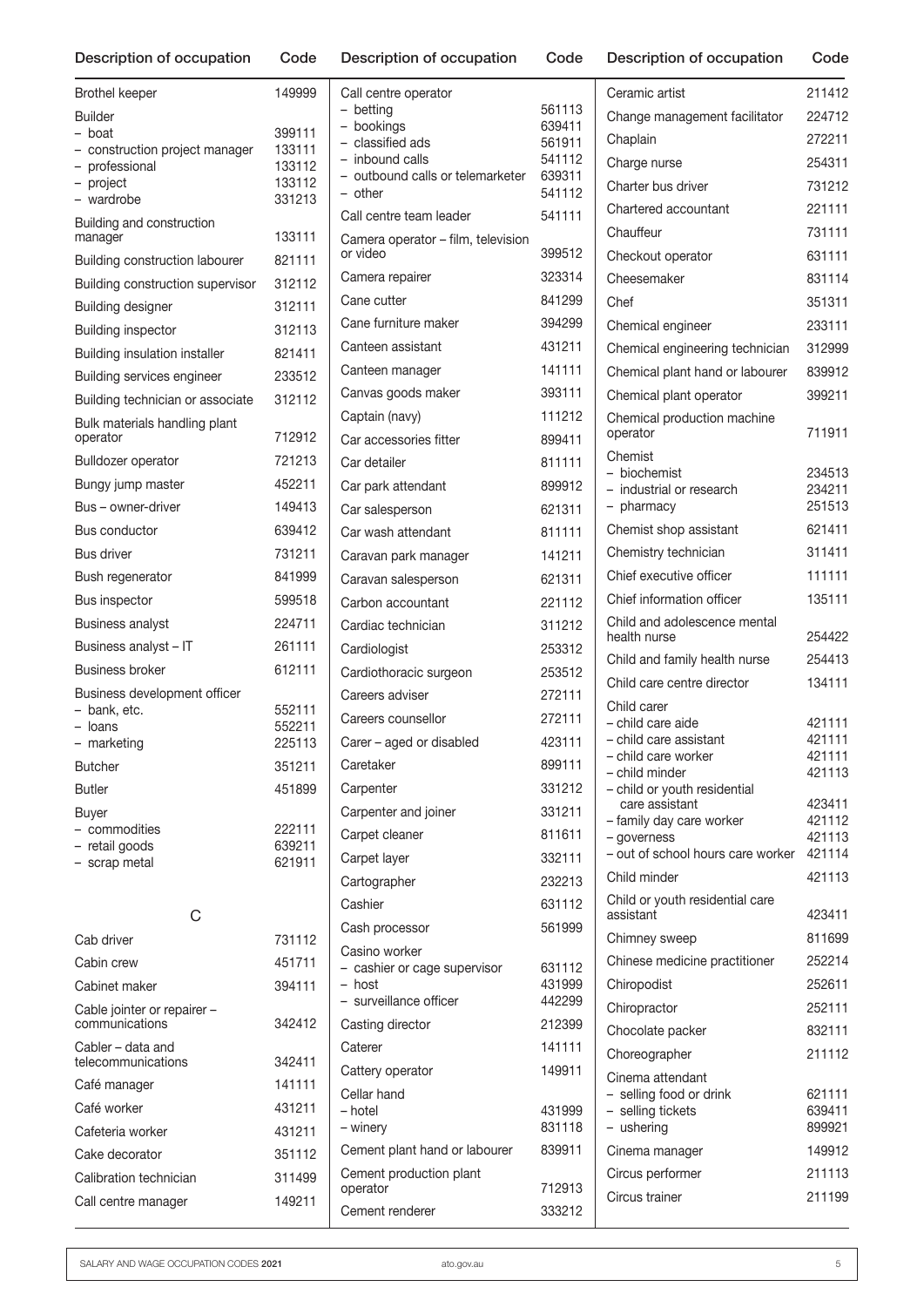| Description of occupation | Code |
|---|---|
| Brothel keeper | 149999 |
| Builder | |
| – boat | 399111 |
| – construction project manager | 133111 |
| – professional | 133112 |
| – project | 133112 |
| – wardrobe | 331213 |
| Building and construction manager | 133111 |
| Building construction labourer | 821111 |
| Building construction supervisor | 312112 |
| Building designer | 312111 |
| Building inspector | 312113 |
| Building insulation installer | 821411 |
| Building services engineer | 233512 |
| Building technician or associate | 312112 |
| Bulk materials handling plant operator | 712912 |
| Bulldozer operator | 721213 |
| Bungy jump master | 452211 |
| Bus – owner-driver | 149413 |
| Bus conductor | 639412 |
| Bus driver | 731211 |
| Bush regenerator | 841999 |
| Bus inspector | 599518 |
| Business analyst | 224711 |
| Business analyst – IT | 261111 |
| Business broker | 612111 |
| Business development officer | |
| – bank, etc. | 552111 |
| – loans | 552211 |
| – marketing | 225113 |
| Butcher | 351211 |
| Butler | 451899 |
| Buyer | |
| – commodities | 222111 |
| – retail goods | 639211 |
| – scrap metal | 621911 |

## C

| Description of occupation | Code |
|---|---|
| Cab driver | 731112 |
| Cabin crew | 451711 |
| Cabinet maker | 394111 |
| Cable jointer or repairer – communications | 342412 |
| Cabler – data and telecommunications | 342411 |
| Café manager | 141111 |
| Café worker | 431211 |
| Cafeteria worker | 431211 |
| Cake decorator | 351112 |
| Calibration technician | 311499 |
| Call centre manager | 149211 |
| Call centre operator | |
| – betting | 561113 |
| – bookings | 639411 |
| – classified ads | 561911 |
| – inbound calls | 541112 |
| – outbound calls or telemarketer | 639311 |
| – other | 541112 |
| Call centre team leader | 541111 |
| Camera operator – film, television or video | 399512 |
| Camera repairer | 323314 |
| Cane cutter | 841299 |
| Cane furniture maker | 394299 |
| Canteen assistant | 431211 |
| Canteen manager | 141111 |
| Canvas goods maker | 393111 |
| Captain (navy) | 111212 |
| Car accessories fitter | 899411 |
| Car detailer | 811111 |
| Car park attendant | 899912 |
| Car salesperson | 621311 |
| Car wash attendant | 811111 |
| Caravan park manager | 141211 |
| Caravan salesperson | 621311 |
| Carbon accountant | 221112 |
| Cardiac technician | 311212 |
| Cardiologist | 253312 |
| Cardiothoracic surgeon | 253512 |
| Careers adviser | 272111 |
| Careers counsellor | 272111 |
| Carer – aged or disabled | 423111 |
| Caretaker | 899111 |
| Carpenter | 331212 |
| Carpenter and joiner | 331211 |
| Carpet cleaner | 811611 |
| Carpet layer | 332111 |
| Cartographer | 232213 |
| Cashier | 631112 |
| Cash processor | 561999 |
| Casino worker | |
| – cashier or cage supervisor | 631112 |
| – host | 431999 |
| – surveillance officer | 442299 |
| Casting director | 212399 |
| Caterer | 141111 |
| Cattery operator | 149911 |
| Cellar hand | |
| – hotel | 431999 |
| – winery | 831118 |
| Cement plant hand or labourer | 839911 |
| Cement production plant operator | 712913 |
| Cement renderer | 333212 |
| Ceramic artist | 211412 |
| Change management facilitator | 224712 |
| Chaplain | 272211 |
| Charge nurse | 254311 |
| Charter bus driver | 731212 |
| Chartered accountant | 221111 |
| Chauffeur | 731111 |
| Checkout operator | 631111 |
| Cheesemaker | 831114 |
| Chef | 351311 |
| Chemical engineer | 233111 |
| Chemical engineering technician | 312999 |
| Chemical plant hand or labourer | 839912 |
| Chemical plant operator | 399211 |
| Chemical production machine operator | 711911 |
| Chemist | |
| – biochemist | 234513 |
| – industrial or research | 234211 |
| – pharmacy | 251513 |
| Chemist shop assistant | 621411 |
| Chemistry technician | 311411 |
| Chief executive officer | 111111 |
| Chief information officer | 135111 |
| Child and adolescence mental health nurse | 254422 |
| Child and family health nurse | 254413 |
| Child care centre director | 134111 |
| Child carer | |
| – child care aide | 421111 |
| – child care assistant | 421111 |
| – child care worker | 421111 |
| – child minder | 421113 |
| – child or youth residential care assistant | 423411 |
| – family day care worker | 421112 |
| – governess | 421113 |
| – out of school hours care worker | 421114 |
| Child minder | 421113 |
| Child or youth residential care assistant | 423411 |
| Chimney sweep | 811699 |
| Chinese medicine practitioner | 252214 |
| Chiropodist | 252611 |
| Chiropractor | 252111 |
| Chocolate packer | 832111 |
| Choreographer | 211112 |
| Cinema attendant | |
| – selling food or drink | 621111 |
| – selling tickets | 639411 |
| – ushering | 899921 |
| Cinema manager | 149912 |
| Circus performer | 211113 |
| Circus trainer | 211199 |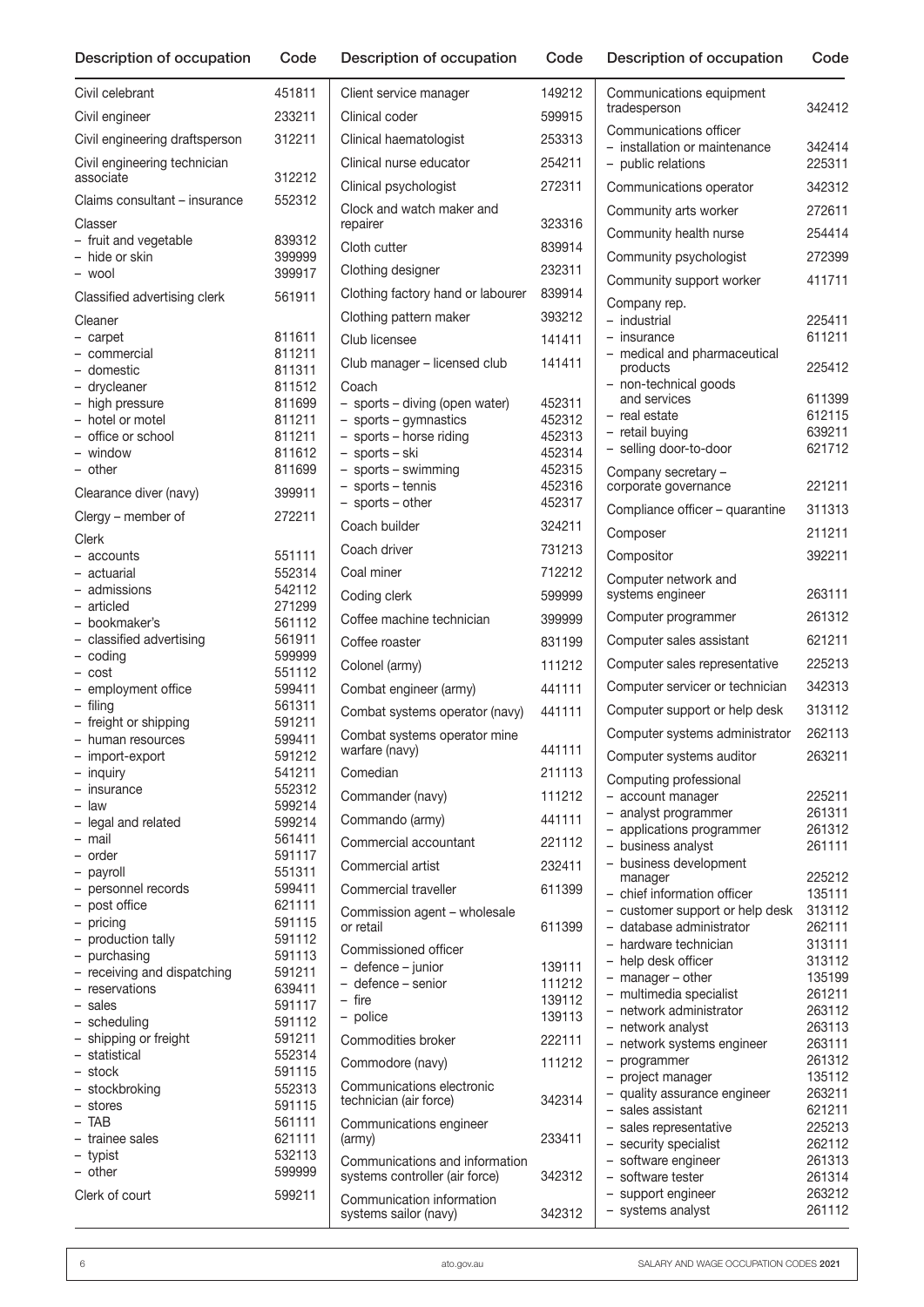| Description of occupation | Code |
|---|---|
| Civil celebrant | 451811 |
| Civil engineer | 233211 |
| Civil engineering draftsperson | 312211 |
| Civil engineering technician associate | 312212 |
| Claims consultant – insurance | 552312 |
| Classer | |
| – fruit and vegetable | 839312 |
| – hide or skin | 399999 |
| – wool | 399917 |
| Classified advertising clerk | 561911 |
| Cleaner | |
| – carpet | 811611 |
| – commercial | 811211 |
| – domestic | 811311 |
| – drycleaner | 811512 |
| – high pressure | 811699 |
| – hotel or motel | 811211 |
| – office or school | 811211 |
| – window | 811612 |
| – other | 811699 |
| Clearance diver (navy) | 399911 |
| Clergy – member of | 272211 |
| Clerk | |
| – accounts | 551111 |
| – actuarial | 552314 |
| – admissions | 542112 |
| – articled | 271299 |
| – bookmaker's | 561112 |
| – classified advertising | 561911 |
| – coding | 599999 |
| – cost | 551112 |
| – employment office | 599411 |
| – filing | 561311 |
| – freight or shipping | 591211 |
| – human resources | 599411 |
| – import-export | 591212 |
| – inquiry | 541211 |
| – insurance | 552312 |
| – law | 599214 |
| – legal and related | 599214 |
| – mail | 561411 |
| – order | 591117 |
| – payroll | 551311 |
| – personnel records | 599411 |
| – post office | 621111 |
| – pricing | 591115 |
| – production tally | 591112 |
| – purchasing | 591113 |
| – receiving and dispatching | 591211 |
| – reservations | 639411 |
| – sales | 591117 |
| – scheduling | 591112 |
| – shipping or freight | 591211 |
| – statistical | 552314 |
| – stock | 591115 |
| – stockbroking | 552313 |
| – stores | 591115 |
| – TAB | 561111 |
| – trainee sales | 621111 |
| – typist | 532113 |
| – other | 599999 |
| Clerk of court | 599211 |
| Client service manager | 149212 |
| Clinical coder | 599915 |
| Clinical haematologist | 253313 |
| Clinical nurse educator | 254211 |
| Clinical psychologist | 272311 |
| Clock and watch maker and repairer | 323316 |
| Cloth cutter | 839914 |
| Clothing designer | 232311 |
| Clothing factory hand or labourer | 839914 |
| Clothing pattern maker | 393212 |
| Club licensee | 141411 |
| Club manager – licensed club | 141411 |
| Coach | |
| – sports – diving (open water) | 452311 |
| – sports – gymnastics | 452312 |
| – sports – horse riding | 452313 |
| – sports – ski | 452314 |
| – sports – swimming | 452315 |
| – sports – tennis | 452316 |
| – sports – other | 452317 |
| Coach builder | 324211 |
| Coach driver | 731213 |
| Coal miner | 712212 |
| Coding clerk | 599999 |
| Coffee machine technician | 399999 |
| Coffee roaster | 831199 |
| Colonel (army) | 111212 |
| Combat engineer (army) | 441111 |
| Combat systems operator (navy) | 441111 |
| Combat systems operator mine warfare (navy) | 441111 |
| Comedian | 211113 |
| Commander (navy) | 111212 |
| Commando (army) | 441111 |
| Commercial accountant | 221112 |
| Commercial artist | 232411 |
| Commercial traveller | 611399 |
| Commission agent – wholesale or retail | 611399 |
| Commissioned officer | |
| – defence – junior | 139111 |
| – defence – senior | 111212 |
| – fire | 139112 |
| – police | 139113 |
| Commodities broker | 222111 |
| Commodore (navy) | 111212 |
| Communications electronic technician (air force) | 342314 |
| Communications engineer (army) | 233411 |
| Communications and information systems controller (air force) | 342312 |
| Communication information systems sailor (navy) | 342312 |
| Communications equipment tradesperson | 342412 |
| Communications officer | |
| – installation or maintenance | 342414 |
| – public relations | 225311 |
| Communications operator | 342312 |
| Community arts worker | 272611 |
| Community health nurse | 254414 |
| Community psychologist | 272399 |
| Community support worker | 411711 |
| Company rep. | |
| – industrial | 225411 |
| – insurance | 611211 |
| – medical and pharmaceutical products | 225412 |
| – non-technical goods and services | 611399 |
| – real estate | 612115 |
| – retail buying | 639211 |
| – selling door-to-door | 621712 |
| Company secretary – corporate governance | 221211 |
| Compliance officer – quarantine | 311313 |
| Composer | 211211 |
| Compositor | 392211 |
| Computer network and systems engineer | 263111 |
| Computer programmer | 261312 |
| Computer sales assistant | 621211 |
| Computer sales representative | 225213 |
| Computer servicer or technician | 342313 |
| Computer support or help desk | 313112 |
| Computer systems administrator | 262113 |
| Computer systems auditor | 263211 |
| Computing professional | |
| – account manager | 225211 |
| – analyst programmer | 261311 |
| – applications programmer | 261312 |
| – business analyst | 261111 |
| – business development manager | 225212 |
| – chief information officer | 135111 |
| – customer support or help desk | 313112 |
| – database administrator | 262111 |
| – hardware technician | 313111 |
| – help desk officer | 313112 |
| – manager – other | 135199 |
| – multimedia specialist | 261211 |
| – network administrator | 263112 |
| – network analyst | 263113 |
| – network systems engineer | 263111 |
| – programmer | 261312 |
| – project manager | 135112 |
| – quality assurance engineer | 263211 |
| – sales assistant | 621211 |
| – sales representative | 225213 |
| – security specialist | 262112 |
| – software engineer | 261313 |
| – software tester | 261314 |
| – support engineer | 263212 |
| – systems analyst | 261112 |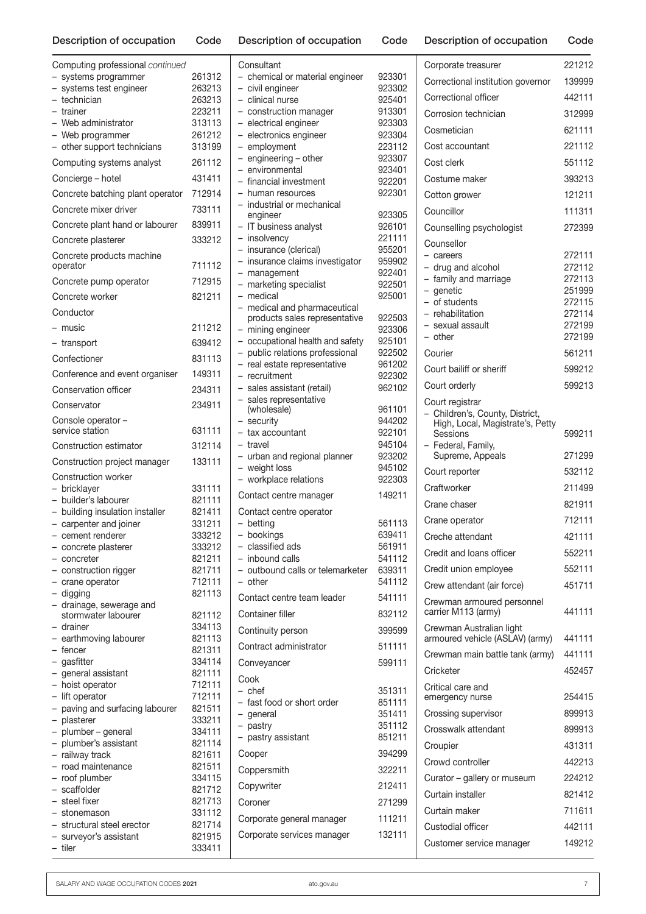| Description of occupation | Code |
|---|---|
| Computing professional *continued* | |
| – systems programmer | 261312 |
| – systems test engineer | 263213 |
| – technician | 263213 |
| – trainer | 223211 |
| – Web administrator | 313113 |
| – Web programmer | 261212 |
| – other support technicians | 313199 |
| Computing systems analyst | 261112 |
| Concierge – hotel | 431411 |
| Concrete batching plant operator | 712914 |
| Concrete mixer driver | 733111 |
| Concrete plant hand or labourer | 839911 |
| Concrete plasterer | 333212 |
| Concrete products machine operator | 711112 |
| Concrete pump operator | 712915 |
| Concrete worker | 821211 |
| Conductor | |
| – music | 211212 |
| – transport | 639412 |
| Confectioner | 831113 |
| Conference and event organiser | 149311 |
| Conservation officer | 234311 |
| Conservator | 234911 |
| Console operator – service station | 631111 |
| Construction estimator | 312114 |
| Construction project manager | 133111 |
| Construction worker | |
| – bricklayer | 331111 |
| – builder's labourer | 821111 |
| – building insulation installer | 821411 |
| – carpenter and joiner | 331211 |
| – cement renderer | 333212 |
| – concrete plasterer | 333212 |
| – concreter | 821211 |
| – construction rigger | 821711 |
| – crane operator | 712111 |
| – digging | 821113 |
| – drainage, sewerage and stormwater labourer | 821112 |
| – drainer | 334113 |
| – earthmoving labourer | 821113 |
| – fencer | 821311 |
| – gasfitter | 334114 |
| – general assistant | 821111 |
| – hoist operator | 712111 |
| – lift operator | 712111 |
| – paving and surfacing labourer | 821511 |
| – plasterer | 333211 |
| – plumber – general | 334111 |
| – plumber's assistant | 821114 |
| – railway track | 821611 |
| – road maintenance | 821511 |
| – roof plumber | 334115 |
| – scaffolder | 821712 |
| – steel fixer | 821713 |
| – stonemason | 331112 |
| – structural steel erector | 821714 |
| – surveyor's assistant | 821915 |
| – tiler | 333411 |
| Consultant | |
| – chemical or material engineer | 923301 |
| – civil engineer | 923302 |
| – clinical nurse | 925401 |
| – construction manager | 913301 |
| – electrical engineer | 923303 |
| – electronics engineer | 923304 |
| – employment | 223112 |
| – engineering – other | 923307 |
| – environmental | 923401 |
| – financial investment | 922201 |
| – human resources | 922301 |
| – industrial or mechanical engineer | 923305 |
| – IT business analyst | 926101 |
| – insolvency | 221111 |
| – insurance (clerical) | 955201 |
| – insurance claims investigator | 959902 |
| – management | 922401 |
| – marketing specialist | 922501 |
| – medical | 925001 |
| – medical and pharmaceutical products sales representative | 922503 |
| – mining engineer | 923306 |
| – occupational health and safety | 925101 |
| – public relations professional | 922502 |
| – real estate representative | 961202 |
| – recruitment | 922302 |
| – sales assistant (retail) | 962102 |
| – sales representative (wholesale) | 961101 |
| – security | 944202 |
| – tax accountant | 922101 |
| – travel | 945104 |
| – urban and regional planner | 923202 |
| – weight loss | 945102 |
| – workplace relations | 922303 |
| Contact centre manager | 149211 |
| Contact centre operator | |
| – betting | 561113 |
| – bookings | 639411 |
| – classified ads | 561911 |
| – inbound calls | 541112 |
| – outbound calls or telemarketer | 639311 |
| – other | 541112 |
| Contact centre team leader | 541111 |
| Container filler | 832112 |
| Continuity person | 399599 |
| Contract administrator | 511111 |
| Conveyancer | 599111 |
| Cook | |
| – chef | 351311 |
| – fast food or short order | 851111 |
| – general | 351411 |
| – pastry | 351112 |
| – pastry assistant | 851211 |
| Cooper | 394299 |
| Coppersmith | 322211 |
| Copywriter | 212411 |
| Coroner | 271299 |
| Corporate general manager | 111211 |
| Corporate services manager | 132111 |
| Corporate treasurer | 221212 |
| Correctional institution governor | 139999 |
| Correctional officer | 442111 |
| Corrosion technician | 312999 |
| Cosmetician | 621111 |
| Cost accountant | 221112 |
| Cost clerk | 551112 |
| Costume maker | 393213 |
| Cotton grower | 121211 |
| Councillor | 111311 |
| Counselling psychologist | 272399 |
| Counsellor | |
| – careers | 272111 |
| – drug and alcohol | 272112 |
| – family and marriage | 272113 |
| – genetic | 251999 |
| – of students | 272115 |
| – rehabilitation | 272114 |
| – sexual assault | 272199 |
| – other | 272199 |
| Courier | 561211 |
| Court bailiff or sheriff | 599212 |
| Court orderly | 599213 |
| Court registrar | |
| – Children's, County, District, High, Local, Magistrate's, Petty Sessions | 599211 |
| – Federal, Family, Supreme, Appeals | 271299 |
| Court reporter | 532112 |
| Craftworker | 211499 |
| Crane chaser | 821911 |
| Crane operator | 712111 |
| Creche attendant | 421111 |
| Credit and loans officer | 552211 |
| Credit union employee | 552111 |
| Crew attendant (air force) | 451711 |
| Crewman armoured personnel carrier M113 (army) | 441111 |
| Crewman Australian light armoured vehicle (ASLAV) (army) | 441111 |
| Crewman main battle tank (army) | 441111 |
| Cricketer | 452457 |
| Critical care and emergency nurse | 254415 |
| Crossing supervisor | 899913 |
| Crosswalk attendant | 899913 |
| Croupier | 431311 |
| Crowd controller | 442213 |
| Curator – gallery or museum | 224212 |
| Curtain installer | 821412 |
| Curtain maker | 711611 |
| Custodial officer | 442111 |
| Customer service manager | 149212 |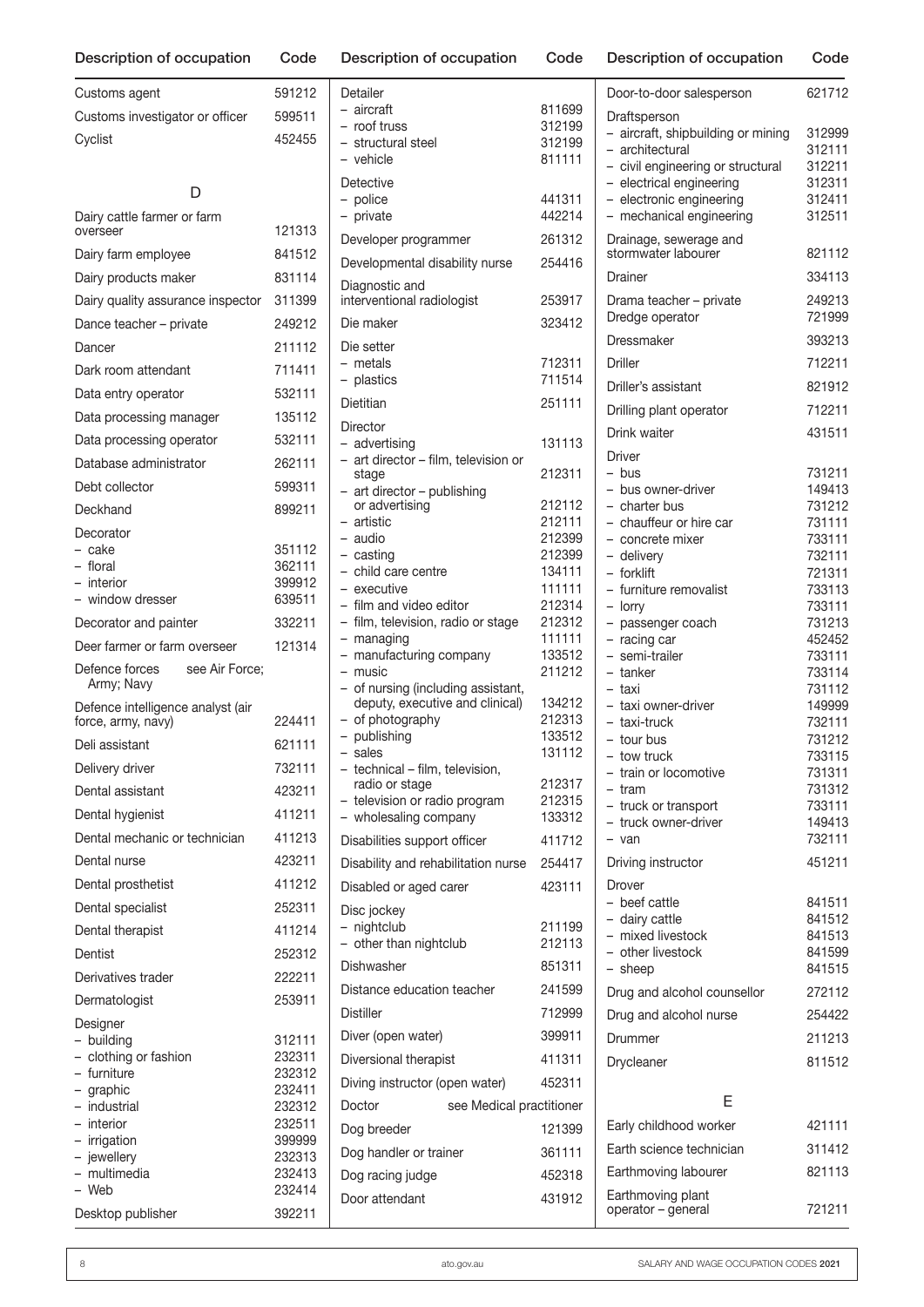| Description of occupation | Code |
|---|---|
| Customs agent | 591212 |
| Customs investigator or officer | 599511 |
| Cyclist | 452455 |

## D

| Description of occupation | Code |
|---|---|
| Dairy cattle farmer or farm overseer | 121313 |
| Dairy farm employee | 841512 |
| Dairy products maker | 831114 |
| Dairy quality assurance inspector | 311399 |
| Dance teacher – private | 249212 |
| Dancer | 211112 |
| Dark room attendant | 711411 |
| Data entry operator | 532111 |
| Data processing manager | 135112 |
| Data processing operator | 532111 |
| Database administrator | 262111 |
| Debt collector | 599311 |
| Deckhand | 899211 |
| Decorator | |
| – cake | 351112 |
| – floral | 362111 |
| – interior | 399912 |
| – window dresser | 639511 |
| Decorator and painter | 332211 |
| Deer farmer or farm overseer | 121314 |
| Defence forces see Air Force; Army; Navy | |
| Defence intelligence analyst (air force, army, navy) | 224411 |
| Deli assistant | 621111 |
| Delivery driver | 732111 |
| Dental assistant | 423211 |
| Dental hygienist | 411211 |
| Dental mechanic or technician | 411213 |
| Dental nurse | 423211 |
| Dental prosthetist | 411212 |
| Dental specialist | 252311 |
| Dental therapist | 411214 |
| Dentist | 252312 |
| Derivatives trader | 222211 |
| Dermatologist | 253911 |
| Designer | |
| – building | 312111 |
| – clothing or fashion | 232311 |
| – furniture | 232312 |
| – graphic | 232411 |
| – industrial | 232312 |
| – interior | 232511 |
| – irrigation | 399999 |
| – jewellery | 232313 |
| – multimedia | 232413 |
| – Web | 232414 |
| Desktop publisher | 392211 |
| Detailer | |
| – aircraft | 811699 |
| – roof truss | 312199 |
| – structural steel | 312199 |
| – vehicle | 811111 |
| Detective | |
| – police | 441311 |
| – private | 442214 |
| Developer programmer | 261312 |
| Developmental disability nurse | 254416 |
| Diagnostic and interventional radiologist | 253917 |
| Die maker | 323412 |
| Die setter | |
| – metals | 712311 |
| – plastics | 711514 |
| Dietitian | 251111 |
| Director | |
| – advertising | 131113 |
| – art director – film, television or stage | 212311 |
| – art director – publishing or advertising | 212112 |
| – artistic | 212111 |
| – audio | 212399 |
| – casting | 212399 |
| – child care centre | 134111 |
| – executive | 111111 |
| – film and video editor | 212314 |
| – film, television, radio or stage | 212312 |
| – managing | 111111 |
| – manufacturing company | 133512 |
| – music | 211212 |
| – of nursing (including assistant, deputy, executive and clinical) | 134212 |
| – of photography | 212313 |
| – publishing | 133512 |
| – sales | 131112 |
| – technical – film, television, radio or stage | 212317 |
| – television or radio program | 212315 |
| – wholesaling company | 133312 |
| Disabilities support officer | 411712 |
| Disability and rehabilitation nurse | 254417 |
| Disabled or aged carer | 423111 |
| Disc jockey | |
| – nightclub | 211199 |
| – other than nightclub | 212113 |
| Dishwasher | 851311 |
| Distance education teacher | 241599 |
| Distiller | 712999 |
| Diver (open water) | 399911 |
| Diversional therapist | 411311 |
| Diving instructor (open water) | 452311 |
| Doctor see Medical practitioner | |
| Dog breeder | 121399 |
| Dog handler or trainer | 361111 |
| Dog racing judge | 452318 |
| Door attendant | 431912 |
| Door-to-door salesperson | 621712 |
| Draftsperson | |
| – aircraft, shipbuilding or mining | 312999 |
| – architectural | 312111 |
| – civil engineering or structural | 312211 |
| – electrical engineering | 312311 |
| – electronic engineering | 312411 |
| – mechanical engineering | 312511 |
| Drainage, sewerage and stormwater labourer | 821112 |
| Drainer | 334113 |
| Drama teacher – private | 249213 |
| Dredge operator | 721999 |
| Dressmaker | 393213 |
| Driller | 712211 |
| Driller's assistant | 821912 |
| Drilling plant operator | 712211 |
| Drink waiter | 431511 |
| Driver | |
| – bus | 731211 |
| – bus owner-driver | 149413 |
| – charter bus | 731212 |
| – chauffeur or hire car | 731111 |
| – concrete mixer | 733111 |
| – delivery | 732111 |
| – forklift | 721311 |
| – furniture removalist | 733113 |
| – lorry | 733111 |
| – passenger coach | 731213 |
| – racing car | 452452 |
| – semi-trailer | 733111 |
| – tanker | 733114 |
| – taxi | 731112 |
| – taxi owner-driver | 149999 |
| – taxi-truck | 732111 |
| – tour bus | 731212 |
| – tow truck | 733115 |
| – train or locomotive | 731311 |
| – tram | 731312 |
| – truck or transport | 733111 |
| – truck owner-driver | 149413 |
| – van | 732111 |
| Driving instructor | 451211 |
| Drover | |
| – beef cattle | 841511 |
| – dairy cattle | 841512 |
| – mixed livestock | 841513 |
| – other livestock | 841599 |
| – sheep | 841515 |
| Drug and alcohol counsellor | 272112 |
| Drug and alcohol nurse | 254422 |
| Drummer | 211213 |
| Drycleaner | 811512 |

## E

| Description of occupation | Code |
|---|---|
| Early childhood worker | 421111 |
| Earth science technician | 311412 |
| Earthmoving labourer | 821113 |
| Earthmoving plant operator – general | 721211 |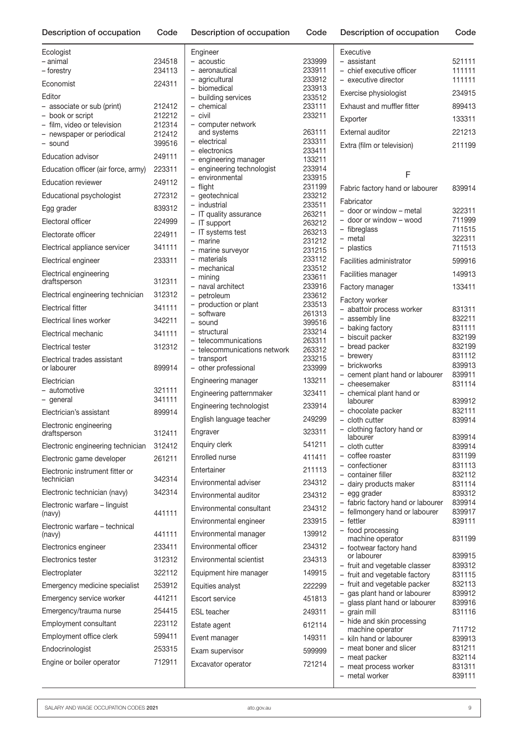| Description of occupation | Code |
|---|---|
| Ecologist | |
| – animal | 234518 |
| – forestry | 234113 |
| Economist | 224311 |
| Editor | |
| – associate or sub (print) | 212412 |
| – book or script | 212212 |
| – film, video or television | 212314 |
| – newspaper or periodical | 212412 |
| – sound | 399516 |
| Education advisor | 249111 |
| Education officer (air force, army) | 223311 |
| Education reviewer | 249112 |
| Educational psychologist | 272312 |
| Egg grader | 839312 |
| Electoral officer | 224999 |
| Electorate officer | 224911 |
| Electrical appliance servicer | 341111 |
| Electrical engineer | 233311 |
| Electrical engineering draftsperson | 312311 |
| Electrical engineering technician | 312312 |
| Electrical fitter | 341111 |
| Electrical lines worker | 342211 |
| Electrical mechanic | 341111 |
| Electrical tester | 312312 |
| Electrical trades assistant or labourer | 899914 |
| Electrician | |
| – automotive | 321111 |
| – general | 341111 |
| Electrician's assistant | 899914 |
| Electronic engineering draftsperson | 312411 |
| Electronic engineering technician | 312412 |
| Electronic game developer | 261211 |
| Electronic instrument fitter or technician | 342314 |
| Electronic technician (navy) | 342314 |
| Electronic warfare – linguist (navy) | 441111 |
| Electronic warfare – technical (navy) | 441111 |
| Electronics engineer | 233411 |
| Electronics tester | 312312 |
| Electroplater | 322112 |
| Emergency medicine specialist | 253912 |
| Emergency service worker | 441211 |
| Emergency/trauma nurse | 254415 |
| Employment consultant | 223112 |
| Employment office clerk | 599411 |
| Endocrinologist | 253315 |
| Engine or boiler operator | 712911 |
| Engineer | |
| – acoustic | 233999 |
| – aeronautical | 233911 |
| – agricultural | 233912 |
| – biomedical | 233913 |
| – building services | 233512 |
| – chemical | 233111 |
| – civil | 233211 |
| – computer network and systems | 263111 |
| – electrical | 233311 |
| – electronics | 233411 |
| – engineering manager | 133211 |
| – engineering technologist | 233914 |
| – environmental | 233915 |
| – flight | 231199 |
| – geotechnical | 233212 |
| – industrial | 233511 |
| – IT quality assurance | 263211 |
| – IT support | 263212 |
| – IT systems test | 263213 |
| – marine | 231212 |
| – marine surveyor | 231215 |
| – materials | 233112 |
| – mechanical | 233512 |
| – mining | 233611 |
| – naval architect | 233916 |
| – petroleum | 233612 |
| – production or plant | 233513 |
| – software | 261313 |
| – sound | 399516 |
| – structural | 233214 |
| – telecommunications | 263311 |
| – telecommunications network | 263312 |
| – transport | 233215 |
| – other professional | 233999 |
| Engineering manager | 133211 |
| Engineering patternmaker | 323411 |
| Engineering technologist | 233914 |
| English language teacher | 249299 |
| Engraver | 323311 |
| Enquiry clerk | 541211 |
| Enrolled nurse | 411411 |
| Entertainer | 211113 |
| Environmental adviser | 234312 |
| Environmental auditor | 234312 |
| Environmental consultant | 234312 |
| Environmental engineer | 233915 |
| Environmental manager | 139912 |
| Environmental officer | 234312 |
| Environmental scientist | 234313 |
| Equipment hire manager | 149915 |
| Equities analyst | 222299 |
| Escort service | 451813 |
| ESL teacher | 249311 |
| Estate agent | 612114 |
| Event manager | 149311 |
| Exam supervisor | 599999 |
| Excavator operator | 721214 |
| Executive | |
| – assistant | 521111 |
| – chief executive officer | 111111 |
| – executive director | 111111 |
| Exercise physiologist | 234915 |
| Exhaust and muffler fitter | 899413 |
| Exporter | 133311 |
| External auditor | 221213 |
| Extra (film or television) | 211199 |

## F

| Description of occupation | Code |
|---|---|
| Fabric factory hand or labourer | 839914 |
| Fabricator | |
| – door or window – metal | 322311 |
| – door or window – wood | 711999 |
| – fibreglass | 711515 |
| – metal | 322311 |
| – plastics | 711513 |
| Facilities administrator | 599916 |
| Facilities manager | 149913 |
| Factory manager | 133411 |
| Factory worker | |
| – abattoir process worker | 831311 |
| – assembly line | 832211 |
| – baking factory | 831111 |
| – biscuit packer | 832199 |
| – bread packer | 832199 |
| – brewery | 831112 |
| – brickworks | 839913 |
| – cement plant hand or labourer | 839911 |
| – cheesemaker | 831114 |
| – chemical plant hand or labourer | 839912 |
| – chocolate packer | 832111 |
| – cloth cutter | 839914 |
| – clothing factory hand or labourer | 839914 |
| – cloth cutter | 839914 |
| – coffee roaster | 831199 |
| – confectioner | 831113 |
| – container filler | 832112 |
| – dairy products maker | 831114 |
| – egg grader | 839312 |
| – fabric factory hand or labourer | 839914 |
| – fellmongery hand or labourer | 839917 |
| – fettler | 839111 |
| – food processing machine operator | 831199 |
| – footwear factory hand or labourer | 839915 |
| – fruit and vegetable classer | 839312 |
| – fruit and vegetable factory | 831115 |
| – fruit and vegetable packer | 832113 |
| – gas plant hand or labourer | 839912 |
| – glass plant hand or labourer | 839916 |
| – grain mill | 831116 |
| – hide and skin processing machine operator | 711712 |
| – kiln hand or labourer | 839913 |
| – meat boner and slicer | 831211 |
| – meat packer | 832114 |
| – meat process worker | 831311 |
| – metal worker | 839111 |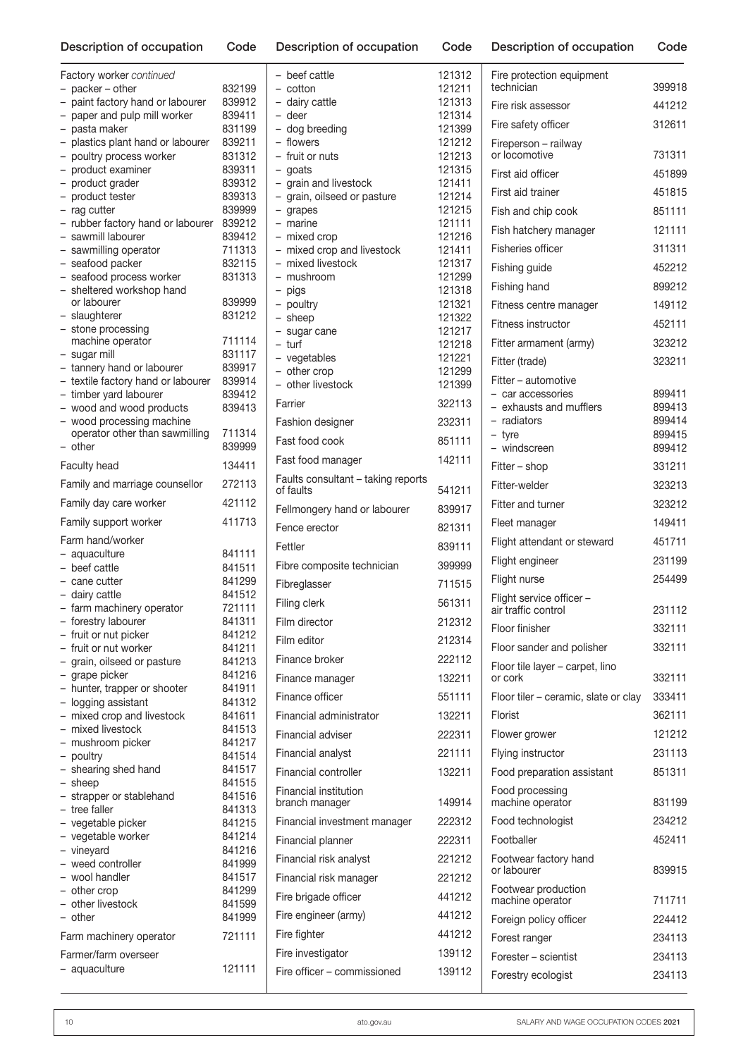| Description of occupation | Code |
|---|---|
| Factory worker *continued* | |
| – packer – other | 832199 |
| – paint factory hand or labourer | 839912 |
| – paper and pulp mill worker | 839411 |
| – pasta maker | 831199 |
| – plastics plant hand or labourer | 839211 |
| – poultry process worker | 831312 |
| – product examiner | 839311 |
| – product grader | 839312 |
| – product tester | 839313 |
| – rag cutter | 839999 |
| – rubber factory hand or labourer | 839212 |
| – sawmill labourer | 839412 |
| – sawmilling operator | 711313 |
| – seafood packer | 832115 |
| – seafood process worker | 831313 |
| – sheltered workshop hand or labourer | 839999 |
| – slaughterer | 831212 |
| – stone processing machine operator | 711114 |
| – sugar mill | 831117 |
| – tannery hand or labourer | 839917 |
| – textile factory hand or labourer | 839914 |
| – timber yard labourer | 839412 |
| – wood and wood products | 839413 |
| – wood processing machine operator other than sawmilling | 711314 |
| – other | 839999 |
| Faculty head | 134411 |
| Family and marriage counsellor | 272113 |
| Family day care worker | 421112 |
| Family support worker | 411713 |
| Farm hand/worker | |
| – aquaculture | 841111 |
| – beef cattle | 841511 |
| – cane cutter | 841299 |
| – dairy cattle | 841512 |
| – farm machinery operator | 721111 |
| – forestry labourer | 841311 |
| – fruit or nut picker | 841212 |
| – fruit or nut worker | 841211 |
| – grain, oilseed or pasture | 841213 |
| – grape picker | 841216 |
| – hunter, trapper or shooter | 841911 |
| – logging assistant | 841312 |
| – mixed crop and livestock | 841611 |
| – mixed livestock | 841513 |
| – mushroom picker | 841217 |
| – poultry | 841514 |
| – shearing shed hand | 841517 |
| – sheep | 841515 |
| – strapper or stablehand | 841516 |
| – tree faller | 841313 |
| – vegetable picker | 841215 |
| – vegetable worker | 841214 |
| – vineyard | 841216 |
| – weed controller | 841999 |
| – wool handler | 841517 |
| – other crop | 841299 |
| – other livestock | 841599 |
| – other | 841999 |
| Farm machinery operator | 721111 |
| Farmer/farm overseer | |
| – aquaculture | 121111 |
| – beef cattle | 121312 |
| – cotton | 121211 |
| – dairy cattle | 121313 |
| – deer | 121314 |
| – dog breeding | 121399 |
| – flowers | 121212 |
| – fruit or nuts | 121213 |
| – goats | 121315 |
| – grain and livestock | 121411 |
| – grain, oilseed or pasture | 121214 |
| – grapes | 121215 |
| – marine | 121111 |
| – mixed crop | 121216 |
| – mixed crop and livestock | 121411 |
| – mixed livestock | 121317 |
| – mushroom | 121299 |
| – pigs | 121318 |
| – poultry | 121321 |
| – sheep | 121322 |
| – sugar cane | 121217 |
| – turf | 121218 |
| – vegetables | 121221 |
| – other crop | 121299 |
| – other livestock | 121399 |
| Farrier | 322113 |
| Fashion designer | 232311 |
| Fast food cook | 851111 |
| Fast food manager | 142111 |
| Faults consultant – taking reports of faults | 541211 |
| Fellmongery hand or labourer | 839917 |
| Fence erector | 821311 |
| Fettler | 839111 |
| Fibre composite technician | 399999 |
| Fibreglasser | 711515 |
| Filing clerk | 561311 |
| Film director | 212312 |
| Film editor | 212314 |
| Finance broker | 222112 |
| Finance manager | 132211 |
| Finance officer | 551111 |
| Financial administrator | 132211 |
| Financial adviser | 222311 |
| Financial analyst | 221111 |
| Financial controller | 132211 |
| Financial institution branch manager | 149914 |
| Financial investment manager | 222312 |
| Financial planner | 222311 |
| Financial risk analyst | 221212 |
| Financial risk manager | 221212 |
| Fire brigade officer | 441212 |
| Fire engineer (army) | 441212 |
| Fire fighter | 441212 |
| Fire investigator | 139112 |
| Fire officer – commissioned | 139112 |
| Fire protection equipment technician | 399918 |
| Fire risk assessor | 441212 |
| Fire safety officer | 312611 |
| Fireperson – railway or locomotive | 731311 |
| First aid officer | 451899 |
| First aid trainer | 451815 |
| Fish and chip cook | 851111 |
| Fish hatchery manager | 121111 |
| Fisheries officer | 311311 |
| Fishing guide | 452212 |
| Fishing hand | 899212 |
| Fitness centre manager | 149112 |
| Fitness instructor | 452111 |
| Fitter armament (army) | 323212 |
| Fitter (trade) | 323211 |
| Fitter – automotive | |
| – car accessories | 899411 |
| – exhausts and mufflers | 899413 |
| – radiators | 899414 |
| – tyre | 899415 |
| – windscreen | 899412 |
| Fitter – shop | 331211 |
| Fitter-welder | 323213 |
| Fitter and turner | 323212 |
| Fleet manager | 149411 |
| Flight attendant or steward | 451711 |
| Flight engineer | 231199 |
| Flight nurse | 254499 |
| Flight service officer – air traffic control | 231112 |
| Floor finisher | 332111 |
| Floor sander and polisher | 332111 |
| Floor tile layer – carpet, lino or cork | 332111 |
| Floor tiler – ceramic, slate or clay | 333411 |
| Florist | 362111 |
| Flower grower | 121212 |
| Flying instructor | 231113 |
| Food preparation assistant | 851311 |
| Food processing machine operator | 831199 |
| Food technologist | 234212 |
| Footballer | 452411 |
| Footwear factory hand or labourer | 839915 |
| Footwear production machine operator | 711711 |
| Foreign policy officer | 224412 |
| Forest ranger | 234113 |
| Forester – scientist | 234113 |
| Forestry ecologist | 234113 |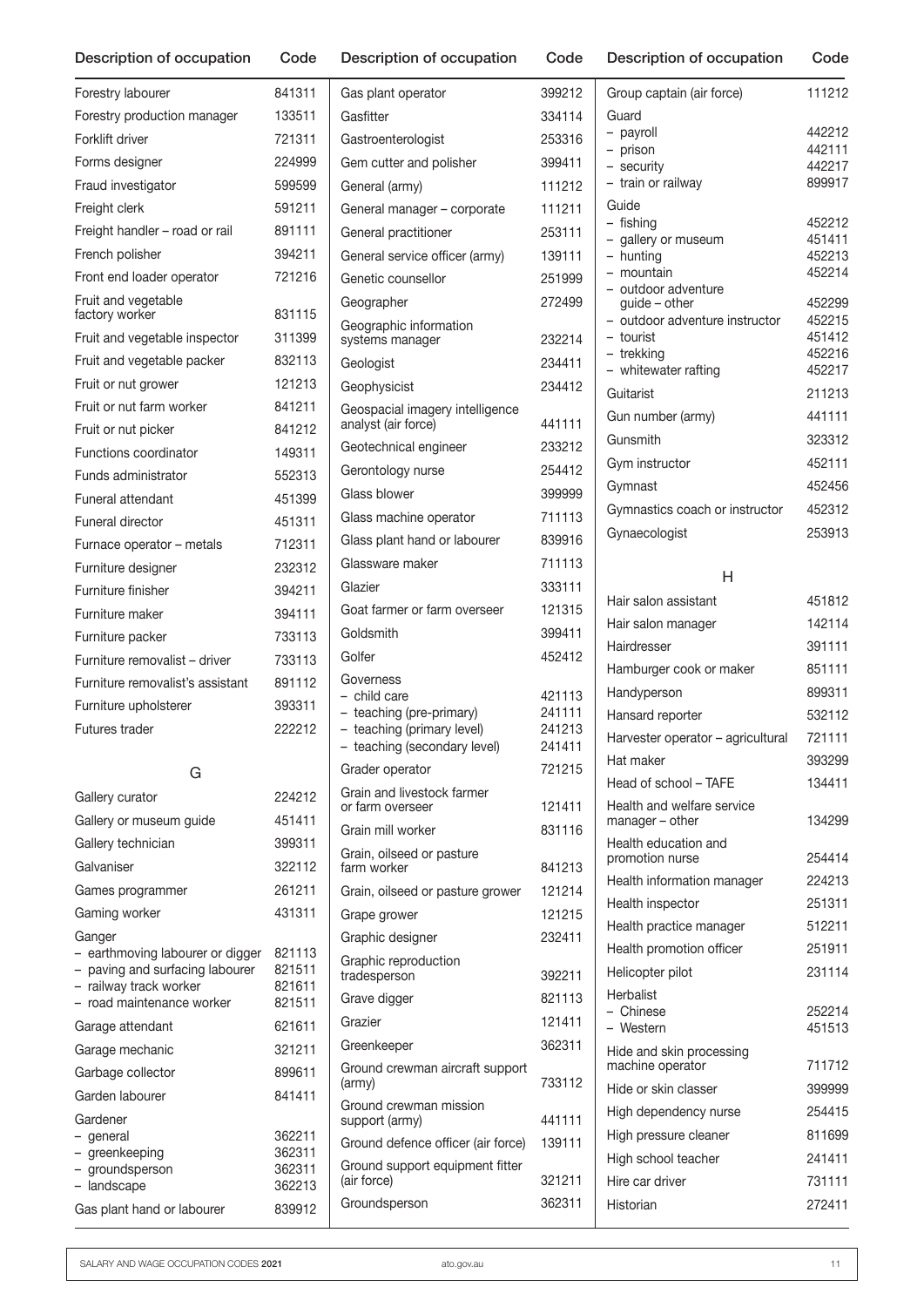| Description of occupation | Code |
|---|---|
| Forestry labourer | 841311 |
| Forestry production manager | 133511 |
| Forklift driver | 721311 |
| Forms designer | 224999 |
| Fraud investigator | 599599 |
| Freight clerk | 591211 |
| Freight handler – road or rail | 891111 |
| French polisher | 394211 |
| Front end loader operator | 721216 |
| Fruit and vegetable factory worker | 831115 |
| Fruit and vegetable inspector | 311399 |
| Fruit and vegetable packer | 832113 |
| Fruit or nut grower | 121213 |
| Fruit or nut farm worker | 841211 |
| Fruit or nut picker | 841212 |
| Functions coordinator | 149311 |
| Funds administrator | 552313 |
| Funeral attendant | 451399 |
| Funeral director | 451311 |
| Furnace operator – metals | 712311 |
| Furniture designer | 232312 |
| Furniture finisher | 394211 |
| Furniture maker | 394111 |
| Furniture packer | 733113 |
| Furniture removalist – driver | 733113 |
| Furniture removalist's assistant | 891112 |
| Furniture upholsterer | 393311 |
| Futures trader | 222212 |

## G

| Description of occupation | Code |
|---|---|
| Gallery curator | 224212 |
| Gallery or museum guide | 451411 |
| Gallery technician | 399311 |
| Galvaniser | 322112 |
| Games programmer | 261211 |
| Gaming worker | 431311 |
| Ganger | |
| – earthmoving labourer or digger | 821113 |
| – paving and surfacing labourer | 821511 |
| – railway track worker | 821611 |
| – road maintenance worker | 821511 |
| Garage attendant | 621611 |
| Garage mechanic | 321211 |
| Garbage collector | 899611 |
| Garden labourer | 841411 |
| Gardener | |
| – general | 362211 |
| – greenkeeping | 362311 |
| – groundsperson | 362311 |
| – landscape | 362213 |
| Gas plant hand or labourer | 839912 |
| Gas plant operator | 399212 |
| Gasfitter | 334114 |
| Gastroenterologist | 253316 |
| Gem cutter and polisher | 399411 |
| General (army) | 111212 |
| General manager – corporate | 111211 |
| General practitioner | 253111 |
| General service officer (army) | 139111 |
| Genetic counsellor | 251999 |
| Geographer | 272499 |
| Geographic information systems manager | 232214 |
| Geologist | 234411 |
| Geophysicist | 234412 |
| Geospacial imagery intelligence analyst (air force) | 441111 |
| Geotechnical engineer | 233212 |
| Gerontology nurse | 254412 |
| Glass blower | 399999 |
| Glass machine operator | 711113 |
| Glass plant hand or labourer | 839916 |
| Glassware maker | 711113 |
| Glazier | 333111 |
| Goat farmer or farm overseer | 121315 |
| Goldsmith | 399411 |
| Golfer | 452412 |
| Governess | |
| – child care | 421113 |
| – teaching (pre-primary) | 241111 |
| – teaching (primary level) | 241213 |
| – teaching (secondary level) | 241411 |
| Grader operator | 721215 |
| Grain and livestock farmer or farm overseer | 121411 |
| Grain mill worker | 831116 |
| Grain, oilseed or pasture farm worker | 841213 |
| Grain, oilseed or pasture grower | 121214 |
| Grape grower | 121215 |
| Graphic designer | 232411 |
| Graphic reproduction tradesperson | 392211 |
| Grave digger | 821113 |
| Grazier | 121411 |
| Greenkeeper | 362311 |
| Ground crewman aircraft support (army) | 733112 |
| Ground crewman mission support (army) | 441111 |
| Ground defence officer (air force) | 139111 |
| Ground support equipment fitter (air force) | 321211 |
| Groundsperson | 362311 |
| Group captain (air force) | 111212 |
| Guard | |
| – payroll | 442212 |
| – prison | 442111 |
| – security | 442217 |
| – train or railway | 899917 |
| Guide | |
| – fishing | 452212 |
| – gallery or museum | 451411 |
| – hunting | 452213 |
| – mountain | 452214 |
| – outdoor adventure guide – other | 452299 |
| – outdoor adventure instructor | 452215 |
| – tourist | 451412 |
| – trekking | 452216 |
| – whitewater rafting | 452217 |
| Guitarist | 211213 |
| Gun number (army) | 441111 |
| Gunsmith | 323312 |
| Gym instructor | 452111 |
| Gymnast | 452456 |
| Gymnastics coach or instructor | 452312 |
| Gynaecologist | 253913 |

## H

| Description of occupation | Code |
|---|---|
| Hair salon assistant | 451812 |
| Hair salon manager | 142114 |
| Hairdresser | 391111 |
| Hamburger cook or maker | 851111 |
| Handyperson | 899311 |
| Hansard reporter | 532112 |
| Harvester operator – agricultural | 721111 |
| Hat maker | 393299 |
| Head of school – TAFE | 134411 |
| Health and welfare service manager – other | 134299 |
| Health education and promotion nurse | 254414 |
| Health information manager | 224213 |
| Health inspector | 251311 |
| Health practice manager | 512211 |
| Health promotion officer | 251911 |
| Helicopter pilot | 231114 |
| Herbalist | |
| – Chinese | 252214 |
| – Western | 451513 |
| Hide and skin processing machine operator | 711712 |
| Hide or skin classer | 399999 |
| High dependency nurse | 254415 |
| High pressure cleaner | 811699 |
| High school teacher | 241411 |
| Hire car driver | 731111 |
| Historian | 272411 |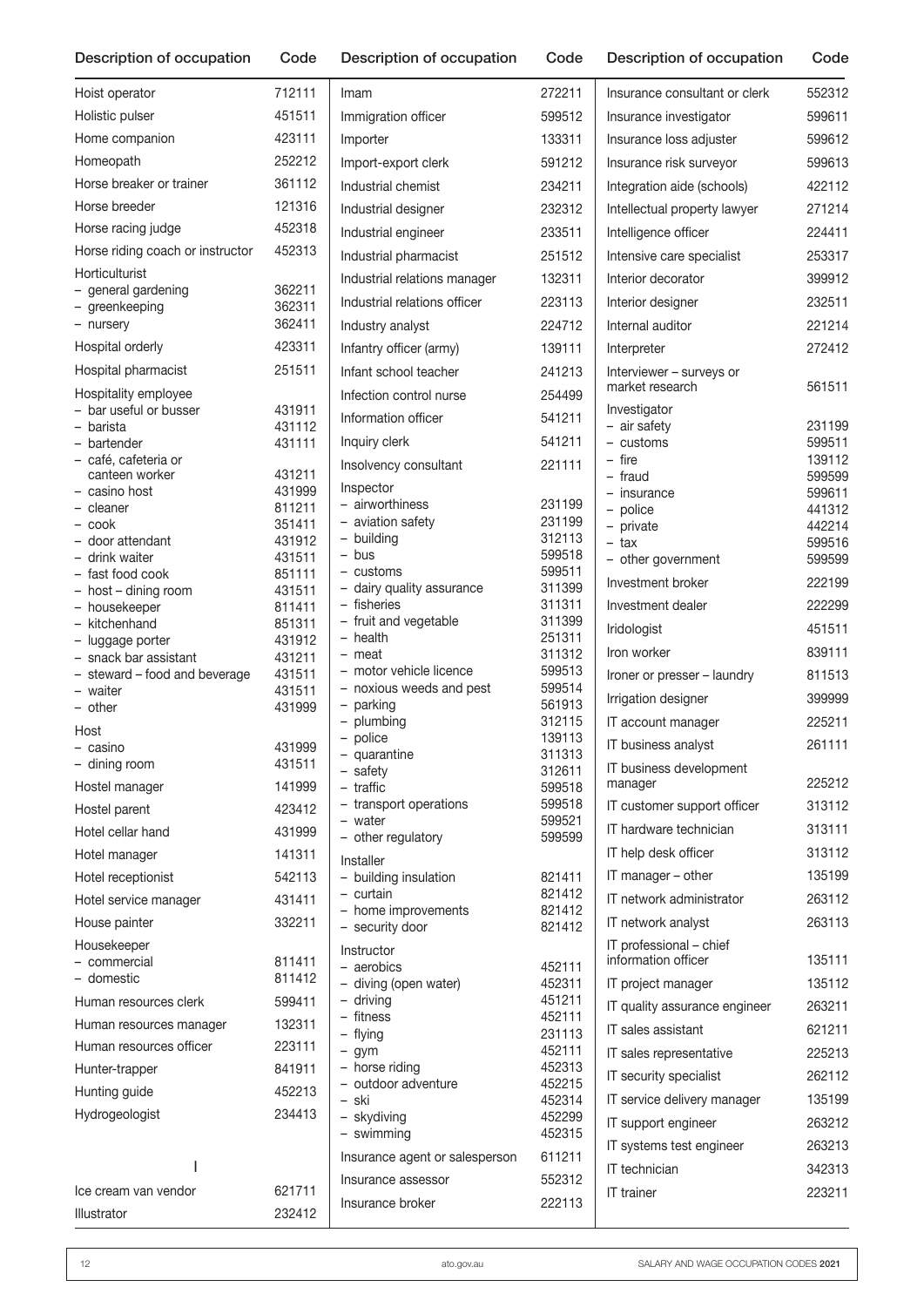| Description of occupation | Code |
|---|---|
| Hoist operator | 712111 |
| Holistic pulser | 451511 |
| Home companion | 423111 |
| Homeopath | 252212 |
| Horse breaker or trainer | 361112 |
| Horse breeder | 121316 |
| Horse racing judge | 452318 |
| Horse riding coach or instructor | 452313 |
| Horticulturist | |
| – general gardening | 362211 |
| – greenkeeping | 362311 |
| – nursery | 362411 |
| Hospital orderly | 423311 |
| Hospital pharmacist | 251511 |
| Hospitality employee | |
| – bar useful or busser | 431911 |
| – barista | 431112 |
| – bartender | 431111 |
| – café, cafeteria or canteen worker | 431211 |
| – casino host | 431999 |
| – cleaner | 811211 |
| – cook | 351411 |
| – door attendant | 431912 |
| – drink waiter | 431511 |
| – fast food cook | 851111 |
| – host – dining room | 431511 |
| – housekeeper | 811411 |
| – kitchenhand | 851311 |
| – luggage porter | 431912 |
| – snack bar assistant | 431211 |
| – steward – food and beverage | 431511 |
| – waiter | 431511 |
| – other | 431999 |
| Host | |
| – casino | 431999 |
| – dining room | 431511 |
| Hostel manager | 141999 |
| Hostel parent | 423412 |
| Hotel cellar hand | 431999 |
| Hotel manager | 141311 |
| Hotel receptionist | 542113 |
| Hotel service manager | 431411 |
| House painter | 332211 |
| Housekeeper | |
| – commercial | 811411 |
| – domestic | 811412 |
| Human resources clerk | 599411 |
| Human resources manager | 132311 |
| Human resources officer | 223111 |
| Hunter-trapper | 841911 |
| Hunting guide | 452213 |
| Hydrogeologist | 234413 |

## I

| Description of occupation | Code |
|---|---|
| Ice cream van vendor | 621711 |
| Illustrator | 232412 |
| Imam | 272211 |
| Immigration officer | 599512 |
| Importer | 133311 |
| Import-export clerk | 591212 |
| Industrial chemist | 234211 |
| Industrial designer | 232312 |
| Industrial engineer | 233511 |
| Industrial pharmacist | 251512 |
| Industrial relations manager | 132311 |
| Industrial relations officer | 223113 |
| Industry analyst | 224712 |
| Infantry officer (army) | 139111 |
| Infant school teacher | 241213 |
| Infection control nurse | 254499 |
| Information officer | 541211 |
| Inquiry clerk | 541211 |
| Insolvency consultant | 221111 |
| Inspector | |
| – airworthiness | 231199 |
| – aviation safety | 231199 |
| – building | 312113 |
| – bus | 599518 |
| – customs | 599511 |
| – dairy quality assurance | 311399 |
| – fisheries | 311311 |
| – fruit and vegetable | 311399 |
| – health | 251311 |
| – meat | 311312 |
| – motor vehicle licence | 599513 |
| – noxious weeds and pest | 599514 |
| – parking | 561913 |
| – plumbing | 312115 |
| – police | 139113 |
| – quarantine | 311313 |
| – safety | 312611 |
| – traffic | 599518 |
| – transport operations | 599518 |
| – water | 599521 |
| – other regulatory | 599599 |
| Installer | |
| – building insulation | 821411 |
| – curtain | 821412 |
| – home improvements | 821412 |
| – security door | 821412 |
| Instructor | |
| – aerobics | 452111 |
| – diving (open water) | 452311 |
| – driving | 451211 |
| – fitness | 452111 |
| – flying | 231113 |
| – gym | 452111 |
| – horse riding | 452313 |
| – outdoor adventure | 452215 |
| – ski | 452314 |
| – skydiving | 452299 |
| – swimming | 452315 |
| Insurance agent or salesperson | 611211 |
| Insurance assessor | 552312 |
| Insurance broker | 222113 |
| Insurance consultant or clerk | 552312 |
| Insurance investigator | 599611 |
| Insurance loss adjuster | 599612 |
| Insurance risk surveyor | 599613 |
| Integration aide (schools) | 422112 |
| Intellectual property lawyer | 271214 |
| Intelligence officer | 224411 |
| Intensive care specialist | 253317 |
| Interior decorator | 399912 |
| Interior designer | 232511 |
| Internal auditor | 221214 |
| Interpreter | 272412 |
| Interviewer – surveys or market research | 561511 |
| Investigator | |
| – air safety | 231199 |
| – customs | 599511 |
| – fire | 139112 |
| – fraud | 599599 |
| – insurance | 599611 |
| – police | 441312 |
| – private | 442214 |
| – tax | 599516 |
| – other government | 599599 |
| Investment broker | 222199 |
| Investment dealer | 222299 |
| Iridologist | 451511 |
| Iron worker | 839111 |
| Ironer or presser – laundry | 811513 |
| Irrigation designer | 399999 |
| IT account manager | 225211 |
| IT business analyst | 261111 |
| IT business development manager | 225212 |
| IT customer support officer | 313112 |
| IT hardware technician | 313111 |
| IT help desk officer | 313112 |
| IT manager – other | 135199 |
| IT network administrator | 263112 |
| IT network analyst | 263113 |
| IT professional – chief information officer | 135111 |
| IT project manager | 135112 |
| IT quality assurance engineer | 263211 |
| IT sales assistant | 621211 |
| IT sales representative | 225213 |
| IT security specialist | 262112 |
| IT service delivery manager | 135199 |
| IT support engineer | 263212 |
| IT systems test engineer | 263213 |
| IT technician | 342313 |
| IT trainer | 223211 |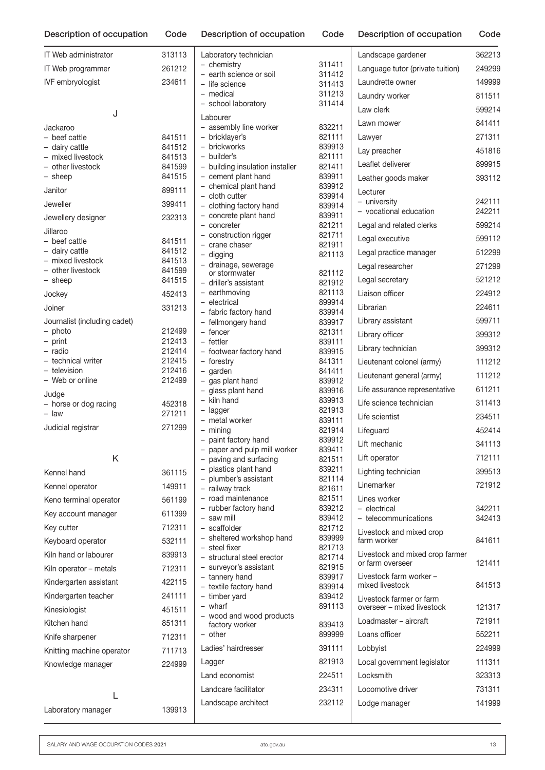| Description of occupation | Code |
|---|---|
| IT Web administrator | 313113 |
| IT Web programmer | 261212 |
| IVF embryologist | 234611 |
| **J** | |
| Jackaroo | |
| – beef cattle | 841511 |
| – dairy cattle | 841512 |
| – mixed livestock | 841513 |
| – other livestock | 841599 |
| – sheep | 841515 |
| Janitor | 899111 |
| Jeweller | 399411 |
| Jewellery designer | 232313 |
| Jillaroo | |
| – beef cattle | 841511 |
| – dairy cattle | 841512 |
| – mixed livestock | 841513 |
| – other livestock | 841599 |
| – sheep | 841515 |
| Jockey | 452413 |
| Joiner | 331213 |
| Journalist (including cadet) | |
| – photo | 212499 |
| – print | 212413 |
| – radio | 212414 |
| – technical writer | 212415 |
| – television | 212416 |
| – Web or online | 212499 |
| Judge | |
| – horse or dog racing | 452318 |
| – law | 271211 |
| Judicial registrar | 271299 |
| **K** | |
| Kennel hand | 361115 |
| Kennel operator | 149911 |
| Keno terminal operator | 561199 |
| Key account manager | 611399 |
| Key cutter | 712311 |
| Keyboard operator | 532111 |
| Kiln hand or labourer | 839913 |
| Kiln operator – metals | 712311 |
| Kindergarten assistant | 422115 |
| Kindergarten teacher | 241111 |
| Kinesiologist | 451511 |
| Kitchen hand | 851311 |
| Knife sharpener | 712311 |
| Knitting machine operator | 711713 |
| Knowledge manager | 224999 |
| **L** | |
| Laboratory manager | 139913 |
| Laboratory technician | |
| – chemistry | 311411 |
| – earth science or soil | 311412 |
| – life science | 311413 |
| – medical | 311213 |
| – school laboratory | 311414 |
| Labourer | |
| – assembly line worker | 832211 |
| – bricklayer's | 821111 |
| – brickworks | 839913 |
| – builder's | 821111 |
| – building insulation installer | 821411 |
| – cement plant hand | 839911 |
| – chemical plant hand | 839912 |
| – cloth cutter | 839914 |
| – clothing factory hand | 839914 |
| – concrete plant hand | 839911 |
| – concreter | 821211 |
| – construction rigger | 821711 |
| – crane chaser | 821911 |
| – digging | 821113 |
| – drainage, sewerage or stormwater | 821112 |
| – driller's assistant | 821912 |
| – earthmoving | 821113 |
| – electrical | 899914 |
| – fabric factory hand | 839914 |
| – fellmongery hand | 839917 |
| – fencer | 821311 |
| – fettler | 839111 |
| – footwear factory hand | 839915 |
| – forestry | 841311 |
| – garden | 841411 |
| – gas plant hand | 839912 |
| – glass plant hand | 839916 |
| – kiln hand | 839913 |
| – lagger | 821913 |
| – metal worker | 839111 |
| – mining | 821914 |
| – paint factory hand | 839912 |
| – paper and pulp mill worker | 839411 |
| – paving and surfacing | 821511 |
| – plastics plant hand | 839211 |
| – plumber's assistant | 821114 |
| – railway track | 821611 |
| – road maintenance | 821511 |
| – rubber factory hand | 839212 |
| – saw mill | 839412 |
| – scaffolder | 821712 |
| – sheltered workshop hand | 839999 |
| – steel fixer | 821713 |
| – structural steel erector | 821714 |
| – surveyor's assistant | 821915 |
| – tannery hand | 839917 |
| – textile factory hand | 839914 |
| – timber yard | 839412 |
| – wharf | 891113 |
| – wood and wood products factory worker | 839413 |
| – other | 899999 |
| Ladies' hairdresser | 391111 |
| Lagger | 821913 |
| Land economist | 224511 |
| Landcare facilitator | 234311 |
| Landscape architect | 232112 |
| Landscape gardener | 362213 |
| Language tutor (private tuition) | 249299 |
| Laundrette owner | 149999 |
| Laundry worker | 811511 |
| Law clerk | 599214 |
| Lawn mower | 841411 |
| Lawyer | 271311 |
| Lay preacher | 451816 |
| Leaflet deliverer | 899915 |
| Leather goods maker | 393112 |
| Lecturer | |
| – university | 242111 |
| – vocational education | 242211 |
| Legal and related clerks | 599214 |
| Legal executive | 599112 |
| Legal practice manager | 512299 |
| Legal researcher | 271299 |
| Legal secretary | 521212 |
| Liaison officer | 224912 |
| Librarian | 224611 |
| Library assistant | 599711 |
| Library officer | 399312 |
| Library technician | 399312 |
| Lieutenant colonel (army) | 111212 |
| Lieutenant general (army) | 111212 |
| Life assurance representative | 611211 |
| Life science technician | 311413 |
| Life scientist | 234511 |
| Lifeguard | 452414 |
| Lift mechanic | 341113 |
| Lift operator | 712111 |
| Lighting technician | 399513 |
| Linemarker | 721912 |
| Lines worker | |
| – electrical | 342211 |
| – telecommunications | 342413 |
| Livestock and mixed crop farm worker | 841611 |
| Livestock and mixed crop farmer or farm overseer | 121411 |
| Livestock farm worker – mixed livestock | 841513 |
| Livestock farmer or farm overseer – mixed livestock | 121317 |
| Loadmaster – aircraft | 721911 |
| Loans officer | 552211 |
| Lobbyist | 224999 |
| Local government legislator | 111311 |
| Locksmith | 323313 |
| Locomotive driver | 731311 |
| Lodge manager | 141999 |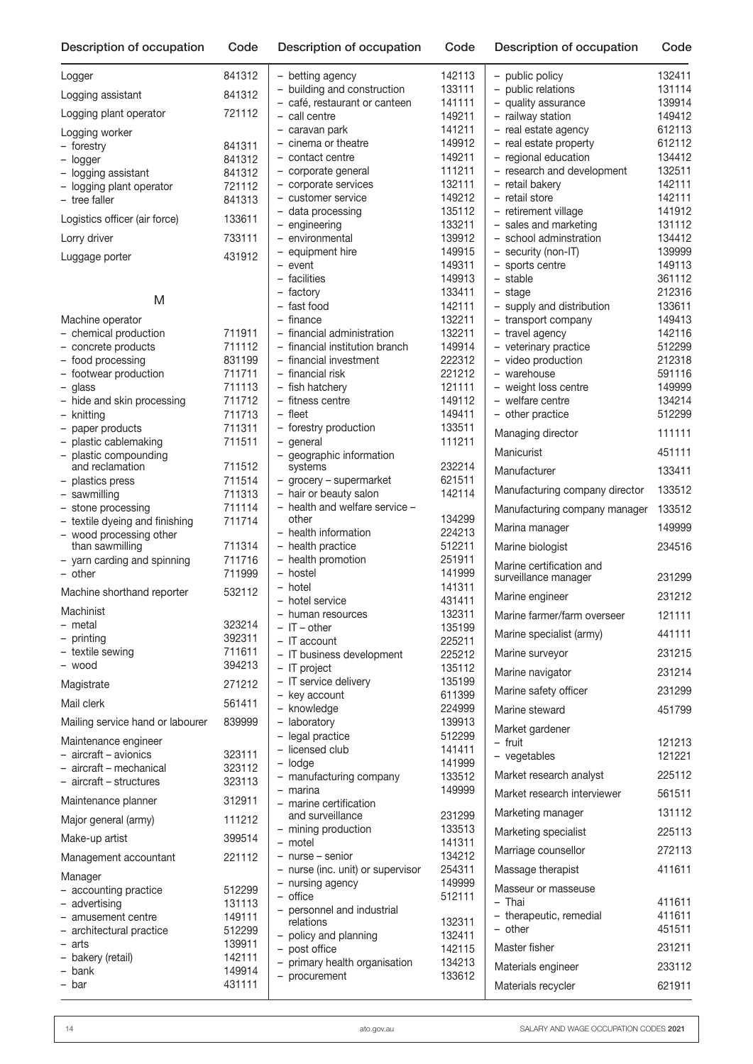| Description of occupation | Code |
|---|---|
| Logger | 841312 |
| Logging assistant | 841312 |
| Logging plant operator | 721112 |
| Logging worker | |
| – forestry | 841311 |
| – logger | 841312 |
| – logging assistant | 841312 |
| – logging plant operator | 721112 |
| – tree faller | 841313 |
| Logistics officer (air force) | 133611 |
| Lorry driver | 733111 |
| Luggage porter | 431912 |

## M

| Description of occupation | Code |
|---|---|
| Machine operator | |
| – chemical production | 711911 |
| – concrete products | 711112 |
| – food processing | 831199 |
| – footwear production | 711711 |
| – glass | 711113 |
| – hide and skin processing | 711712 |
| – knitting | 711713 |
| – paper products | 711311 |
| – plastic cablemaking | 711511 |
| – plastic compounding and reclamation | 711512 |
| – plastics press | 711514 |
| – sawmilling | 711313 |
| – stone processing | 711114 |
| – textile dyeing and finishing | 711714 |
| – wood processing other than sawmilling | 711314 |
| – yarn carding and spinning | 711716 |
| – other | 711999 |
| Machine shorthand reporter | 532112 |
| Machinist | |
| – metal | 323214 |
| – printing | 392311 |
| – textile sewing | 711611 |
| – wood | 394213 |
| Magistrate | 271212 |
| Mail clerk | 561411 |
| Mailing service hand or labourer | 839999 |
| Maintenance engineer | |
| – aircraft – avionics | 323111 |
| – aircraft – mechanical | 323112 |
| – aircraft – structures | 323113 |
| Maintenance planner | 312911 |
| Major general (army) | 111212 |
| Make-up artist | 399514 |
| Management accountant | 221112 |
| Manager | |
| – accounting practice | 512299 |
| – advertising | 131113 |
| – amusement centre | 149111 |
| – architectural practice | 512299 |
| – arts | 139911 |
| – bakery (retail) | 142111 |
| – bank | 149914 |
| – bar | 431111 |
| – betting agency | 142113 |
| – building and construction | 133111 |
| – café, restaurant or canteen | 141111 |
| – call centre | 149211 |
| – caravan park | 141211 |
| – cinema or theatre | 149912 |
| – contact centre | 149211 |
| – corporate general | 111211 |
| – corporate services | 132111 |
| – customer service | 149212 |
| – data processing | 135112 |
| – engineering | 133211 |
| – environmental | 139912 |
| – equipment hire | 149915 |
| – event | 149311 |
| – facilities | 149913 |
| – factory | 133411 |
| – fast food | 142111 |
| – finance | 132211 |
| – financial administration | 132211 |
| – financial institution branch | 149914 |
| – financial investment | 222312 |
| – financial risk | 221212 |
| – fish hatchery | 121111 |
| – fitness centre | 149112 |
| – fleet | 149411 |
| – forestry production | 133511 |
| – general | 111211 |
| – geographic information systems | 232214 |
| – grocery – supermarket | 621511 |
| – hair or beauty salon | 142114 |
| – health and welfare service – other | 134299 |
| – health information | 224213 |
| – health practice | 512211 |
| – health promotion | 251911 |
| – hostel | 141999 |
| – hotel | 141311 |
| – hotel service | 431411 |
| – human resources | 132311 |
| – IT – other | 135199 |
| – IT account | 225211 |
| – IT business development | 225212 |
| – IT project | 135112 |
| – IT service delivery | 135199 |
| – key account | 611399 |
| – knowledge | 224999 |
| – laboratory | 139913 |
| – legal practice | 512299 |
| – licensed club | 141411 |
| – lodge | 141999 |
| – manufacturing company | 133512 |
| – marina | 149999 |
| – marine certification and surveillance | 231299 |
| – mining production | 133513 |
| – motel | 141311 |
| – nurse – senior | 134212 |
| – nurse (inc. unit) or supervisor | 254311 |
| – nursing agency | 149999 |
| – office | 512111 |
| – personnel and industrial relations | 132311 |
| – policy and planning | 132411 |
| – post office | 142115 |
| – primary health organisation | 134213 |
| – procurement | 133612 |
| – public policy | 132411 |
| – public relations | 131114 |
| – quality assurance | 139914 |
| – railway station | 149412 |
| – real estate agency | 612113 |
| – real estate property | 612112 |
| – regional education | 134412 |
| – research and development | 132511 |
| – retail bakery | 142111 |
| – retail store | 142111 |
| – retirement village | 141912 |
| – sales and marketing | 131112 |
| – school adminstration | 134412 |
| – security (non-IT) | 139999 |
| – sports centre | 149113 |
| – stable | 361112 |
| – stage | 212316 |
| – supply and distribution | 133611 |
| – transport company | 149413 |
| – travel agency | 142116 |
| – veterinary practice | 512299 |
| – video production | 212318 |
| – warehouse | 591116 |
| – weight loss centre | 149999 |
| – welfare centre | 134214 |
| – other practice | 512299 |
| Managing director | 111111 |
| Manicurist | 451111 |
| Manufacturer | 133411 |
| Manufacturing company director | 133512 |
| Manufacturing company manager | 133512 |
| Marina manager | 149999 |
| Marine biologist | 234516 |
| Marine certification and surveillance manager | 231299 |
| Marine engineer | 231212 |
| Marine farmer/farm overseer | 121111 |
| Marine specialist (army) | 441111 |
| Marine surveyor | 231215 |
| Marine navigator | 231214 |
| Marine safety officer | 231299 |
| Marine steward | 451799 |
| Market gardener | |
| – fruit | 121213 |
| – vegetables | 121221 |
| Market research analyst | 225112 |
| Market research interviewer | 561511 |
| Marketing manager | 131112 |
| Marketing specialist | 225113 |
| Marriage counsellor | 272113 |
| Massage therapist | 411611 |
| Masseur or masseuse | |
| – Thai | 411611 |
| – therapeutic, remedial | 411611 |
| – other | 451511 |
| Master fisher | 231211 |
| Materials engineer | 233112 |
| Materials recycler | 621911 |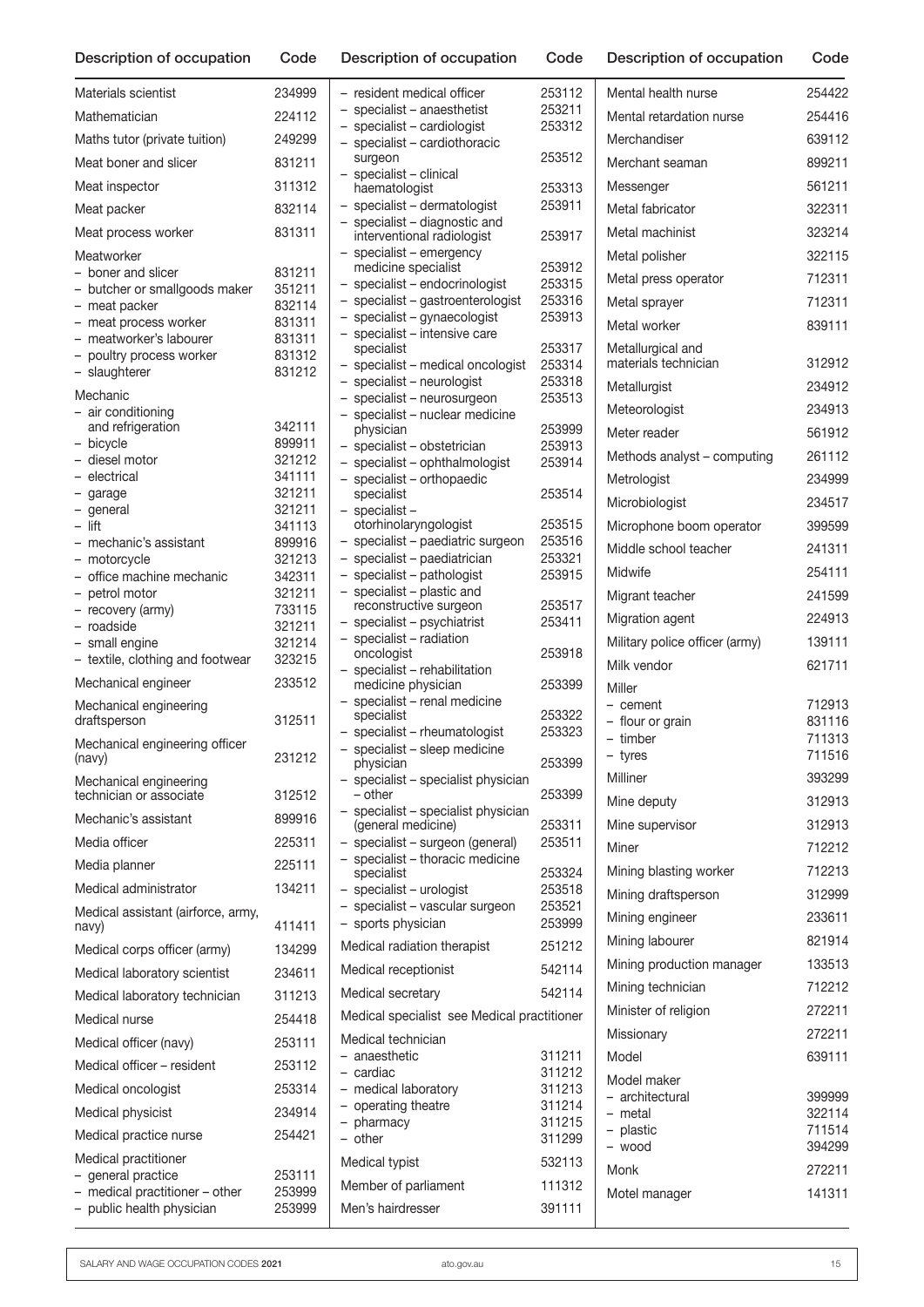| Description of occupation | Code |
|---|---|
| Materials scientist | 234999 |
| Mathematician | 224112 |
| Maths tutor (private tuition) | 249299 |
| Meat boner and slicer | 831211 |
| Meat inspector | 311312 |
| Meat packer | 832114 |
| Meat process worker | 831311 |
| Meatworker | |
| – boner and slicer | 831211 |
| – butcher or smallgoods maker | 351211 |
| – meat packer | 832114 |
| – meat process worker | 831311 |
| – meatworker's labourer | 831311 |
| – poultry process worker | 831312 |
| – slaughterer | 831212 |
| Mechanic | |
| – air conditioning and refrigeration | 342111 |
| – bicycle | 899911 |
| – diesel motor | 321212 |
| – electrical | 341111 |
| – garage | 321211 |
| – general | 321211 |
| – lift | 341113 |
| – mechanic's assistant | 899916 |
| – motorcycle | 321213 |
| – office machine mechanic | 342311 |
| – petrol motor | 321211 |
| – recovery (army) | 733115 |
| – roadside | 321211 |
| – small engine | 321214 |
| – textile, clothing and footwear | 323215 |
| Mechanical engineer | 233512 |
| Mechanical engineering draftsperson | 312511 |
| Mechanical engineering officer (navy) | 231212 |
| Mechanical engineering technician or associate | 312512 |
| Mechanic's assistant | 899916 |
| Media officer | 225311 |
| Media planner | 225111 |
| Medical administrator | 134211 |
| Medical assistant (airforce, army, navy) | 411411 |
| Medical corps officer (army) | 134299 |
| Medical laboratory scientist | 234611 |
| Medical laboratory technician | 311213 |
| Medical nurse | 254418 |
| Medical officer (navy) | 253111 |
| Medical officer – resident | 253112 |
| Medical oncologist | 253314 |
| Medical physicist | 234914 |
| Medical practice nurse | 254421 |
| Medical practitioner | |
| – general practice | 253111 |
| – medical practitioner – other | 253999 |
| – public health physician | 253999 |
| – resident medical officer | 253112 |
| – specialist – anaesthetist | 253211 |
| – specialist – cardiologist | 253312 |
| – specialist – cardiothoracic surgeon | 253512 |
| – specialist – clinical haematologist | 253313 |
| – specialist – dermatologist | 253911 |
| – specialist – diagnostic and interventional radiologist | 253917 |
| – specialist – emergency medicine specialist | 253912 |
| – specialist – endocrinologist | 253315 |
| – specialist – gastroenterologist | 253316 |
| – specialist – gynaecologist | 253913 |
| – specialist – intensive care specialist | 253317 |
| – specialist – medical oncologist | 253314 |
| – specialist – neurologist | 253318 |
| – specialist – neurosurgeon | 253513 |
| – specialist – nuclear medicine physician | 253999 |
| – specialist – obstetrician | 253913 |
| – specialist – ophthalmologist | 253914 |
| – specialist – orthopaedic specialist | 253514 |
| – specialist – otorhinolaryngologist | 253515 |
| – specialist – paediatric surgeon | 253516 |
| – specialist – paediatrician | 253321 |
| – specialist – pathologist | 253915 |
| – specialist – plastic and reconstructive surgeon | 253517 |
| – specialist – psychiatrist | 253411 |
| – specialist – radiation oncologist | 253918 |
| – specialist – rehabilitation medicine physician | 253399 |
| – specialist – renal medicine specialist | 253322 |
| – specialist – rheumatologist | 253323 |
| – specialist – sleep medicine physician | 253399 |
| – specialist – specialist physician – other | 253399 |
| – specialist – specialist physician (general medicine) | 253311 |
| – specialist – surgeon (general) | 253511 |
| – specialist – thoracic medicine specialist | 253324 |
| – specialist – urologist | 253518 |
| – specialist – vascular surgeon | 253521 |
| – sports physician | 253999 |
| Medical radiation therapist | 251212 |
| Medical receptionist | 542114 |
| Medical secretary | 542114 |
| Medical specialist see Medical practitioner | |
| Medical technician | |
| – anaesthetic | 311211 |
| – cardiac | 311212 |
| – medical laboratory | 311213 |
| – operating theatre | 311214 |
| – pharmacy | 311215 |
| – other | 311299 |
| Medical typist | 532113 |
| Member of parliament | 111312 |
| Men's hairdresser | 391111 |
| Mental health nurse | 254422 |
| Mental retardation nurse | 254416 |
| Merchandiser | 639112 |
| Merchant seaman | 899211 |
| Messenger | 561211 |
| Metal fabricator | 322311 |
| Metal machinist | 323214 |
| Metal polisher | 322115 |
| Metal press operator | 712311 |
| Metal sprayer | 712311 |
| Metal worker | 839111 |
| Metallurgical and materials technician | 312912 |
| Metallurgist | 234912 |
| Meteorologist | 234913 |
| Meter reader | 561912 |
| Methods analyst – computing | 261112 |
| Metrologist | 234999 |
| Microbiologist | 234517 |
| Microphone boom operator | 399599 |
| Middle school teacher | 241311 |
| Midwife | 254111 |
| Migrant teacher | 241599 |
| Migration agent | 224913 |
| Military police officer (army) | 139111 |
| Milk vendor | 621711 |
| Miller | |
| – cement | 712913 |
| – flour or grain | 831116 |
| – timber | 711313 |
| – tyres | 711516 |
| Milliner | 393299 |
| Mine deputy | 312913 |
| Mine supervisor | 312913 |
| Miner | 712212 |
| Mining blasting worker | 712213 |
| Mining draftsperson | 312999 |
| Mining engineer | 233611 |
| Mining labourer | 821914 |
| Mining production manager | 133513 |
| Mining technician | 712212 |
| Minister of religion | 272211 |
| Missionary | 272211 |
| Model | 639111 |
| Model maker | |
| – architectural | 399999 |
| – metal | 322114 |
| – plastic | 711514 |
| – wood | 394299 |
| Monk | 272211 |
| Motel manager | 141311 |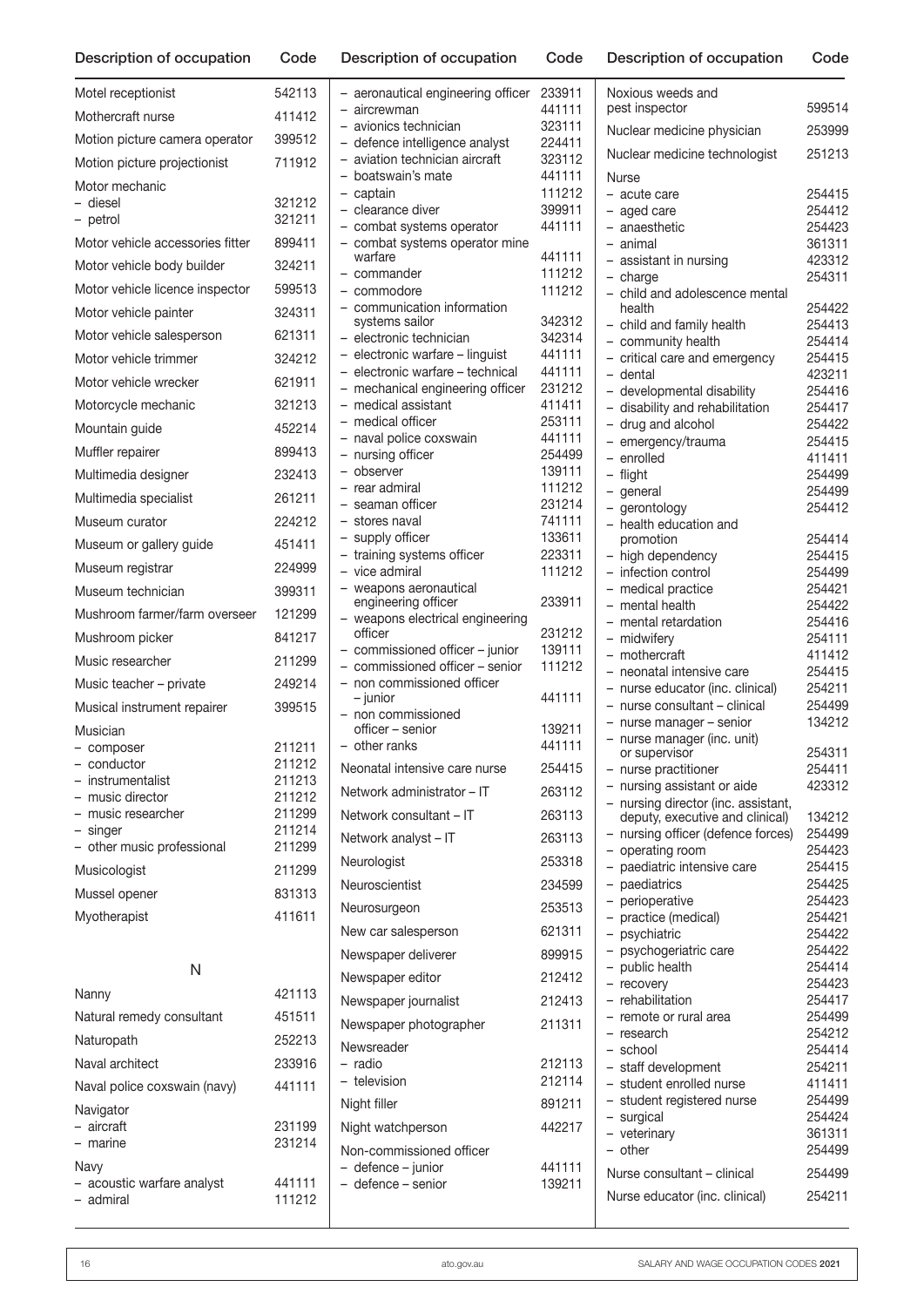| Description of occupation | Code |
|---|---|
| Motel receptionist | 542113 |
| Mothercraft nurse | 411412 |
| Motion picture camera operator | 399512 |
| Motion picture projectionist | 711912 |
| Motor mechanic | |
| – diesel | 321212 |
| – petrol | 321211 |
| Motor vehicle accessories fitter | 899411 |
| Motor vehicle body builder | 324211 |
| Motor vehicle licence inspector | 599513 |
| Motor vehicle painter | 324311 |
| Motor vehicle salesperson | 621311 |
| Motor vehicle trimmer | 324212 |
| Motor vehicle wrecker | 621911 |
| Motorcycle mechanic | 321213 |
| Mountain guide | 452214 |
| Muffler repairer | 899413 |
| Multimedia designer | 232413 |
| Multimedia specialist | 261211 |
| Museum curator | 224212 |
| Museum or gallery guide | 451411 |
| Museum registrar | 224999 |
| Museum technician | 399311 |
| Mushroom farmer/farm overseer | 121299 |
| Mushroom picker | 841217 |
| Music researcher | 211299 |
| Music teacher – private | 249214 |
| Musical instrument repairer | 399515 |
| Musician | |
| – composer | 211211 |
| – conductor | 211212 |
| – instrumentalist | 211213 |
| – music director | 211212 |
| – music researcher | 211299 |
| – singer | 211214 |
| – other music professional | 211299 |
| Musicologist | 211299 |
| Mussel opener | 831313 |
| Myotherapist | 411611 |

N

| Description of occupation | Code |
|---|---|
| Nanny | 421113 |
| Natural remedy consultant | 451511 |
| Naturopath | 252213 |
| Naval architect | 233916 |
| Naval police coxswain (navy) | 441111 |
| Navigator | |
| – aircraft | 231199 |
| – marine | 231214 |
| Navy | |
| – acoustic warfare analyst | 441111 |
| – admiral | 111212 |
| – aeronautical engineering officer | 233911 |
| – aircrewman | 441111 |
| – avionics technician | 323111 |
| – defence intelligence analyst | 224411 |
| – aviation technician aircraft | 323112 |
| – boatswain's mate | 441111 |
| – captain | 111212 |
| – clearance diver | 399911 |
| – combat systems operator | 441111 |
| – combat systems operator mine warfare | 441111 |
| – commander | 111212 |
| – commodore | 111212 |
| – communication information systems sailor | 342312 |
| – electronic technician | 342314 |
| – electronic warfare – linguist | 441111 |
| – electronic warfare – technical | 441111 |
| – mechanical engineering officer | 231212 |
| – medical assistant | 411411 |
| – medical officer | 253111 |
| – naval police coxswain | 441111 |
| – nursing officer | 254499 |
| – observer | 139111 |
| – rear admiral | 111212 |
| – seaman officer | 231214 |
| – stores naval | 741111 |
| – supply officer | 133611 |
| – training systems officer | 223311 |
| – vice admiral | 111212 |
| – weapons aeronautical engineering officer | 233911 |
| – weapons electrical engineering officer | 231212 |
| – commissioned officer – junior | 139111 |
| – commissioned officer – senior | 111212 |
| – non commissioned officer – junior | 441111 |
| – non commissioned officer – senior | 139211 |
| – other ranks | 441111 |
| Neonatal intensive care nurse | 254415 |
| Network administrator – IT | 263112 |
| Network consultant – IT | 263113 |
| Network analyst – IT | 263113 |
| Neurologist | 253318 |
| Neuroscientist | 234599 |
| Neurosurgeon | 253513 |
| New car salesperson | 621311 |
| Newspaper deliverer | 899915 |
| Newspaper editor | 212412 |
| Newspaper journalist | 212413 |
| Newspaper photographer | 211311 |
| Newsreader | |
| – radio | 212113 |
| – television | 212114 |
| Night filler | 891211 |
| Night watchperson | 442217 |
| Non-commissioned officer | |
| – defence – junior | 441111 |
| – defence – senior | 139211 |
| Noxious weeds and pest inspector | 599514 |
| Nuclear medicine physician | 253999 |
| Nuclear medicine technologist | 251213 |
| Nurse | |
| – acute care | 254415 |
| – aged care | 254412 |
| – anaesthetic | 254423 |
| – animal | 361311 |
| – assistant in nursing | 423312 |
| – charge | 254311 |
| – child and adolescence mental health | 254422 |
| – child and family health | 254413 |
| – community health | 254414 |
| – critical care and emergency | 254415 |
| – dental | 423211 |
| – developmental disability | 254416 |
| – disability and rehabilitation | 254417 |
| – drug and alcohol | 254422 |
| – emergency/trauma | 254415 |
| – enrolled | 411411 |
| – flight | 254499 |
| – general | 254499 |
| – gerontology | 254412 |
| – health education and promotion | 254414 |
| – high dependency | 254415 |
| – infection control | 254499 |
| – medical practice | 254421 |
| – mental health | 254422 |
| – mental retardation | 254416 |
| – midwifery | 254111 |
| – mothercraft | 411412 |
| – neonatal intensive care | 254415 |
| – nurse educator (inc. clinical) | 254211 |
| – nurse consultant – clinical | 254499 |
| – nurse manager – senior | 134212 |
| – nurse manager (inc. unit) or supervisor | 254311 |
| – nurse practitioner | 254411 |
| – nursing assistant or aide | 423312 |
| – nursing director (inc. assistant, deputy, executive and clinical) | 134212 |
| – nursing officer (defence forces) | 254499 |
| – operating room | 254423 |
| – paediatric intensive care | 254415 |
| – paediatrics | 254425 |
| – perioperative | 254423 |
| – practice (medical) | 254421 |
| – psychiatric | 254422 |
| – psychogeriatric care | 254422 |
| – public health | 254414 |
| – recovery | 254423 |
| – rehabilitation | 254417 |
| – remote or rural area | 254499 |
| – research | 254212 |
| – school | 254414 |
| – staff development | 254211 |
| – student enrolled nurse | 411411 |
| – student registered nurse | 254499 |
| – surgical | 254424 |
| – veterinary | 361311 |
| – other | 254499 |
| Nurse consultant – clinical | 254499 |
| Nurse educator (inc. clinical) | 254211 |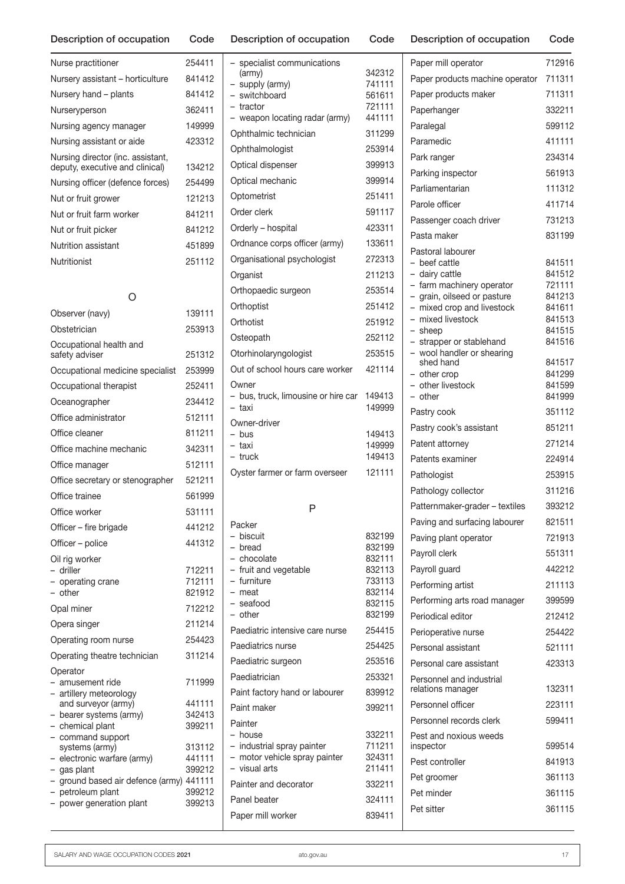| Description of occupation | Code |
|---|---|
| Nurse practitioner | 254411 |
| Nursery assistant – horticulture | 841412 |
| Nursery hand – plants | 841412 |
| Nurseryperson | 362411 |
| Nursing agency manager | 149999 |
| Nursing assistant or aide | 423312 |
| Nursing director (inc. assistant, deputy, executive and clinical) | 134212 |
| Nursing officer (defence forces) | 254499 |
| Nut or fruit grower | 121213 |
| Nut or fruit farm worker | 841211 |
| Nut or fruit picker | 841212 |
| Nutrition assistant | 451899 |
| Nutritionist | 251112 |

## O

| Description of occupation | Code |
|---|---|
| Observer (navy) | 139111 |
| Obstetrician | 253913 |
| Occupational health and safety adviser | 251312 |
| Occupational medicine specialist | 253999 |
| Occupational therapist | 252411 |
| Oceanographer | 234412 |
| Office administrator | 512111 |
| Office cleaner | 811211 |
| Office machine mechanic | 342311 |
| Office manager | 512111 |
| Office secretary or stenographer | 521211 |
| Office trainee | 561999 |
| Office worker | 531111 |
| Officer – fire brigade | 441212 |
| Officer – police | 441312 |
| Oil rig worker | |
| – driller | 712211 |
| – operating crane | 712111 |
| – other | 821912 |
| Opal miner | 712212 |
| Opera singer | 211214 |
| Operating room nurse | 254423 |
| Operating theatre technician | 311214 |
| Operator | |
| – amusement ride | 711999 |
| – artillery meteorology and surveyor (army) | 441111 |
| – bearer systems (army) | 342413 |
| – chemical plant | 399211 |
| – command support systems (army) | 313112 |
| – electronic warfare (army) | 441111 |
| – gas plant | 399212 |
| – ground based air defence (army) | 441111 |
| – petroleum plant | 399212 |
| – power generation plant | 399213 |
| – specialist communications (army) | 342312 |
| – supply (army) | 741111 |
| – switchboard | 561611 |
| – tractor | 721111 |
| – weapon locating radar (army) | 441111 |
| Ophthalmic technician | 311299 |
| Ophthalmologist | 253914 |
| Optical dispenser | 399913 |
| Optical mechanic | 399914 |
| Optometrist | 251411 |
| Order clerk | 591117 |
| Orderly – hospital | 423311 |
| Ordnance corps officer (army) | 133611 |
| Organisational psychologist | 272313 |
| Organist | 211213 |
| Orthopaedic surgeon | 253514 |
| Orthoptist | 251412 |
| Orthotist | 251912 |
| Osteopath | 252112 |
| Otorhinolaryngologist | 253515 |
| Out of school hours care worker | 421114 |
| Owner | |
| – bus, truck, limousine or hire car | 149413 |
| – taxi | 149999 |
| Owner-driver | |
| – bus | 149413 |
| – taxi | 149999 |
| – truck | 149413 |
| Oyster farmer or farm overseer | 121111 |

## P

| Description of occupation | Code |
|---|---|
| Packer | |
| – biscuit | 832199 |
| – bread | 832199 |
| – chocolate | 832111 |
| – fruit and vegetable | 832113 |
| – furniture | 733113 |
| – meat | 832114 |
| – seafood | 832115 |
| – other | 832199 |
| Paediatric intensive care nurse | 254415 |
| Paediatrics nurse | 254425 |
| Paediatric surgeon | 253516 |
| Paediatrician | 253321 |
| Paint factory hand or labourer | 839912 |
| Paint maker | 399211 |
| Painter | |
| – house | 332211 |
| – industrial spray painter | 711211 |
| – motor vehicle spray painter | 324311 |
| – visual arts | 211411 |
| Painter and decorator | 332211 |
| Panel beater | 324111 |
| Paper mill worker | 839411 |
| Paper mill operator | 712916 |
| Paper products machine operator | 711311 |
| Paper products maker | 711311 |
| Paperhanger | 332211 |
| Paralegal | 599112 |
| Paramedic | 411111 |
| Park ranger | 234314 |
| Parking inspector | 561913 |
| Parliamentarian | 111312 |
| Parole officer | 411714 |
| Passenger coach driver | 731213 |
| Pasta maker | 831199 |
| Pastoral labourer | |
| – beef cattle | 841511 |
| – dairy cattle | 841512 |
| – farm machinery operator | 721111 |
| – grain, oilseed or pasture | 841213 |
| – mixed crop and livestock | 841611 |
| – mixed livestock | 841513 |
| – sheep | 841515 |
| – strapper or stablehand | 841516 |
| – wool handler or shearing shed hand | 841517 |
| – other crop | 841299 |
| – other livestock | 841599 |
| – other | 841999 |
| Pastry cook | 351112 |
| Pastry cook's assistant | 851211 |
| Patent attorney | 271214 |
| Patents examiner | 224914 |
| Pathologist | 253915 |
| Pathology collector | 311216 |
| Patternmaker-grader – textiles | 393212 |
| Paving and surfacing labourer | 821511 |
| Paving plant operator | 721913 |
| Payroll clerk | 551311 |
| Payroll guard | 442212 |
| Performing artist | 211113 |
| Performing arts road manager | 399599 |
| Periodical editor | 212412 |
| Perioperative nurse | 254422 |
| Personal assistant | 521111 |
| Personal care assistant | 423313 |
| Personnel and industrial relations manager | 132311 |
| Personnel officer | 223111 |
| Personnel records clerk | 599411 |
| Pest and noxious weeds inspector | 599514 |
| Pest controller | 841913 |
| Pet groomer | 361113 |
| Pet minder | 361115 |
| Pet sitter | 361115 |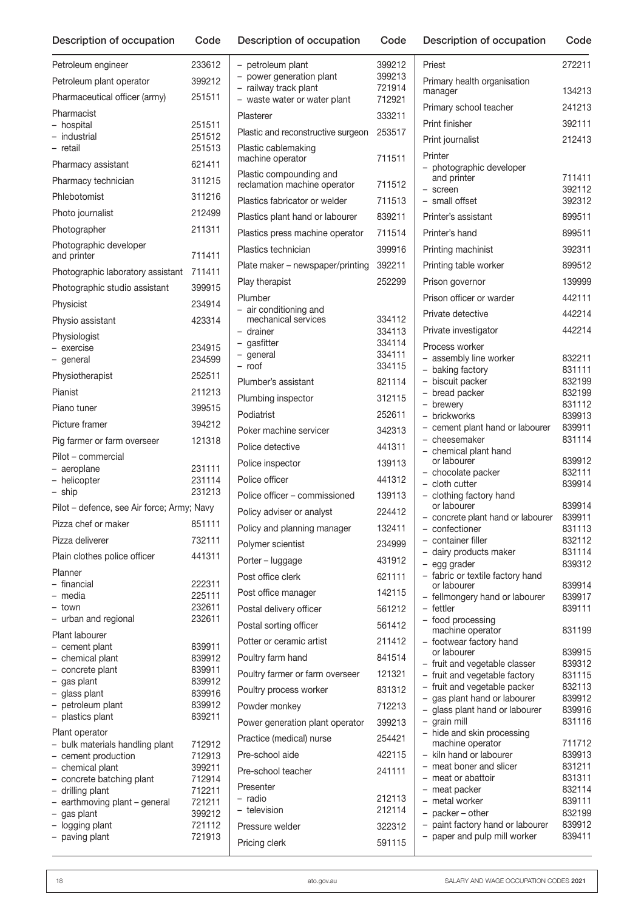| Description of occupation | Code |
|---|---|
| Petroleum engineer | 233612 |
| Petroleum plant operator | 399212 |
| Pharmaceutical officer (army) | 251511 |
| Pharmacist | |
| – hospital | 251511 |
| – industrial | 251512 |
| – retail | 251513 |
| Pharmacy assistant | 621411 |
| Pharmacy technician | 311215 |
| Phlebotomist | 311216 |
| Photo journalist | 212499 |
| Photographer | 211311 |
| Photographic developer and printer | 711411 |
| Photographic laboratory assistant | 711411 |
| Photographic studio assistant | 399915 |
| Physicist | 234914 |
| Physio assistant | 423314 |
| Physiologist | |
| – exercise | 234915 |
| – general | 234599 |
| Physiotherapist | 252511 |
| Pianist | 211213 |
| Piano tuner | 399515 |
| Picture framer | 394212 |
| Pig farmer or farm overseer | 121318 |
| Pilot – commercial | |
| – aeroplane | 231111 |
| – helicopter | 231114 |
| – ship | 231213 |
| Pilot – defence, see Air force; Army; Navy | |
| Pizza chef or maker | 851111 |
| Pizza deliverer | 732111 |
| Plain clothes police officer | 441311 |
| Planner | |
| – financial | 222311 |
| – media | 225111 |
| – town | 232611 |
| – urban and regional | 232611 |
| Plant labourer | |
| – cement plant | 839911 |
| – chemical plant | 839912 |
| – concrete plant | 839911 |
| – gas plant | 839912 |
| – glass plant | 839916 |
| – petroleum plant | 839912 |
| – plastics plant | 839211 |
| Plant operator | |
| – bulk materials handling plant | 712912 |
| – cement production | 712913 |
| – chemical plant | 399211 |
| – concrete batching plant | 712914 |
| – drilling plant | 712211 |
| – earthmoving plant – general | 721211 |
| – gas plant | 399212 |
| – logging plant | 721112 |
| – paving plant | 721913 |
| – petroleum plant | 399212 |
| – power generation plant | 399213 |
| – railway track plant | 721914 |
| – waste water or water plant | 712921 |
| Plasterer | 333211 |
| Plastic and reconstructive surgeon | 253517 |
| Plastic cablemaking machine operator | 711511 |
| Plastic compounding and reclamation machine operator | 711512 |
| Plastics fabricator or welder | 711513 |
| Plastics plant hand or labourer | 839211 |
| Plastics press machine operator | 711514 |
| Plastics technician | 399916 |
| Plate maker – newspaper/printing | 392211 |
| Play therapist | 252299 |
| Plumber | |
| – air conditioning and mechanical services | 334112 |
| – drainer | 334113 |
| – gasfitter | 334114 |
| – general | 334111 |
| – roof | 334115 |
| Plumber's assistant | 821114 |
| Plumbing inspector | 312115 |
| Podiatrist | 252611 |
| Poker machine servicer | 342313 |
| Police detective | 441311 |
| Police inspector | 139113 |
| Police officer | 441312 |
| Police officer – commissioned | 139113 |
| Policy adviser or analyst | 224412 |
| Policy and planning manager | 132411 |
| Polymer scientist | 234999 |
| Porter – luggage | 431912 |
| Post office clerk | 621111 |
| Post office manager | 142115 |
| Postal delivery officer | 561212 |
| Postal sorting officer | 561412 |
| Potter or ceramic artist | 211412 |
| Poultry farm hand | 841514 |
| Poultry farmer or farm overseer | 121321 |
| Poultry process worker | 831312 |
| Powder monkey | 712213 |
| Power generation plant operator | 399213 |
| Practice (medical) nurse | 254421 |
| Pre-school aide | 422115 |
| Pre-school teacher | 241111 |
| Presenter | |
| – radio | 212113 |
| – television | 212114 |
| Pressure welder | 322312 |
| Pricing clerk | 591115 |
| Priest | 272211 |
| Primary health organisation manager | 134213 |
| Primary school teacher | 241213 |
| Print finisher | 392111 |
| Print journalist | 212413 |
| Printer | |
| – photographic developer and printer | 711411 |
| – screen | 392112 |
| – small offset | 392312 |
| Printer's assistant | 899511 |
| Printer's hand | 899511 |
| Printing machinist | 392311 |
| Printing table worker | 899512 |
| Prison governor | 139999 |
| Prison officer or warder | 442111 |
| Private detective | 442214 |
| Private investigator | 442214 |
| Process worker | |
| – assembly line worker | 832211 |
| – baking factory | 831111 |
| – biscuit packer | 832199 |
| – bread packer | 832199 |
| – brewery | 831112 |
| – brickworks | 839913 |
| – cement plant hand or labourer | 839911 |
| – cheesemaker | 831114 |
| – chemical plant hand or labourer | 839912 |
| – chocolate packer | 832111 |
| – cloth cutter | 839914 |
| – clothing factory hand or labourer | 839914 |
| – concrete plant hand or labourer | 839911 |
| – confectioner | 831113 |
| – container filler | 832112 |
| – dairy products maker | 831114 |
| – egg grader | 839312 |
| – fabric or textile factory hand or labourer | 839914 |
| – fellmongery hand or labourer | 839917 |
| – fettler | 839111 |
| – food processing machine operator | 831199 |
| – footwear factory hand or labourer | 839915 |
| – fruit and vegetable classer | 839312 |
| – fruit and vegetable factory | 831115 |
| – fruit and vegetable packer | 832113 |
| – gas plant hand or labourer | 839912 |
| – glass plant hand or labourer | 839916 |
| – grain mill | 831116 |
| – hide and skin processing machine operator | 711712 |
| – kiln hand or labourer | 839913 |
| – meat boner and slicer | 831211 |
| – meat or abattoir | 831311 |
| – meat packer | 832114 |
| – metal worker | 839111 |
| – packer – other | 832199 |
| – paint factory hand or labourer | 839912 |
| – paper and pulp mill worker | 839411 |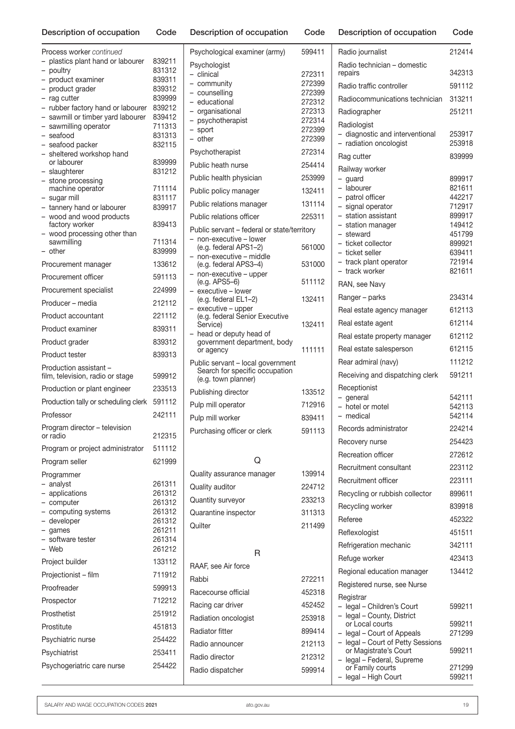| Description of occupation | Code |
|---|---|
| Process worker *continued* | |
| – plastics plant hand or labourer | 839211 |
| – poultry | 831312 |
| – product examiner | 839311 |
| – product grader | 839312 |
| – rag cutter | 839999 |
| – rubber factory hand or labourer | 839212 |
| – sawmill or timber yard labourer | 839412 |
| – sawmilling operator | 711313 |
| – seafood | 831313 |
| – seafood packer | 832115 |
| – sheltered workshop hand or labourer | 839999 |
| – slaughterer | 831212 |
| – stone processing machine operator | 711114 |
| – sugar mill | 831117 |
| – tannery hand or labourer | 839917 |
| – wood and wood products factory worker | 839413 |
| – wood processing other than sawmilling | 711314 |
| – other | 839999 |
| Procurement manager | 133612 |
| Procurement officer | 591113 |
| Procurement specialist | 224999 |
| Producer – media | 212112 |
| Product accountant | 221112 |
| Product examiner | 839311 |
| Product grader | 839312 |
| Product tester | 839313 |
| Production assistant – film, television, radio or stage | 599912 |
| Production or plant engineer | 233513 |
| Production tally or scheduling clerk | 591112 |
| Professor | 242111 |
| Program director – television or radio | 212315 |
| Program or project administrator | 511112 |
| Program seller | 621999 |
| Programmer | |
| – analyst | 261311 |
| – applications | 261312 |
| – computer | 261312 |
| – computing systems | 261312 |
| – developer | 261312 |
| – games | 261211 |
| – software tester | 261314 |
| – Web | 261212 |
| Project builder | 133112 |
| Projectionist – film | 711912 |
| Proofreader | 599913 |
| Prospector | 712212 |
| Prosthetist | 251912 |
| Prostitute | 451813 |
| Psychiatric nurse | 254422 |
| Psychiatrist | 253411 |
| Psychogeriatric care nurse | 254422 |
| Psychological examiner (army) | 599411 |
| Psychologist | |
| – clinical | 272311 |
| – community | 272399 |
| – counselling | 272399 |
| – educational | 272312 |
| – organisational | 272313 |
| – psychotherapist | 272314 |
| – sport | 272399 |
| – other | 272399 |
| Psychotherapist | 272314 |
| Public heath nurse | 254414 |
| Public health physician | 253999 |
| Public policy manager | 132411 |
| Public relations manager | 131114 |
| Public relations officer | 225311 |
| Public servant – federal or state/territory | |
| – non-executive – lower (e.g. federal APS1–2) | 561000 |
| – non-executive – middle (e.g. federal APS3–4) | 531000 |
| – non-executive – upper (e.g. APS5–6) | 511112 |
| – executive – lower (e.g. federal EL1–2) | 132411 |
| – executive – upper (e.g. federal Senior Executive Service) | 132411 |
| – head or deputy head of government department, body or agency | 111111 |
| Public servant – local government Search for specific occupation (e.g. town planner) | |
| Publishing director | 133512 |
| Pulp mill operator | 712916 |
| Pulp mill worker | 839411 |
| Purchasing officer or clerk | 591113 |
| **Q** | |
| Quality assurance manager | 139914 |
| Quality auditor | 224712 |
| Quantity surveyor | 233213 |
| Quarantine inspector | 311313 |
| Quilter | 211499 |
| **R** | |
| RAAF, see Air force | |
| Rabbi | 272211 |
| Racecourse official | 452318 |
| Racing car driver | 452452 |
| Radiation oncologist | 253918 |
| Radiator fitter | 899414 |
| Radio announcer | 212113 |
| Radio director | 212312 |
| Radio dispatcher | 599914 |
| Radio journalist | 212414 |
| Radio technician – domestic repairs | 342313 |
| Radio traffic controller | 591112 |
| Radiocommunications technician | 313211 |
| Radiographer | 251211 |
| Radiologist | |
| – diagnostic and interventional | 253917 |
| – radiation oncologist | 253918 |
| Rag cutter | 839999 |
| Railway worker | |
| – guard | 899917 |
| – labourer | 821611 |
| – patrol officer | 442217 |
| – signal operator | 712917 |
| – station assistant | 899917 |
| – station manager | 149412 |
| – steward | 451799 |
| – ticket collector | 899921 |
| – ticket seller | 639411 |
| – track plant operator | 721914 |
| – track worker | 821611 |
| RAN, see Navy | |
| Ranger – parks | 234314 |
| Real estate agency manager | 612113 |
| Real estate agent | 612114 |
| Real estate property manager | 612112 |
| Real estate salesperson | 612115 |
| Rear admiral (navy) | 111212 |
| Receiving and dispatching clerk | 591211 |
| Receptionist | |
| – general | 542111 |
| – hotel or motel | 542113 |
| – medical | 542114 |
| Records administrator | 224214 |
| Recovery nurse | 254423 |
| Recreation officer | 272612 |
| Recruitment consultant | 223112 |
| Recruitment officer | 223111 |
| Recycling or rubbish collector | 899611 |
| Recycling worker | 839918 |
| Referee | 452322 |
| Reflexologist | 451511 |
| Refrigeration mechanic | 342111 |
| Refuge worker | 423413 |
| Regional education manager | 134412 |
| Registered nurse, see Nurse | |
| Registrar | |
| – legal – Children's Court | 599211 |
| – legal – County, District or Local courts | 599211 |
| – legal – Court of Appeals | 271299 |
| – legal – Court of Petty Sessions or Magistrate's Court | 599211 |
| – legal – Federal, Supreme or Family courts | 271299 |
| – legal – High Court | 599211 |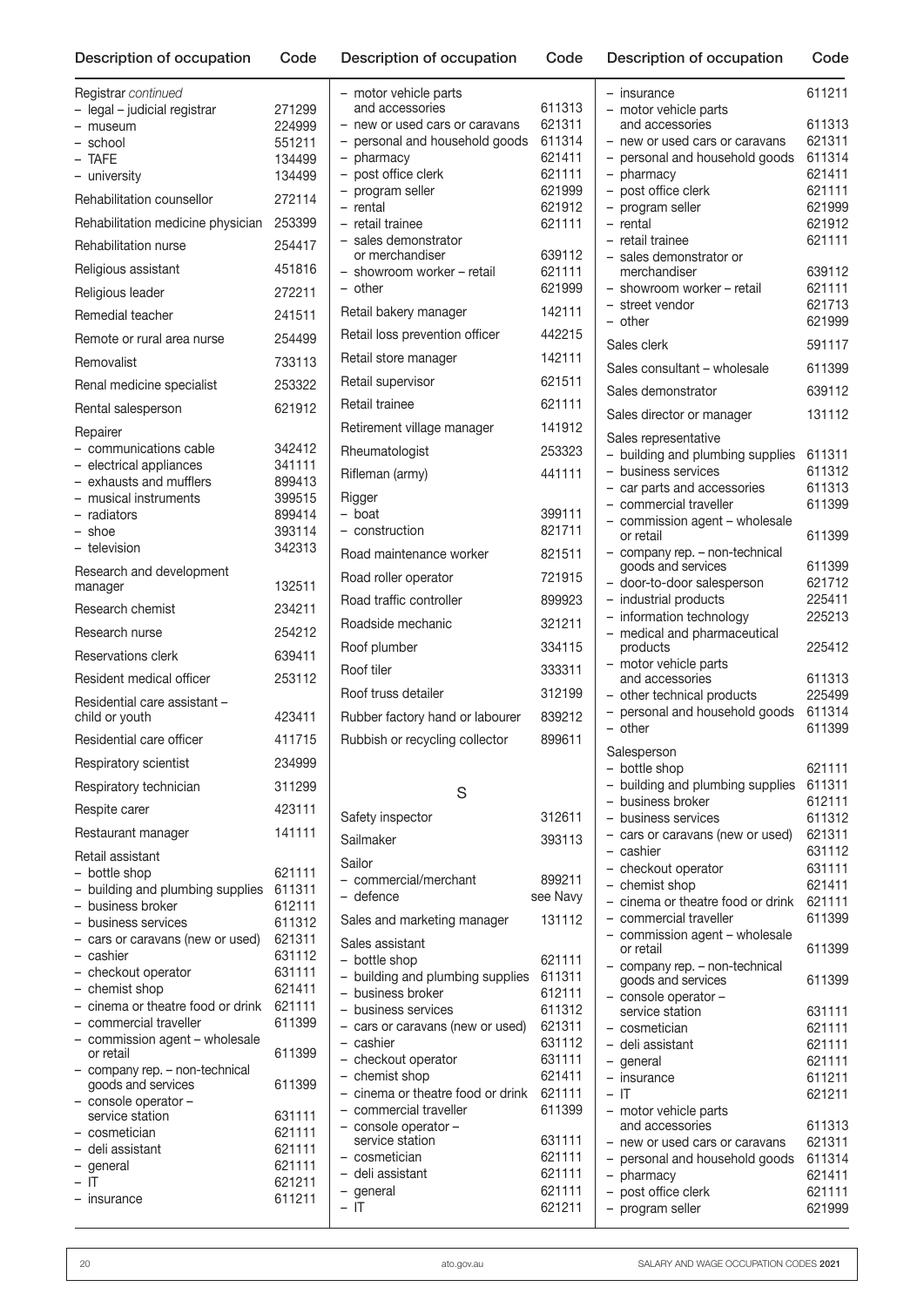| Description of occupation | Code |
|---|---|
| Registrar *continued* | |
| – legal – judicial registrar | 271299 |
| – museum | 224999 |
| – school | 551211 |
| – TAFE | 134499 |
| – university | 134499 |
| Rehabilitation counsellor | 272114 |
| Rehabilitation medicine physician | 253399 |
| Rehabilitation nurse | 254417 |
| Religious assistant | 451816 |
| Religious leader | 272211 |
| Remedial teacher | 241511 |
| Remote or rural area nurse | 254499 |
| Removalist | 733113 |
| Renal medicine specialist | 253322 |
| Rental salesperson | 621912 |
| Repairer | |
| – communications cable | 342412 |
| – electrical appliances | 341111 |
| – exhausts and mufflers | 899413 |
| – musical instruments | 399515 |
| – radiators | 899414 |
| – shoe | 393114 |
| – television | 342313 |
| Research and development manager | 132511 |
| Research chemist | 234211 |
| Research nurse | 254212 |
| Reservations clerk | 639411 |
| Resident medical officer | 253112 |
| Residential care assistant – child or youth | 423411 |
| Residential care officer | 411715 |
| Respiratory scientist | 234999 |
| Respiratory technician | 311299 |
| Respite carer | 423111 |
| Restaurant manager | 141111 |
| Retail assistant | |
| – bottle shop | 621111 |
| – building and plumbing supplies | 611311 |
| – business broker | 612111 |
| – business services | 611312 |
| – cars or caravans (new or used) | 621311 |
| – cashier | 631112 |
| – checkout operator | 631111 |
| – chemist shop | 621411 |
| – cinema or theatre food or drink | 621111 |
| – commercial traveller | 611399 |
| – commission agent – wholesale or retail | 611399 |
| – company rep. – non-technical goods and services | 611399 |
| – console operator – service station | 631111 |
| – cosmetician | 621111 |
| – deli assistant | 621111 |
| – general | 621111 |
| – IT | 621211 |
| – insurance | 611211 |
| – motor vehicle parts and accessories | 611313 |
| – new or used cars or caravans | 621311 |
| – personal and household goods | 611314 |
| – pharmacy | 621411 |
| – post office clerk | 621111 |
| – program seller | 621999 |
| – rental | 621912 |
| – retail trainee | 621111 |
| – sales demonstrator or merchandiser | 639112 |
| – showroom worker – retail | 621111 |
| – other | 621999 |
| Retail bakery manager | 142111 |
| Retail loss prevention officer | 442215 |
| Retail store manager | 142111 |
| Retail supervisor | 621511 |
| Retail trainee | 621111 |
| Retirement village manager | 141912 |
| Rheumatologist | 253323 |
| Rifleman (army) | 441111 |
| Rigger | |
| – boat | 399111 |
| – construction | 821711 |
| Road maintenance worker | 821511 |
| Road roller operator | 721915 |
| Road traffic controller | 899923 |
| Roadside mechanic | 321211 |
| Roof plumber | 334115 |
| Roof tiler | 333311 |
| Roof truss detailer | 312199 |
| Rubber factory hand or labourer | 839212 |
| Rubbish or recycling collector | 899611 |

## S

| Description of occupation | Code |
|---|---|
| Safety inspector | 312611 |
| Sailmaker | 393113 |
| Sailor | |
| – commercial/merchant | 899211 |
| – defence | see Navy |
| Sales and marketing manager | 131112 |
| Sales assistant | |
| – bottle shop | 621111 |
| – building and plumbing supplies | 611311 |
| – business broker | 612111 |
| – business services | 611312 |
| – cars or caravans (new or used) | 621311 |
| – cashier | 631112 |
| – checkout operator | 631111 |
| – chemist shop | 621411 |
| – cinema or theatre food or drink | 621111 |
| – commercial traveller | 611399 |
| – console operator – service station | 631111 |
| – cosmetician | 621111 |
| – deli assistant | 621111 |
| – general | 621111 |
| – IT | 621211 |
| – insurance | 611211 |
| – motor vehicle parts and accessories | 611313 |
| – new or used cars or caravans | 621311 |
| – personal and household goods | 611314 |
| – pharmacy | 621411 |
| – post office clerk | 621111 |
| – program seller | 621999 |
| – rental | 621912 |
| – retail trainee | 621111 |
| – sales demonstrator or merchandiser | 639112 |
| – showroom worker – retail | 621111 |
| – street vendor | 621713 |
| – other | 621999 |
| Sales clerk | 591117 |
| Sales consultant – wholesale | 611399 |
| Sales demonstrator | 639112 |
| Sales director or manager | 131112 |
| Sales representative | |
| – building and plumbing supplies | 611311 |
| – business services | 611312 |
| – car parts and accessories | 611313 |
| – commercial traveller | 611399 |
| – commission agent – wholesale or retail | 611399 |
| – company rep. – non-technical goods and services | 611399 |
| – door-to-door salesperson | 621712 |
| – industrial products | 225411 |
| – information technology | 225213 |
| – medical and pharmaceutical products | 225412 |
| – motor vehicle parts and accessories | 611313 |
| – other technical products | 225499 |
| – personal and household goods | 611314 |
| – other | 611399 |
| Salesperson | |
| – bottle shop | 621111 |
| – building and plumbing supplies | 611311 |
| – business broker | 612111 |
| – business services | 611312 |
| – cars or caravans (new or used) | 621311 |
| – cashier | 631112 |
| – checkout operator | 631111 |
| – chemist shop | 621411 |
| – cinema or theatre food or drink | 621111 |
| – commercial traveller | 611399 |
| – commission agent – wholesale or retail | 611399 |
| – company rep. – non-technical goods and services | 611399 |
| – console operator – service station | 631111 |
| – cosmetician | 621111 |
| – deli assistant | 621111 |
| – general | 621111 |
| – insurance | 611211 |
| – IT | 621211 |
| – motor vehicle parts and accessories | 611313 |
| – new or used cars or caravans | 621311 |
| – personal and household goods | 611314 |
| – pharmacy | 621411 |
| – post office clerk | 621111 |
| – program seller | 621999 |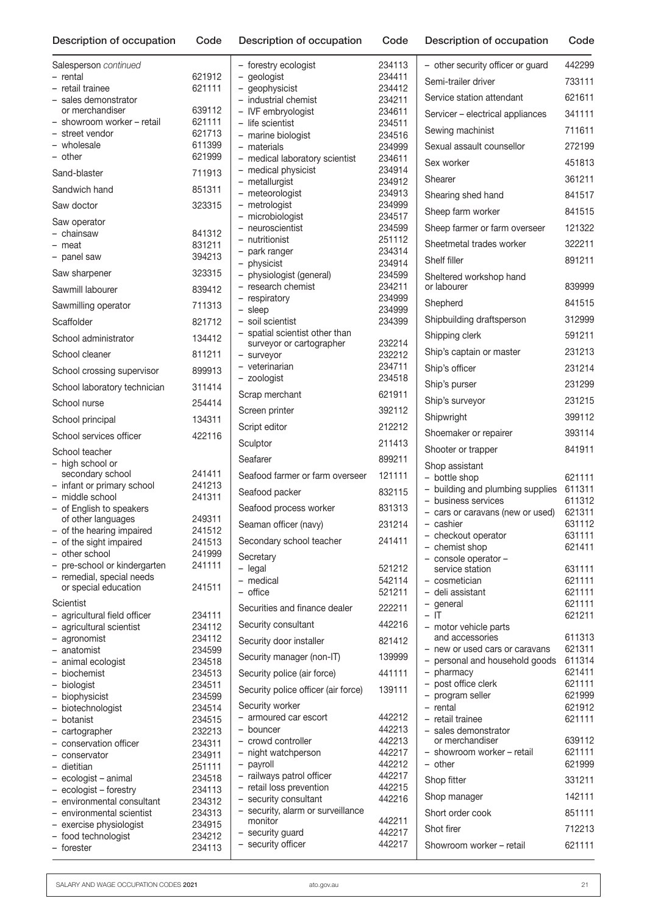| Description of occupation | Code |
| --- | --- |
| Salesperson *continued* | |
| – rental | 621912 |
| – retail trainee | 621111 |
| – sales demonstrator or merchandiser | 639112 |
| – showroom worker – retail | 621111 |
| – street vendor | 621713 |
| – wholesale | 611399 |
| – other | 621999 |
| Sand-blaster | 711913 |
| Sandwich hand | 851311 |
| Saw doctor | 323315 |
| Saw operator | |
| – chainsaw | 841312 |
| – meat | 831211 |
| – panel saw | 394213 |
| Saw sharpener | 323315 |
| Sawmill labourer | 839412 |
| Sawmilling operator | 711313 |
| Scaffolder | 821712 |
| School administrator | 134412 |
| School cleaner | 811211 |
| School crossing supervisor | 899913 |
| School laboratory technician | 311414 |
| School nurse | 254414 |
| School principal | 134311 |
| School services officer | 422116 |
| School teacher | |
| – high school or secondary school | 241411 |
| – infant or primary school | 241213 |
| – middle school | 241311 |
| – of English to speakers of other languages | 249311 |
| – of the hearing impaired | 241512 |
| – of the sight impaired | 241513 |
| – other school | 241999 |
| – pre-school or kindergarten | 241111 |
| – remedial, special needs or special education | 241511 |
| Scientist | |
| – agricultural field officer | 234111 |
| – agricultural scientist | 234112 |
| – agronomist | 234112 |
| – anatomist | 234599 |
| – animal ecologist | 234518 |
| – biochemist | 234513 |
| – biologist | 234511 |
| – biophysicist | 234599 |
| – biotechnologist | 234514 |
| – botanist | 234515 |
| – cartographer | 232213 |
| – conservation officer | 234311 |
| – conservator | 234911 |
| – dietitian | 251111 |
| – ecologist – animal | 234518 |
| – ecologist – forestry | 234113 |
| – environmental consultant | 234312 |
| – environmental scientist | 234313 |
| – exercise physiologist | 234915 |
| – food technologist | 234212 |
| – forester | 234113 |
| – forestry ecologist | 234113 |
| – geologist | 234411 |
| – geophysicist | 234412 |
| – industrial chemist | 234211 |
| – IVF embryologist | 234611 |
| – life scientist | 234511 |
| – marine biologist | 234516 |
| – materials | 234999 |
| – medical laboratory scientist | 234611 |
| – medical physicist | 234914 |
| – metallurgist | 234912 |
| – meteorologist | 234913 |
| – metrologist | 234999 |
| – microbiologist | 234517 |
| – neuroscientist | 234599 |
| – nutritionist | 251112 |
| – park ranger | 234314 |
| – physicist | 234914 |
| – physiologist (general) | 234599 |
| – research chemist | 234211 |
| – respiratory | 234999 |
| – sleep | 234999 |
| – soil scientist | 234399 |
| – spatial scientist other than surveyor or cartographer | 232214 |
| – surveyor | 232212 |
| – veterinarian | 234711 |
| – zoologist | 234518 |
| Scrap merchant | 621911 |
| Screen printer | 392112 |
| Script editor | 212212 |
| Sculptor | 211413 |
| Seafarer | 899211 |
| Seafood farmer or farm overseer | 121111 |
| Seafood packer | 832115 |
| Seafood process worker | 831313 |
| Seaman officer (navy) | 231214 |
| Secondary school teacher | 241411 |
| Secretary | |
| – legal | 521212 |
| – medical | 542114 |
| – office | 521211 |
| Securities and finance dealer | 222211 |
| Security consultant | 442216 |
| Security door installer | 821412 |
| Security manager (non-IT) | 139999 |
| Security police (air force) | 441111 |
| Security police officer (air force) | 139111 |
| Security worker | |
| – armoured car escort | 442212 |
| – bouncer | 442213 |
| – crowd controller | 442213 |
| – night watchperson | 442217 |
| – payroll | 442212 |
| – railways patrol officer | 442217 |
| – retail loss prevention | 442215 |
| – security consultant | 442216 |
| – security, alarm or surveillance monitor | 442211 |
| – security guard | 442217 |
| – security officer | 442217 |
| – other security officer or guard | 442299 |
| Semi-trailer driver | 733111 |
| Service station attendant | 621611 |
| Servicer – electrical appliances | 341111 |
| Sewing machinist | 711611 |
| Sexual assault counsellor | 272199 |
| Sex worker | 451813 |
| Shearer | 361211 |
| Shearing shed hand | 841517 |
| Sheep farm worker | 841515 |
| Sheep farmer or farm overseer | 121322 |
| Sheetmetal trades worker | 322211 |
| Shelf filler | 891211 |
| Sheltered workshop hand or labourer | 839999 |
| Shepherd | 841515 |
| Shipbuilding draftsperson | 312999 |
| Shipping clerk | 591211 |
| Ship's captain or master | 231213 |
| Ship's officer | 231214 |
| Ship's purser | 231299 |
| Ship's surveyor | 231215 |
| Shipwright | 399112 |
| Shoemaker or repairer | 393114 |
| Shooter or trapper | 841911 |
| Shop assistant | |
| – bottle shop | 621111 |
| – building and plumbing supplies | 611311 |
| – business services | 611312 |
| – cars or caravans (new or used) | 621311 |
| – cashier | 631112 |
| – checkout operator | 631111 |
| – chemist shop | 621411 |
| – console operator – service station | 631111 |
| – cosmetician | 621111 |
| – deli assistant | 621111 |
| – general | 621111 |
| – IT | 621211 |
| – motor vehicle parts and accessories | 611313 |
| – new or used cars or caravans | 621311 |
| – personal and household goods | 611314 |
| – pharmacy | 621411 |
| – post office clerk | 621111 |
| – program seller | 621999 |
| – rental | 621912 |
| – retail trainee | 621111 |
| – sales demonstrator or merchandiser | 639112 |
| – showroom worker – retail | 621111 |
| – other | 621999 |
| Shop fitter | 331211 |
| Shop manager | 142111 |
| Short order cook | 851111 |
| Shot firer | 712213 |
| Showroom worker – retail | 621111 |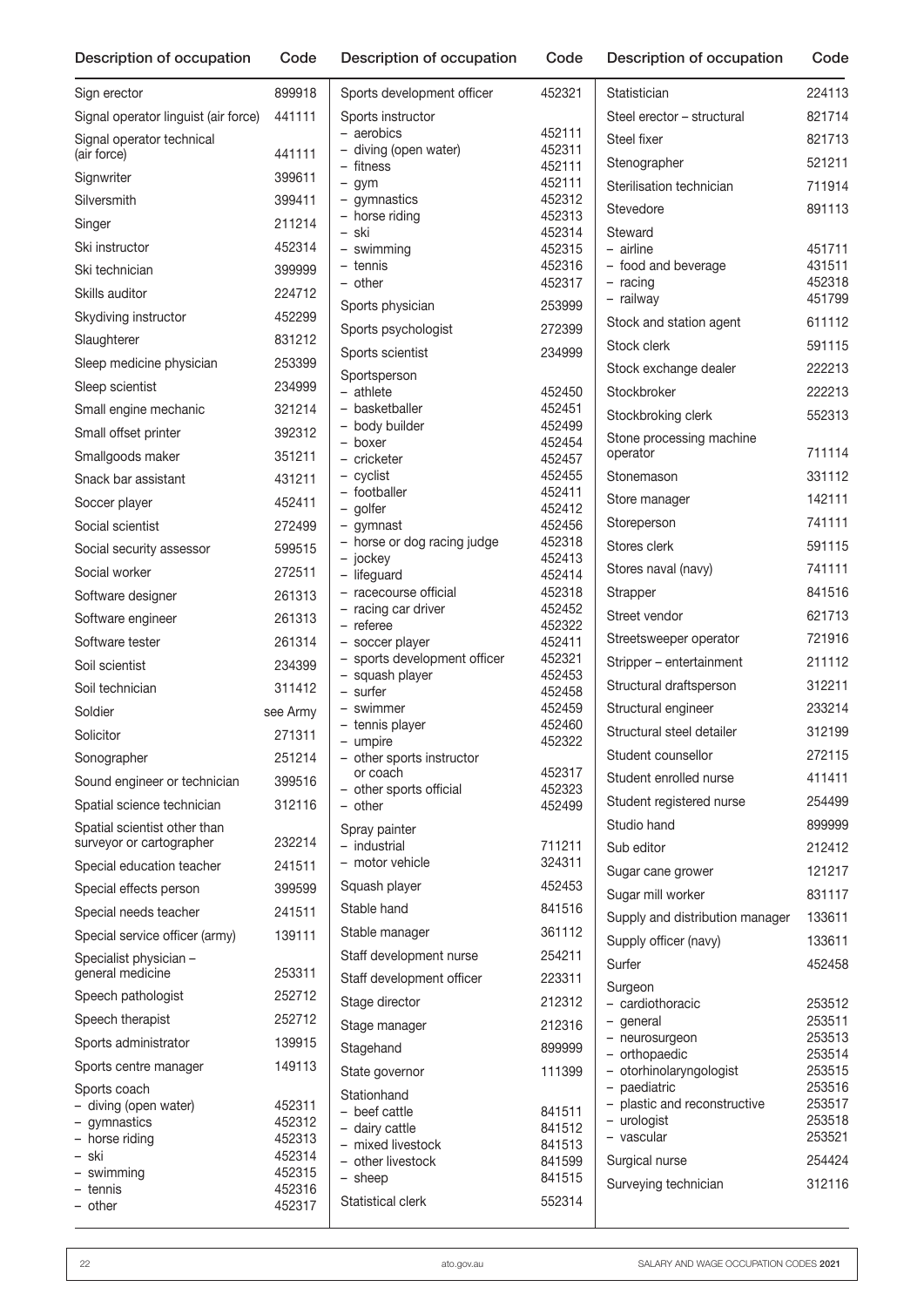| Description of occupation | Code |
|---|---|
| Sign erector | 899918 |
| Signal operator linguist (air force) | 441111 |
| Signal operator technical (air force) | 441111 |
| Signwriter | 399611 |
| Silversmith | 399411 |
| Singer | 211214 |
| Ski instructor | 452314 |
| Ski technician | 399999 |
| Skills auditor | 224712 |
| Skydiving instructor | 452299 |
| Slaughterer | 831212 |
| Sleep medicine physician | 253399 |
| Sleep scientist | 234999 |
| Small engine mechanic | 321214 |
| Small offset printer | 392312 |
| Smallgoods maker | 351211 |
| Snack bar assistant | 431211 |
| Soccer player | 452411 |
| Social scientist | 272499 |
| Social security assessor | 599515 |
| Social worker | 272511 |
| Software designer | 261313 |
| Software engineer | 261313 |
| Software tester | 261314 |
| Soil scientist | 234399 |
| Soil technician | 311412 |
| Soldier | see Army |
| Solicitor | 271311 |
| Sonographer | 251214 |
| Sound engineer or technician | 399516 |
| Spatial science technician | 312116 |
| Spatial scientist other than surveyor or cartographer | 232214 |
| Special education teacher | 241511 |
| Special effects person | 399599 |
| Special needs teacher | 241511 |
| Special service officer (army) | 139111 |
| Specialist physician – general medicine | 253311 |
| Speech pathologist | 252712 |
| Speech therapist | 252712 |
| Sports administrator | 139915 |
| Sports centre manager | 149113 |
| Sports coach | |
| – diving (open water) | 452311 |
| – gymnastics | 452312 |
| – horse riding | 452313 |
| – ski | 452314 |
| – swimming | 452315 |
| – tennis | 452316 |
| – other | 452317 |
| Sports development officer | 452321 |
| Sports instructor | |
| – aerobics | 452111 |
| – diving (open water) | 452311 |
| – fitness | 452111 |
| – gym | 452111 |
| – gymnastics | 452312 |
| – horse riding | 452313 |
| – ski | 452314 |
| – swimming | 452315 |
| – tennis | 452316 |
| – other | 452317 |
| Sports physician | 253999 |
| Sports psychologist | 272399 |
| Sports scientist | 234999 |
| Sportsperson | |
| – athlete | 452450 |
| – basketballer | 452451 |
| – body builder | 452499 |
| – boxer | 452454 |
| – cricketer | 452457 |
| – cyclist | 452455 |
| – footballer | 452411 |
| – golfer | 452412 |
| – gymnast | 452456 |
| – horse or dog racing judge | 452318 |
| – jockey | 452413 |
| – lifeguard | 452414 |
| – racecourse official | 452318 |
| – racing car driver | 452452 |
| – referee | 452322 |
| – soccer player | 452411 |
| – sports development officer | 452321 |
| – squash player | 452453 |
| – surfer | 452458 |
| – swimmer | 452459 |
| – tennis player | 452460 |
| – umpire | 452322 |
| – other sports instructor or coach | 452317 |
| – other sports official | 452323 |
| – other | 452499 |
| Spray painter | |
| – industrial | 711211 |
| – motor vehicle | 324311 |
| Squash player | 452453 |
| Stable hand | 841516 |
| Stable manager | 361112 |
| Staff development nurse | 254211 |
| Staff development officer | 223311 |
| Stage director | 212312 |
| Stage manager | 212316 |
| Stagehand | 899999 |
| State governor | 111399 |
| Stationhand | |
| – beef cattle | 841511 |
| – dairy cattle | 841512 |
| – mixed livestock | 841513 |
| – other livestock | 841599 |
| – sheep | 841515 |
| Statistical clerk | 552314 |
| Statistician | 224113 |
| Steel erector – structural | 821714 |
| Steel fixer | 821713 |
| Stenographer | 521211 |
| Sterilisation technician | 711914 |
| Stevedore | 891113 |
| Steward | |
| – airline | 451711 |
| – food and beverage | 431511 |
| – racing | 452318 |
| – railway | 451799 |
| Stock and station agent | 611112 |
| Stock clerk | 591115 |
| Stock exchange dealer | 222213 |
| Stockbroker | 222213 |
| Stockbroking clerk | 552313 |
| Stone processing machine operator | 711114 |
| Stonemason | 331112 |
| Store manager | 142111 |
| Storeperson | 741111 |
| Stores clerk | 591115 |
| Stores naval (navy) | 741111 |
| Strapper | 841516 |
| Street vendor | 621713 |
| Streetsweeper operator | 721916 |
| Stripper – entertainment | 211112 |
| Structural draftsperson | 312211 |
| Structural engineer | 233214 |
| Structural steel detailer | 312199 |
| Student counsellor | 272115 |
| Student enrolled nurse | 411411 |
| Student registered nurse | 254499 |
| Studio hand | 899999 |
| Sub editor | 212412 |
| Sugar cane grower | 121217 |
| Sugar mill worker | 831117 |
| Supply and distribution manager | 133611 |
| Supply officer (navy) | 133611 |
| Surfer | 452458 |
| Surgeon | |
| – cardiothoracic | 253512 |
| – general | 253511 |
| – neurosurgeon | 253513 |
| – orthopaedic | 253514 |
| – otorhinolaryngologist | 253515 |
| – paediatric | 253516 |
| – plastic and reconstructive | 253517 |
| – urologist | 253518 |
| – vascular | 253521 |
| Surgical nurse | 254424 |
| Surveying technician | 312116 |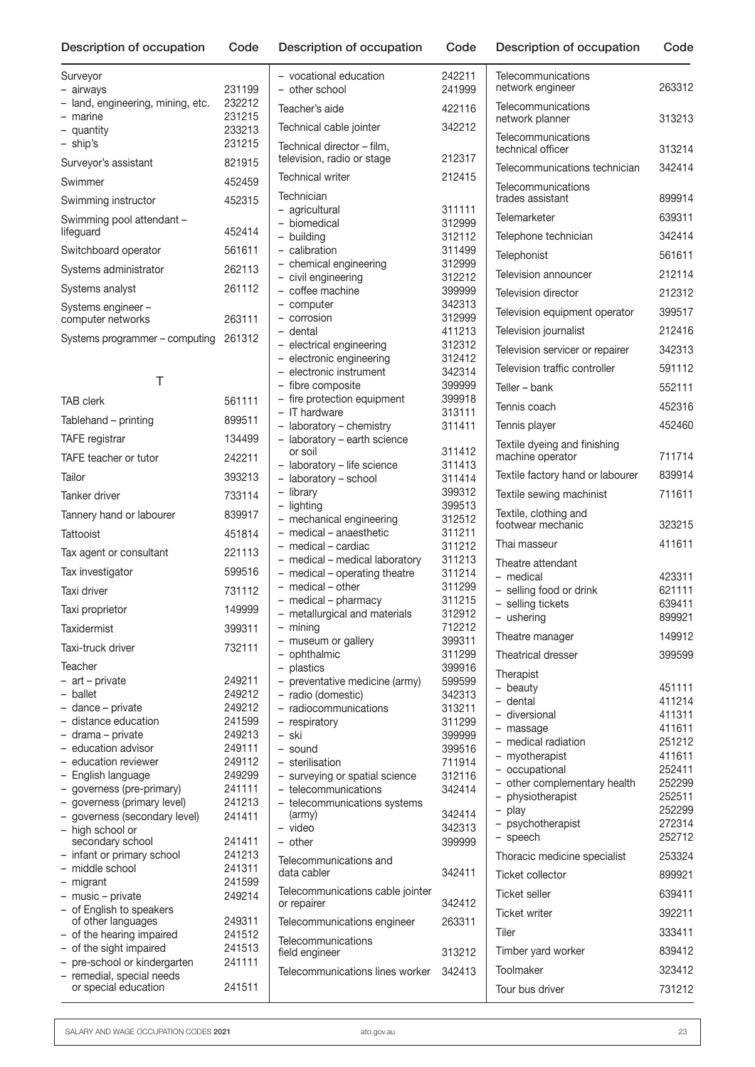| Description of occupation | Code |
|---|---|
| Surveyor | |
| – airways | 231199 |
| – land, engineering, mining, etc. | 232212 |
| – marine | 231215 |
| – quantity | 233213 |
| – ship's | 231215 |
| Surveyor's assistant | 821915 |
| Swimmer | 452459 |
| Swimming instructor | 452315 |
| Swimming pool attendant – lifeguard | 452414 |
| Switchboard operator | 561611 |
| Systems administrator | 262113 |
| Systems analyst | 261112 |
| Systems engineer – computer networks | 263111 |
| Systems programmer – computing | 261312 |

## T

| Description of occupation | Code |
|---|---|
| TAB clerk | 561111 |
| Tablehand – printing | 899511 |
| TAFE registrar | 134499 |
| TAFE teacher or tutor | 242211 |
| Tailor | 393213 |
| Tanker driver | 733114 |
| Tannery hand or labourer | 839917 |
| Tattooist | 451814 |
| Tax agent or consultant | 221113 |
| Tax investigator | 599516 |
| Taxi driver | 731112 |
| Taxi proprietor | 149999 |
| Taxidermist | 399311 |
| Taxi-truck driver | 732111 |
| Teacher | |
| – art – private | 249211 |
| – ballet | 249212 |
| – dance – private | 249212 |
| – distance education | 241599 |
| – drama – private | 249213 |
| – education advisor | 249111 |
| – education reviewer | 249112 |
| – English language | 249299 |
| – governess (pre-primary) | 241111 |
| – governess (primary level) | 241213 |
| – governess (secondary level) | 241411 |
| – high school or secondary school | 241411 |
| – infant or primary school | 241213 |
| – middle school | 241311 |
| – migrant | 241599 |
| – music – private | 249214 |
| – of English to speakers of other languages | 249311 |
| – of the hearing impaired | 241512 |
| – of the sight impaired | 241513 |
| – pre-school or kindergarten | 241111 |
| – remedial, special needs or special education | 241511 |
| – vocational education | 242211 |
| – other school | 241999 |
| Teacher's aide | 422116 |
| Technical cable jointer | 342212 |
| Technical director – film, television, radio or stage | 212317 |
| Technical writer | 212415 |
| Technician | |
| – agricultural | 311111 |
| – biomedical | 312999 |
| – building | 312112 |
| – calibration | 311499 |
| – chemical engineering | 312999 |
| – civil engineering | 312212 |
| – coffee machine | 399999 |
| – computer | 342313 |
| – corrosion | 312999 |
| – dental | 411213 |
| – electrical engineering | 312312 |
| – electronic engineering | 312412 |
| – electronic instrument | 342314 |
| – fibre composite | 399999 |
| – fire protection equipment | 399918 |
| – IT hardware | 313111 |
| – laboratory – chemistry | 311411 |
| – laboratory – earth science or soil | 311412 |
| – laboratory – life science | 311413 |
| – laboratory – school | 311414 |
| – library | 399312 |
| – lighting | 399513 |
| – mechanical engineering | 312512 |
| – medical – anaesthetic | 311211 |
| – medical – cardiac | 311212 |
| – medical – medical laboratory | 311213 |
| – medical – operating theatre | 311214 |
| – medical – other | 311299 |
| – medical – pharmacy | 311215 |
| – metallurgical and materials | 312912 |
| – mining | 712212 |
| – museum or gallery | 399311 |
| – ophthalmic | 311299 |
| – plastics | 399916 |
| – preventative medicine (army) | 599599 |
| – radio (domestic) | 342313 |
| – radiocommunications | 313211 |
| – respiratory | 311299 |
| – ski | 399999 |
| – sound | 399516 |
| – sterilisation | 711914 |
| – surveying or spatial science | 312116 |
| – telecommunications | 342414 |
| – telecommunications systems (army) | 342414 |
| – video | 342313 |
| – other | 399999 |
| Telecommunications and data cabler | 342411 |
| Telecommunications cable jointer or repairer | 342412 |
| Telecommunications engineer | 263311 |
| Telecommunications field engineer | 313212 |
| Telecommunications lines worker | 342413 |
| Telecommunications network engineer | 263312 |
| Telecommunications network planner | 313213 |
| Telecommunications technical officer | 313214 |
| Telecommunications technician | 342414 |
| Telecommunications trades assistant | 899914 |
| Telemarketer | 639311 |
| Telephone technician | 342414 |
| Telephonist | 561611 |
| Television announcer | 212114 |
| Television director | 212312 |
| Television equipment operator | 399517 |
| Television journalist | 212416 |
| Television servicer or repairer | 342313 |
| Television traffic controller | 591112 |
| Teller – bank | 552111 |
| Tennis coach | 452316 |
| Tennis player | 452460 |
| Textile dyeing and finishing machine operator | 711714 |
| Textile factory hand or labourer | 839914 |
| Textile sewing machinist | 711611 |
| Textile, clothing and footwear mechanic | 323215 |
| Thai masseur | 411611 |
| Theatre attendant | |
| – medical | 423311 |
| – selling food or drink | 621111 |
| – selling tickets | 639411 |
| – ushering | 899921 |
| Theatre manager | 149912 |
| Theatrical dresser | 399599 |
| Therapist | |
| – beauty | 451111 |
| – dental | 411214 |
| – diversional | 411311 |
| – massage | 411611 |
| – medical radiation | 251212 |
| – myotherapist | 411611 |
| – occupational | 252411 |
| – other complementary health | 252299 |
| – physiotherapist | 252511 |
| – play | 252299 |
| – psychotherapist | 272314 |
| – speech | 252712 |
| Thoracic medicine specialist | 253324 |
| Ticket collector | 899921 |
| Ticket seller | 639411 |
| Ticket writer | 392211 |
| Tiler | 333411 |
| Timber yard worker | 839412 |
| Toolmaker | 323412 |
| Tour bus driver | 731212 |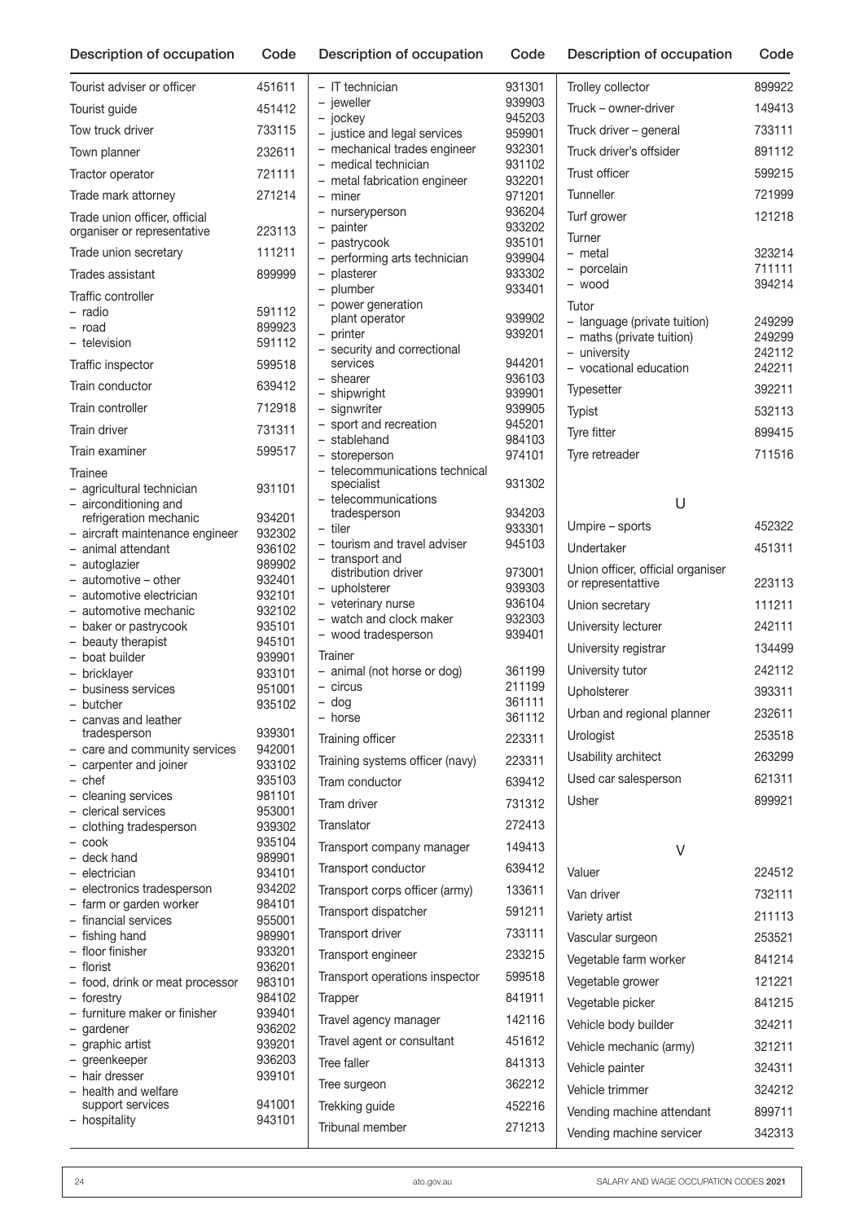| Description of occupation | Code |
|---|---|
| Tourist adviser or officer | 451611 |
| Tourist guide | 451412 |
| Tow truck driver | 733115 |
| Town planner | 232611 |
| Tractor operator | 721111 |
| Trade mark attorney | 271214 |
| Trade union officer, official organiser or representative | 223113 |
| Trade union secretary | 111211 |
| Trades assistant | 899999 |
| Traffic controller | |
| – radio | 591112 |
| – road | 899923 |
| – television | 591112 |
| Traffic inspector | 599518 |
| Train conductor | 639412 |
| Train controller | 712918 |
| Train driver | 731311 |
| Train examiner | 599517 |
| Trainee | |
| – agricultural technician | 931101 |
| – airconditioning and refrigeration mechanic | 934201 |
| – aircraft maintenance engineer | 932302 |
| – animal attendant | 936102 |
| – autoglazier | 989902 |
| – automotive – other | 932401 |
| – automotive electrician | 932101 |
| – automotive mechanic | 932102 |
| – baker or pastrycook | 935101 |
| – beauty therapist | 945101 |
| – boat builder | 939901 |
| – bricklayer | 933101 |
| – business services | 951001 |
| – butcher | 935102 |
| – canvas and leather tradesperson | 939301 |
| – care and community services | 942001 |
| – carpenter and joiner | 933102 |
| – chef | 935103 |
| – cleaning services | 981101 |
| – clerical services | 953001 |
| – clothing tradesperson | 939302 |
| – cook | 935104 |
| – deck hand | 989901 |
| – electrician | 934101 |
| – electronics tradesperson | 934202 |
| – farm or garden worker | 984101 |
| – financial services | 955001 |
| – fishing hand | 989901 |
| – floor finisher | 933201 |
| – florist | 936201 |
| – food, drink or meat processor | 983101 |
| – forestry | 984102 |
| – furniture maker or finisher | 939401 |
| – gardener | 936202 |
| – graphic artist | 939201 |
| – greenkeeper | 936203 |
| – hair dresser | 939101 |
| – health and welfare support services | 941001 |
| – hospitality | 943101 |
| – IT technician | 931301 |
| – jeweller | 939903 |
| – jockey | 945203 |
| – justice and legal services | 959901 |
| – mechanical trades engineer | 932301 |
| – medical technician | 931102 |
| – metal fabrication engineer | 932201 |
| – miner | 971201 |
| – nurseryperson | 936204 |
| – painter | 933202 |
| – pastrycook | 935101 |
| – performing arts technician | 939904 |
| – plasterer | 933302 |
| – plumber | 933401 |
| – power generation plant operator | 939902 |
| – printer | 939201 |
| – security and correctional services | 944201 |
| – shearer | 936103 |
| – shipwright | 939901 |
| – signwriter | 939905 |
| – sport and recreation | 945201 |
| – stablehand | 984103 |
| – storeperson | 974101 |
| – telecommunications technical specialist | 931302 |
| – telecommunications tradesperson | 934203 |
| – tiler | 933301 |
| – tourism and travel adviser | 945103 |
| – transport and distribution driver | 973001 |
| – upholsterer | 939303 |
| – veterinary nurse | 936104 |
| – watch and clock maker | 932303 |
| – wood tradesperson | 939401 |
| Trainer | |
| – animal (not horse or dog) | 361199 |
| – circus | 211199 |
| – dog | 361111 |
| – horse | 361112 |
| Training officer | 223311 |
| Training systems officer (navy) | 223311 |
| Tram conductor | 639412 |
| Tram driver | 731312 |
| Translator | 272413 |
| Transport company manager | 149413 |
| Transport conductor | 639412 |
| Transport corps officer (army) | 133611 |
| Transport dispatcher | 591211 |
| Transport driver | 733111 |
| Transport engineer | 233215 |
| Transport operations inspector | 599518 |
| Trapper | 841911 |
| Travel agency manager | 142116 |
| Travel agent or consultant | 451612 |
| Tree faller | 841313 |
| Tree surgeon | 362212 |
| Trekking guide | 452216 |
| Tribunal member | 271213 |
| Trolley collector | 899922 |
| Truck – owner-driver | 149413 |
| Truck driver – general | 733111 |
| Truck driver's offsider | 891112 |
| Trust officer | 599215 |
| Tunneller | 721999 |
| Turf grower | 121218 |
| Turner | |
| – metal | 323214 |
| – porcelain | 711111 |
| – wood | 394214 |
| Tutor | |
| – language (private tuition) | 249299 |
| – maths (private tuition) | 249299 |
| – university | 242112 |
| – vocational education | 242211 |
| Typesetter | 392211 |
| Typist | 532113 |
| Tyre fitter | 899415 |
| Tyre retreader | 711516 |

## U

| Description of occupation | Code |
|---|---|
| Umpire – sports | 452322 |
| Undertaker | 451311 |
| Union officer, official organiser or representattive | 223113 |
| Union secretary | 111211 |
| University lecturer | 242111 |
| University registrar | 134499 |
| University tutor | 242112 |
| Upholsterer | 393311 |
| Urban and regional planner | 232611 |
| Urologist | 253518 |
| Usability architect | 263299 |
| Used car salesperson | 621311 |
| Usher | 899921 |

## V

| Description of occupation | Code |
|---|---|
| Valuer | 224512 |
| Van driver | 732111 |
| Variety artist | 211113 |
| Vascular surgeon | 253521 |
| Vegetable farm worker | 841214 |
| Vegetable grower | 121221 |
| Vegetable picker | 841215 |
| Vehicle body builder | 324211 |
| Vehicle mechanic (army) | 321211 |
| Vehicle painter | 324311 |
| Vehicle trimmer | 324212 |
| Vending machine attendant | 899711 |
| Vending machine servicer | 342313 |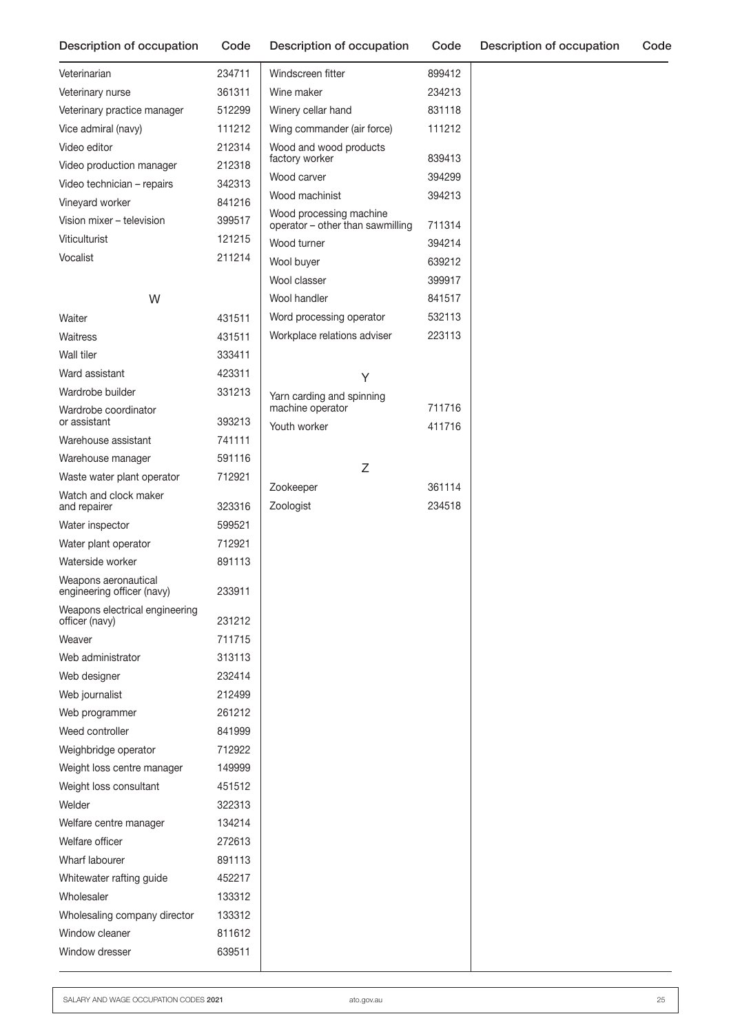| Description of occupation | Code |
|---|---|
| Veterinarian | 234711 |
| Veterinary nurse | 361311 |
| Veterinary practice manager | 512299 |
| Vice admiral (navy) | 111212 |
| Video editor | 212314 |
| Video production manager | 212318 |
| Video technician – repairs | 342313 |
| Vineyard worker | 841216 |
| Vision mixer – television | 399517 |
| Viticulturist | 121215 |
| Vocalist | 211214 |

W

| Description of occupation | Code |
|---|---|
| Waiter | 431511 |
| Waitress | 431511 |
| Wall tiler | 333411 |
| Ward assistant | 423311 |
| Wardrobe builder | 331213 |
| Wardrobe coordinator or assistant | 393213 |
| Warehouse assistant | 741111 |
| Warehouse manager | 591116 |
| Waste water plant operator | 712921 |
| Watch and clock maker and repairer | 323316 |
| Water inspector | 599521 |
| Water plant operator | 712921 |
| Waterside worker | 891113 |
| Weapons aeronautical engineering officer (navy) | 233911 |
| Weapons electrical engineering officer (navy) | 231212 |
| Weaver | 711715 |
| Web administrator | 313113 |
| Web designer | 232414 |
| Web journalist | 212499 |
| Web programmer | 261212 |
| Weed controller | 841999 |
| Weighbridge operator | 712922 |
| Weight loss centre manager | 149999 |
| Weight loss consultant | 451512 |
| Welder | 322313 |
| Welfare centre manager | 134214 |
| Welfare officer | 272613 |
| Wharf labourer | 891113 |
| Whitewater rafting guide | 452217 |
| Wholesaler | 133312 |
| Wholesaling company director | 133312 |
| Window cleaner | 811612 |
| Window dresser | 639511 |
| Windscreen fitter | 899412 |
| Wine maker | 234213 |
| Winery cellar hand | 831118 |
| Wing commander (air force) | 111212 |
| Wood and wood products factory worker | 839413 |
| Wood carver | 394299 |
| Wood machinist | 394213 |
| Wood processing machine operator – other than sawmilling | 711314 |
| Wood turner | 394214 |
| Wool buyer | 639212 |
| Wool classer | 399917 |
| Wool handler | 841517 |
| Word processing operator | 532113 |
| Workplace relations adviser | 223113 |

Y

| Description of occupation | Code |
|---|---|
| Yarn carding and spinning machine operator | 711716 |
| Youth worker | 411716 |

Z

| Description of occupation | Code |
|---|---|
| Zookeeper | 361114 |
| Zoologist | 234518 |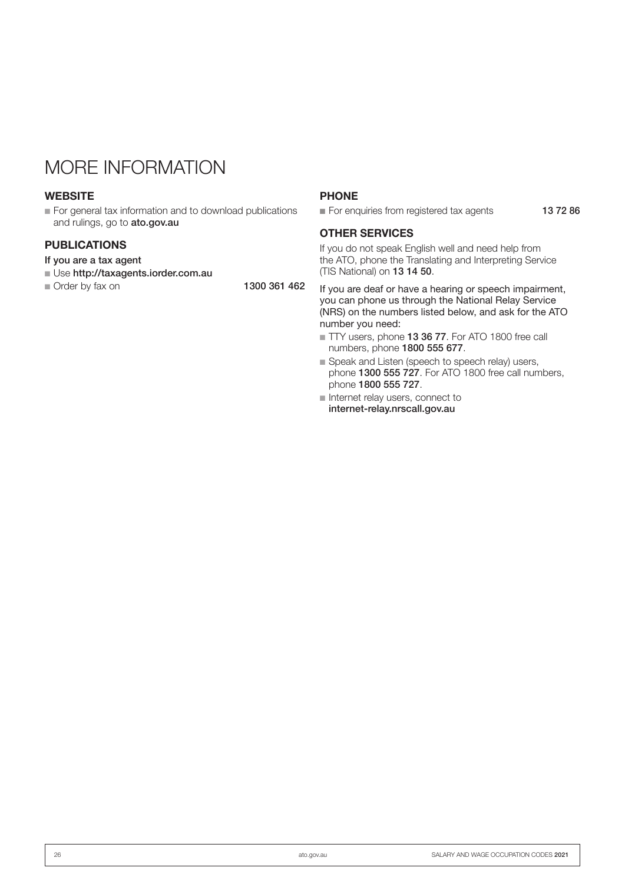# MORE INFORMATION

## WEBSITE

- For general tax information and to download publications and rulings, go to **ato.gov.au**

## PUBLICATIONS

**If you are a tax agent**

- Use **http://taxagents.iorder.com.au**
- Order by fax on **1300 361 462**

## PHONE

- For enquiries from registered tax agents **13 72 86**

## OTHER SERVICES

If you do not speak English well and need help from the ATO, phone the Translating and Interpreting Service (TIS National) on **13 14 50**.

If you are deaf or have a hearing or speech impairment, you can phone us through the National Relay Service (NRS) on the numbers listed below, and ask for the ATO number you need:

- TTY users, phone **13 36 77**. For ATO 1800 free call numbers, phone **1800 555 677**.
- Speak and Listen (speech to speech relay) users, phone **1300 555 727**. For ATO 1800 free call numbers, phone **1800 555 727**.
- Internet relay users, connect to **internet-relay.nrscall.gov.au**